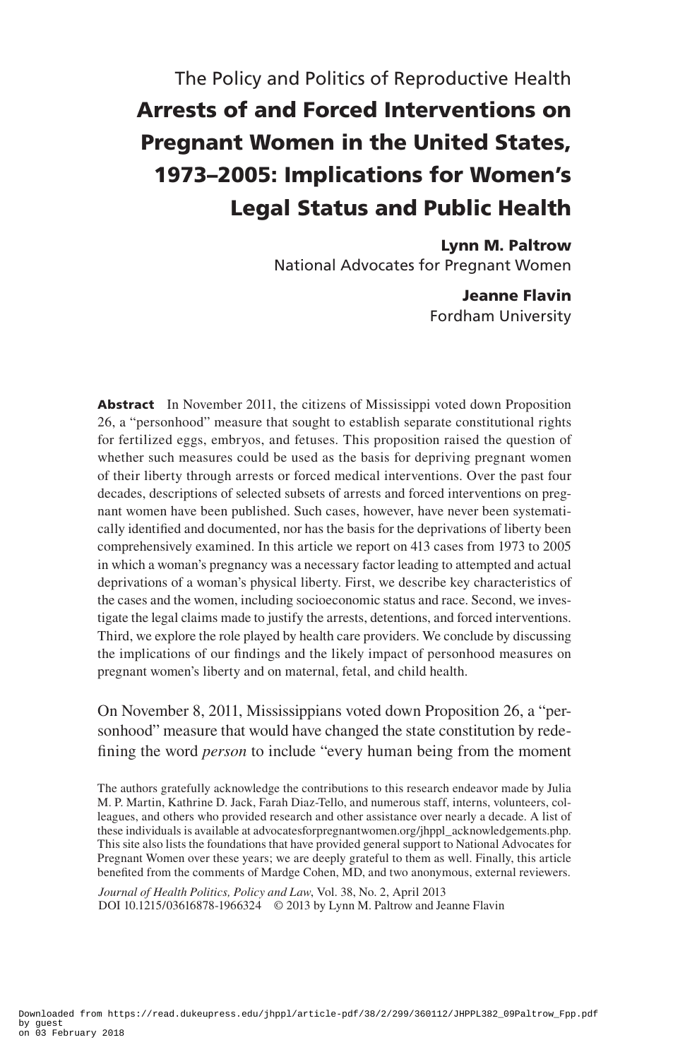The Policy and Politics of Reproductive Health

# Arrests of and Forced Interventions on Pregnant Women in the United States, 1973–2005: Implications for Women's Legal Status and Public Health

**Lynn M. Paltrow**
National Advocates for Pregnant Women

**Jeanne Flavin**
Fordham University

**Abstract** In November 2011, the citizens of Mississippi voted down Proposition 26, a "personhood" measure that sought to establish separate constitutional rights for fertilized eggs, embryos, and fetuses. This proposition raised the question of whether such measures could be used as the basis for depriving pregnant women of their liberty through arrests or forced medical interventions. Over the past four decades, descriptions of selected subsets of arrests and forced interventions on pregnant women have been published. Such cases, however, have never been systematically identified and documented, nor has the basis for the deprivations of liberty been comprehensively examined. In this article we report on 413 cases from 1973 to 2005 in which a woman's pregnancy was a necessary factor leading to attempted and actual deprivations of a woman's physical liberty. First, we describe key characteristics of the cases and the women, including socioeconomic status and race. Second, we investigate the legal claims made to justify the arrests, detentions, and forced interventions. Third, we explore the role played by health care providers. We conclude by discussing the implications of our findings and the likely impact of personhood measures on pregnant women's liberty and on maternal, fetal, and child health.

On November 8, 2011, Mississippians voted down Proposition 26, a "personhood" measure that would have changed the state constitution by redefining the word *person* to include "every human being from the moment

The authors gratefully acknowledge the contributions to this research endeavor made by Julia M. P. Martin, Kathrine D. Jack, Farah Diaz-Tello, and numerous staff, interns, volunteers, colleagues, and others who provided research and other assistance over nearly a decade. A list of these individuals is available at advocatesforpregnantwomen.org/jhppl_acknowledgements.php. This site also lists the foundations that have provided general support to National Advocates for Pregnant Women over these years; we are deeply grateful to them as well. Finally, this article benefited from the comments of Mardge Cohen, MD, and two anonymous, external reviewers.

*Journal of Health Politics, Policy and Law*, Vol. 38, No. 2, April 2013
DOI 10.1215/03616878-1966324 © 2013 by Lynn M. Paltrow and Jeanne Flavin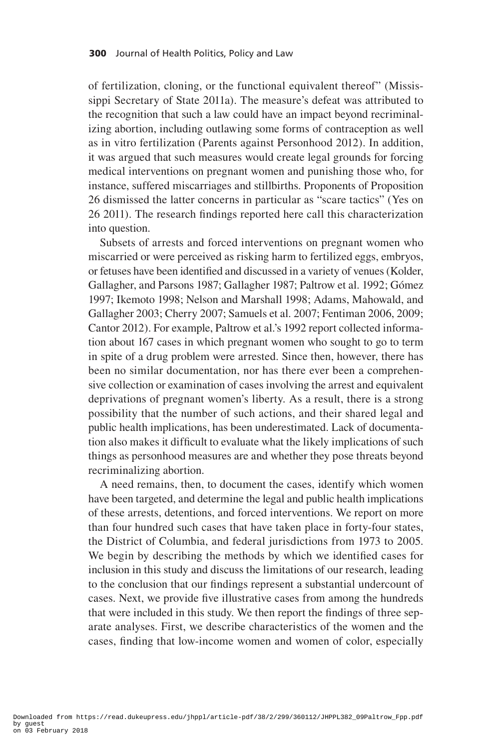of fertilization, cloning, or the functional equivalent thereof" (Mississippi Secretary of State 2011a). The measure's defeat was attributed to the recognition that such a law could have an impact beyond recriminalizing abortion, including outlawing some forms of contraception as well as in vitro fertilization (Parents against Personhood 2012). In addition, it was argued that such measures would create legal grounds for forcing medical interventions on pregnant women and punishing those who, for instance, suffered miscarriages and stillbirths. Proponents of Proposition 26 dismissed the latter concerns in particular as "scare tactics" (Yes on 26 2011). The research findings reported here call this characterization into question.

Subsets of arrests and forced interventions on pregnant women who miscarried or were perceived as risking harm to fertilized eggs, embryos, or fetuses have been identified and discussed in a variety of venues (Kolder, Gallagher, and Parsons 1987; Gallagher 1987; Paltrow et al. 1992; Gómez 1997; Ikemoto 1998; Nelson and Marshall 1998; Adams, Mahowald, and Gallagher 2003; Cherry 2007; Samuels et al. 2007; Fentiman 2006, 2009; Cantor 2012). For example, Paltrow et al.'s 1992 report collected information about 167 cases in which pregnant women who sought to go to term in spite of a drug problem were arrested. Since then, however, there has been no similar documentation, nor has there ever been a comprehensive collection or examination of cases involving the arrest and equivalent deprivations of pregnant women's liberty. As a result, there is a strong possibility that the number of such actions, and their shared legal and public health implications, has been underestimated. Lack of documentation also makes it difficult to evaluate what the likely implications of such things as personhood measures are and whether they pose threats beyond recriminalizing abortion.

A need remains, then, to document the cases, identify which women have been targeted, and determine the legal and public health implications of these arrests, detentions, and forced interventions. We report on more than four hundred such cases that have taken place in forty-four states, the District of Columbia, and federal jurisdictions from 1973 to 2005. We begin by describing the methods by which we identified cases for inclusion in this study and discuss the limitations of our research, leading to the conclusion that our findings represent a substantial undercount of cases. Next, we provide five illustrative cases from among the hundreds that were included in this study. We then report the findings of three separate analyses. First, we describe characteristics of the women and the cases, finding that low-income women and women of color, especially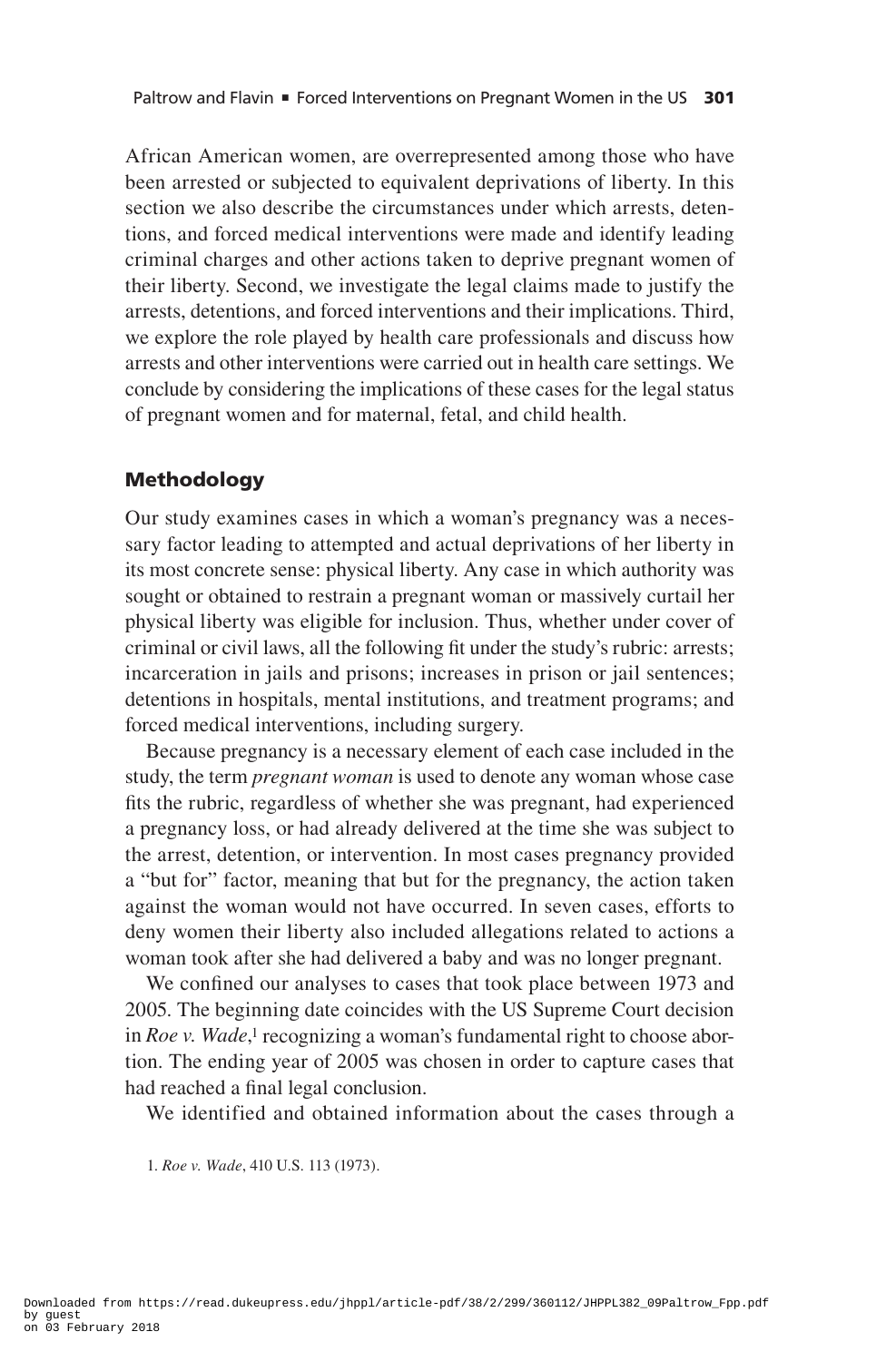African American women, are overrepresented among those who have been arrested or subjected to equivalent deprivations of liberty. In this section we also describe the circumstances under which arrests, detentions, and forced medical interventions were made and identify leading criminal charges and other actions taken to deprive pregnant women of their liberty. Second, we investigate the legal claims made to justify the arrests, detentions, and forced interventions and their implications. Third, we explore the role played by health care professionals and discuss how arrests and other interventions were carried out in health care settings. We conclude by considering the implications of these cases for the legal status of pregnant women and for maternal, fetal, and child health.

## Methodology

Our study examines cases in which a woman's pregnancy was a necessary factor leading to attempted and actual deprivations of her liberty in its most concrete sense: physical liberty. Any case in which authority was sought or obtained to restrain a pregnant woman or massively curtail her physical liberty was eligible for inclusion. Thus, whether under cover of criminal or civil laws, all the following fit under the study's rubric: arrests; incarceration in jails and prisons; increases in prison or jail sentences; detentions in hospitals, mental institutions, and treatment programs; and forced medical interventions, including surgery.

Because pregnancy is a necessary element of each case included in the study, the term *pregnant woman* is used to denote any woman whose case fits the rubric, regardless of whether she was pregnant, had experienced a pregnancy loss, or had already delivered at the time she was subject to the arrest, detention, or intervention. In most cases pregnancy provided a "but for" factor, meaning that but for the pregnancy, the action taken against the woman would not have occurred. In seven cases, efforts to deny women their liberty also included allegations related to actions a woman took after she had delivered a baby and was no longer pregnant.

We confined our analyses to cases that took place between 1973 and 2005. The beginning date coincides with the US Supreme Court decision in *Roe v. Wade*,[1] recognizing a woman's fundamental right to choose abortion. The ending year of 2005 was chosen in order to capture cases that had reached a final legal conclusion.

We identified and obtained information about the cases through a

1. *Roe v. Wade*, 410 U.S. 113 (1973).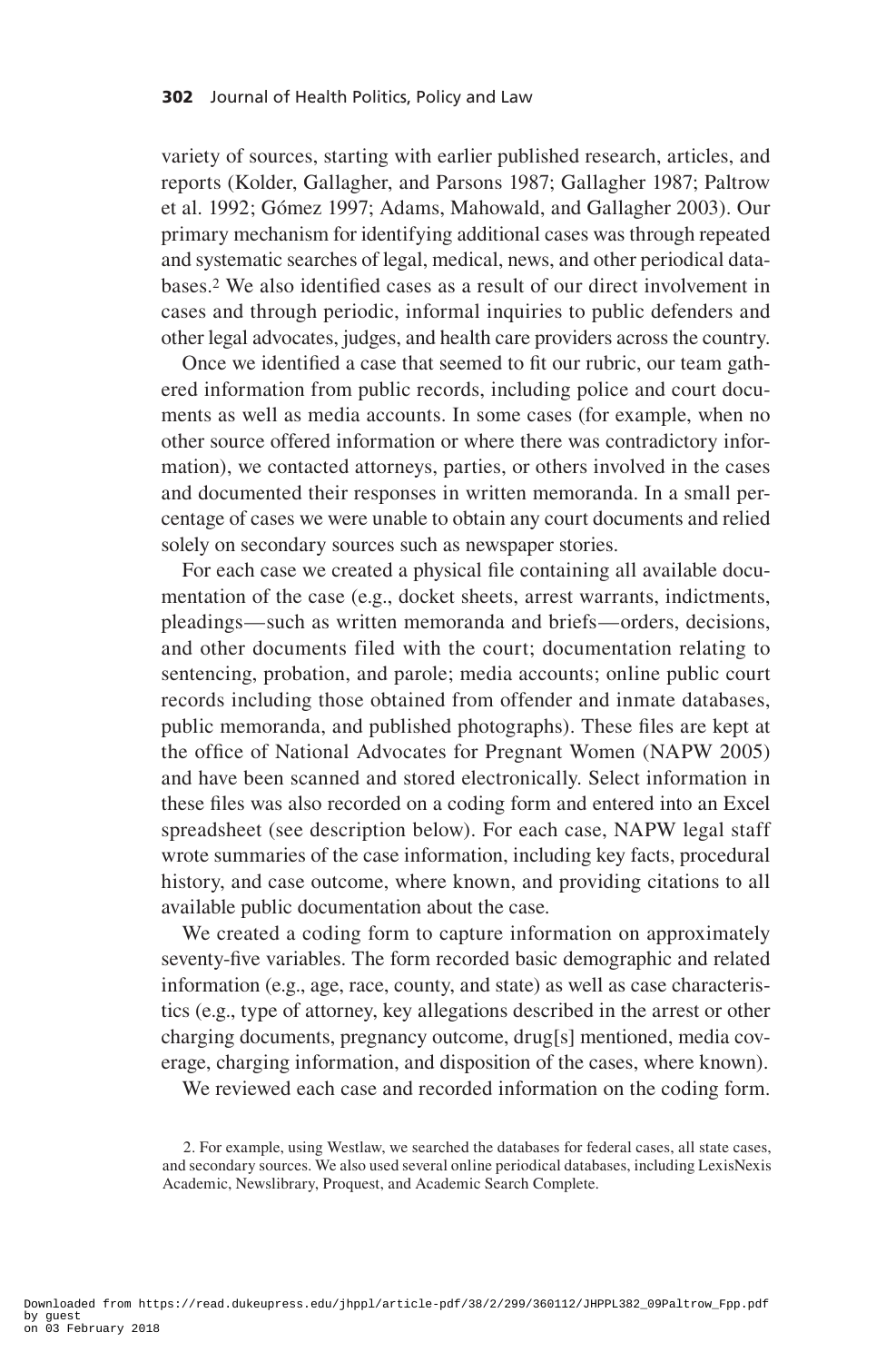variety of sources, starting with earlier published research, articles, and reports (Kolder, Gallagher, and Parsons 1987; Gallagher 1987; Paltrow et al. 1992; Gómez 1997; Adams, Mahowald, and Gallagher 2003). Our primary mechanism for identifying additional cases was through repeated and systematic searches of legal, medical, news, and other periodical databases.[2] We also identified cases as a result of our direct involvement in cases and through periodic, informal inquiries to public defenders and other legal advocates, judges, and health care providers across the country.

Once we identified a case that seemed to fit our rubric, our team gathered information from public records, including police and court documents as well as media accounts. In some cases (for example, when no other source offered information or where there was contradictory information), we contacted attorneys, parties, or others involved in the cases and documented their responses in written memoranda. In a small percentage of cases we were unable to obtain any court documents and relied solely on secondary sources such as newspaper stories.

For each case we created a physical file containing all available documentation of the case (e.g., docket sheets, arrest warrants, indictments, pleadings—such as written memoranda and briefs—orders, decisions, and other documents filed with the court; documentation relating to sentencing, probation, and parole; media accounts; online public court records including those obtained from offender and inmate databases, public memoranda, and published photographs). These files are kept at the office of National Advocates for Pregnant Women (NAPW 2005) and have been scanned and stored electronically. Select information in these files was also recorded on a coding form and entered into an Excel spreadsheet (see description below). For each case, NAPW legal staff wrote summaries of the case information, including key facts, procedural history, and case outcome, where known, and providing citations to all available public documentation about the case.

We created a coding form to capture information on approximately seventy-five variables. The form recorded basic demographic and related information (e.g., age, race, county, and state) as well as case characteristics (e.g., type of attorney, key allegations described in the arrest or other charging documents, pregnancy outcome, drug[s] mentioned, media coverage, charging information, and disposition of the cases, where known).

We reviewed each case and recorded information on the coding form.

2. For example, using Westlaw, we searched the databases for federal cases, all state cases, and secondary sources. We also used several online periodical databases, including LexisNexis Academic, Newslibrary, Proquest, and Academic Search Complete.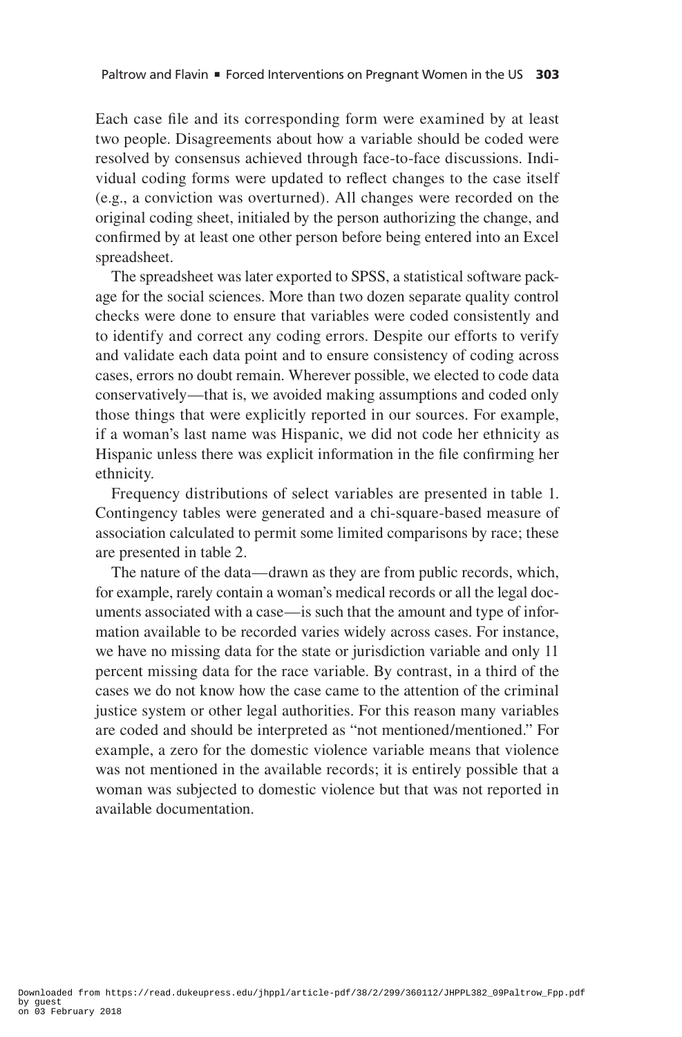Each case file and its corresponding form were examined by at least two people. Disagreements about how a variable should be coded were resolved by consensus achieved through face-to-face discussions. Individual coding forms were updated to reflect changes to the case itself (e.g., a conviction was overturned). All changes were recorded on the original coding sheet, initialed by the person authorizing the change, and confirmed by at least one other person before being entered into an Excel spreadsheet.

The spreadsheet was later exported to SPSS, a statistical software package for the social sciences. More than two dozen separate quality control checks were done to ensure that variables were coded consistently and to identify and correct any coding errors. Despite our efforts to verify and validate each data point and to ensure consistency of coding across cases, errors no doubt remain. Wherever possible, we elected to code data conservatively—that is, we avoided making assumptions and coded only those things that were explicitly reported in our sources. For example, if a woman's last name was Hispanic, we did not code her ethnicity as Hispanic unless there was explicit information in the file confirming her ethnicity.

Frequency distributions of select variables are presented in table 1. Contingency tables were generated and a chi-square-based measure of association calculated to permit some limited comparisons by race; these are presented in table 2.

The nature of the data—drawn as they are from public records, which, for example, rarely contain a woman's medical records or all the legal documents associated with a case—is such that the amount and type of information available to be recorded varies widely across cases. For instance, we have no missing data for the state or jurisdiction variable and only 11 percent missing data for the race variable. By contrast, in a third of the cases we do not know how the case came to the attention of the criminal justice system or other legal authorities. For this reason many variables are coded and should be interpreted as "not mentioned/mentioned." For example, a zero for the domestic violence variable means that violence was not mentioned in the available records; it is entirely possible that a woman was subjected to domestic violence but that was not reported in available documentation.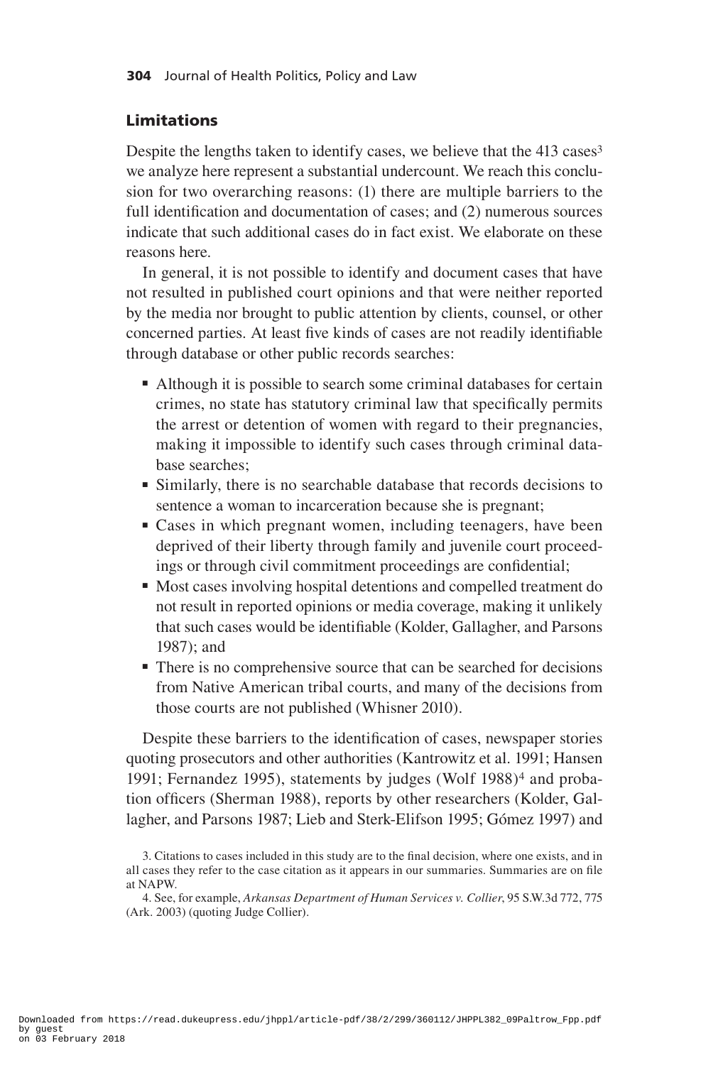## Limitations

Despite the lengths taken to identify cases, we believe that the 413 cases[3] we analyze here represent a substantial undercount. We reach this conclusion for two overarching reasons: (1) there are multiple barriers to the full identification and documentation of cases; and (2) numerous sources indicate that such additional cases do in fact exist. We elaborate on these reasons here.

In general, it is not possible to identify and document cases that have not resulted in published court opinions and that were neither reported by the media nor brought to public attention by clients, counsel, or other concerned parties. At least five kinds of cases are not readily identifiable through database or other public records searches:

- Although it is possible to search some criminal databases for certain crimes, no state has statutory criminal law that specifically permits the arrest or detention of women with regard to their pregnancies, making it impossible to identify such cases through criminal database searches;
- Similarly, there is no searchable database that records decisions to sentence a woman to incarceration because she is pregnant;
- Cases in which pregnant women, including teenagers, have been deprived of their liberty through family and juvenile court proceedings or through civil commitment proceedings are confidential;
- Most cases involving hospital detentions and compelled treatment do not result in reported opinions or media coverage, making it unlikely that such cases would be identifiable (Kolder, Gallagher, and Parsons 1987); and
- There is no comprehensive source that can be searched for decisions from Native American tribal courts, and many of the decisions from those courts are not published (Whisner 2010).

Despite these barriers to the identification of cases, newspaper stories quoting prosecutors and other authorities (Kantrowitz et al. 1991; Hansen 1991; Fernandez 1995), statements by judges (Wolf 1988)[4] and probation officers (Sherman 1988), reports by other researchers (Kolder, Gallagher, and Parsons 1987; Lieb and Sterk-Elifson 1995; Gómez 1997) and

3. Citations to cases included in this study are to the final decision, where one exists, and in all cases they refer to the case citation as it appears in our summaries. Summaries are on file at NAPW.

4. See, for example, *Arkansas Department of Human Services v. Collier*, 95 S.W.3d 772, 775 (Ark. 2003) (quoting Judge Collier).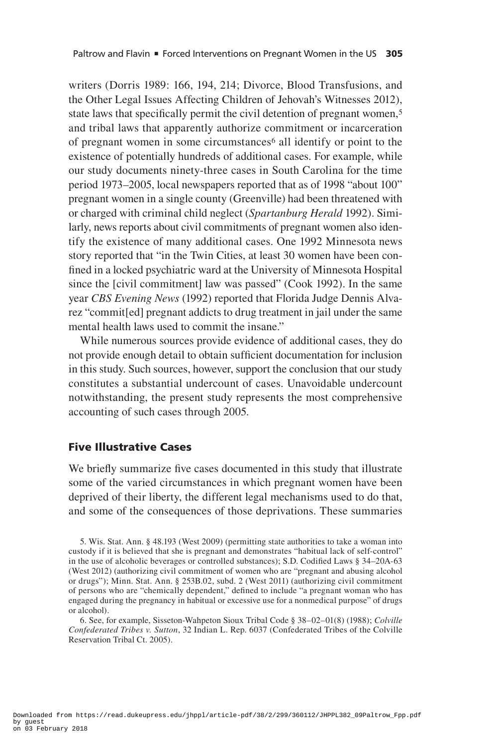writers (Dorris 1989: 166, 194, 214; Divorce, Blood Transfusions, and the Other Legal Issues Affecting Children of Jehovah's Witnesses 2012), state laws that specifically permit the civil detention of pregnant women,[5] and tribal laws that apparently authorize commitment or incarceration of pregnant women in some circumstances[6] all identify or point to the existence of potentially hundreds of additional cases. For example, while our study documents ninety-three cases in South Carolina for the time period 1973–2005, local newspapers reported that as of 1998 "about 100" pregnant women in a single county (Greenville) had been threatened with or charged with criminal child neglect (*Spartanburg Herald* 1992). Similarly, news reports about civil commitments of pregnant women also identify the existence of many additional cases. One 1992 Minnesota news story reported that "in the Twin Cities, at least 30 women have been confined in a locked psychiatric ward at the University of Minnesota Hospital since the [civil commitment] law was passed" (Cook 1992). In the same year *CBS Evening News* (1992) reported that Florida Judge Dennis Alvarez "commit[ed] pregnant addicts to drug treatment in jail under the same mental health laws used to commit the insane."

While numerous sources provide evidence of additional cases, they do not provide enough detail to obtain sufficient documentation for inclusion in this study. Such sources, however, support the conclusion that our study constitutes a substantial undercount of cases. Unavoidable undercount notwithstanding, the present study represents the most comprehensive accounting of such cases through 2005.

## Five Illustrative Cases

We briefly summarize five cases documented in this study that illustrate some of the varied circumstances in which pregnant women have been deprived of their liberty, the different legal mechanisms used to do that, and some of the consequences of those deprivations. These summaries

5. Wis. Stat. Ann. § 48.193 (West 2009) (permitting state authorities to take a woman into custody if it is believed that she is pregnant and demonstrates "habitual lack of self-control" in the use of alcoholic beverages or controlled substances); S.D. Codified Laws § 34–20A-63 (West 2012) (authorizing civil commitment of women who are "pregnant and abusing alcohol or drugs"); Minn. Stat. Ann. § 253B.02, subd. 2 (West 2011) (authorizing civil commitment of persons who are "chemically dependent," defined to include "a pregnant woman who has engaged during the pregnancy in habitual or excessive use for a nonmedical purpose" of drugs or alcohol).

6. See, for example, Sisseton-Wahpeton Sioux Tribal Code § 38–02–01(8) (1988); *Colville Confederated Tribes v. Sutton*, 32 Indian L. Rep. 6037 (Confederated Tribes of the Colville Reservation Tribal Ct. 2005).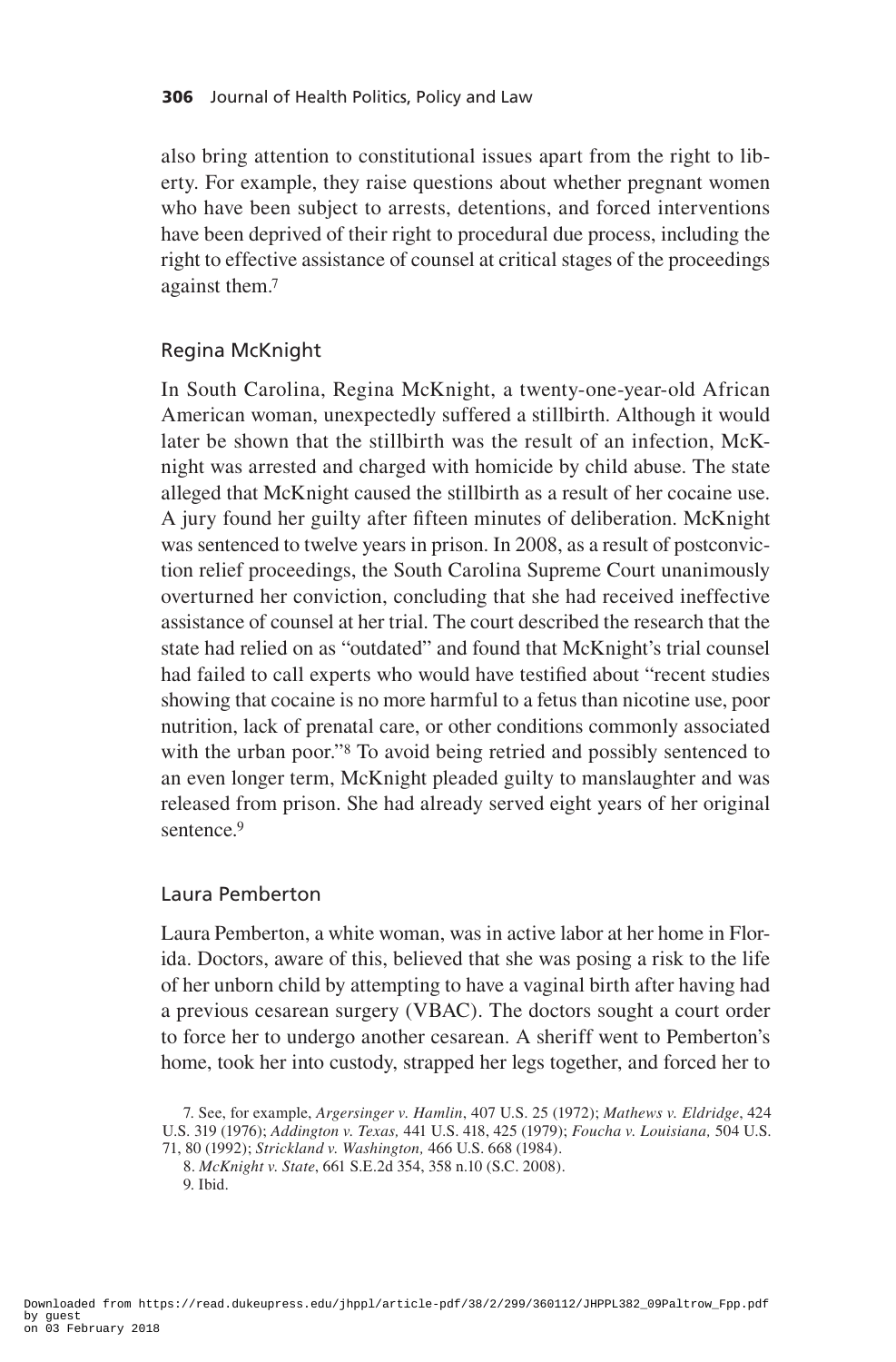also bring attention to constitutional issues apart from the right to liberty. For example, they raise questions about whether pregnant women who have been subject to arrests, detentions, and forced interventions have been deprived of their right to procedural due process, including the right to effective assistance of counsel at critical stages of the proceedings against them.[7]

## Regina McKnight

In South Carolina, Regina McKnight, a twenty-one-year-old African American woman, unexpectedly suffered a stillbirth. Although it would later be shown that the stillbirth was the result of an infection, McKnight was arrested and charged with homicide by child abuse. The state alleged that McKnight caused the stillbirth as a result of her cocaine use. A jury found her guilty after fifteen minutes of deliberation. McKnight was sentenced to twelve years in prison. In 2008, as a result of postconviction relief proceedings, the South Carolina Supreme Court unanimously overturned her conviction, concluding that she had received ineffective assistance of counsel at her trial. The court described the research that the state had relied on as "outdated" and found that McKnight's trial counsel had failed to call experts who would have testified about "recent studies showing that cocaine is no more harmful to a fetus than nicotine use, poor nutrition, lack of prenatal care, or other conditions commonly associated with the urban poor."[8] To avoid being retried and possibly sentenced to an even longer term, McKnight pleaded guilty to manslaughter and was released from prison. She had already served eight years of her original sentence.[9]

## Laura Pemberton

Laura Pemberton, a white woman, was in active labor at her home in Florida. Doctors, aware of this, believed that she was posing a risk to the life of her unborn child by attempting to have a vaginal birth after having had a previous cesarean surgery (VBAC). The doctors sought a court order to force her to undergo another cesarean. A sheriff went to Pemberton's home, took her into custody, strapped her legs together, and forced her to

7. See, for example, *Argersinger v. Hamlin*, 407 U.S. 25 (1972); *Mathews v. Eldridge*, 424 U.S. 319 (1976); *Addington v. Texas,* 441 U.S. 418, 425 (1979); *Foucha v. Louisiana,* 504 U.S. 71, 80 (1992); *Strickland v. Washington,* 466 U.S. 668 (1984).

8. *McKnight v. State*, 661 S.E.2d 354, 358 n.10 (S.C. 2008).

9. Ibid.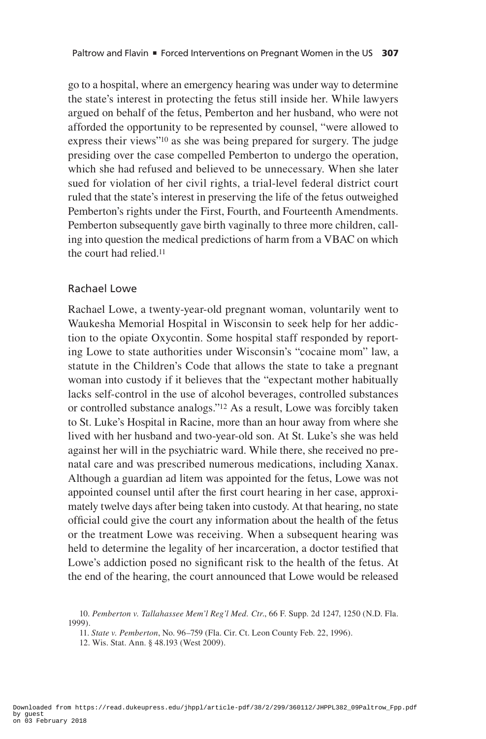go to a hospital, where an emergency hearing was under way to determine the state's interest in protecting the fetus still inside her. While lawyers argued on behalf of the fetus, Pemberton and her husband, who were not afforded the opportunity to be represented by counsel, "were allowed to express their views"[10] as she was being prepared for surgery. The judge presiding over the case compelled Pemberton to undergo the operation, which she had refused and believed to be unnecessary. When she later sued for violation of her civil rights, a trial-level federal district court ruled that the state's interest in preserving the life of the fetus outweighed Pemberton's rights under the First, Fourth, and Fourteenth Amendments. Pemberton subsequently gave birth vaginally to three more children, calling into question the medical predictions of harm from a VBAC on which the court had relied.[11]

## Rachael Lowe

Rachael Lowe, a twenty-year-old pregnant woman, voluntarily went to Waukesha Memorial Hospital in Wisconsin to seek help for her addiction to the opiate Oxycontin. Some hospital staff responded by reporting Lowe to state authorities under Wisconsin's "cocaine mom" law, a statute in the Children's Code that allows the state to take a pregnant woman into custody if it believes that the "expectant mother habitually lacks self-control in the use of alcohol beverages, controlled substances or controlled substance analogs."[12] As a result, Lowe was forcibly taken to St. Luke's Hospital in Racine, more than an hour away from where she lived with her husband and two-year-old son. At St. Luke's she was held against her will in the psychiatric ward. While there, she received no prenatal care and was prescribed numerous medications, including Xanax. Although a guardian ad litem was appointed for the fetus, Lowe was not appointed counsel until after the first court hearing in her case, approximately twelve days after being taken into custody. At that hearing, no state official could give the court any information about the health of the fetus or the treatment Lowe was receiving. When a subsequent hearing was held to determine the legality of her incarceration, a doctor testified that Lowe's addiction posed no significant risk to the health of the fetus. At the end of the hearing, the court announced that Lowe would be released

10. *Pemberton v. Tallahassee Mem'l Reg'l Med. Ctr*., 66 F. Supp. 2d 1247, 1250 (N.D. Fla. 1999).

11. *State v. Pemberton*, No. 96–759 (Fla. Cir. Ct. Leon County Feb. 22, 1996).

12. Wis. Stat. Ann. § 48.193 (West 2009).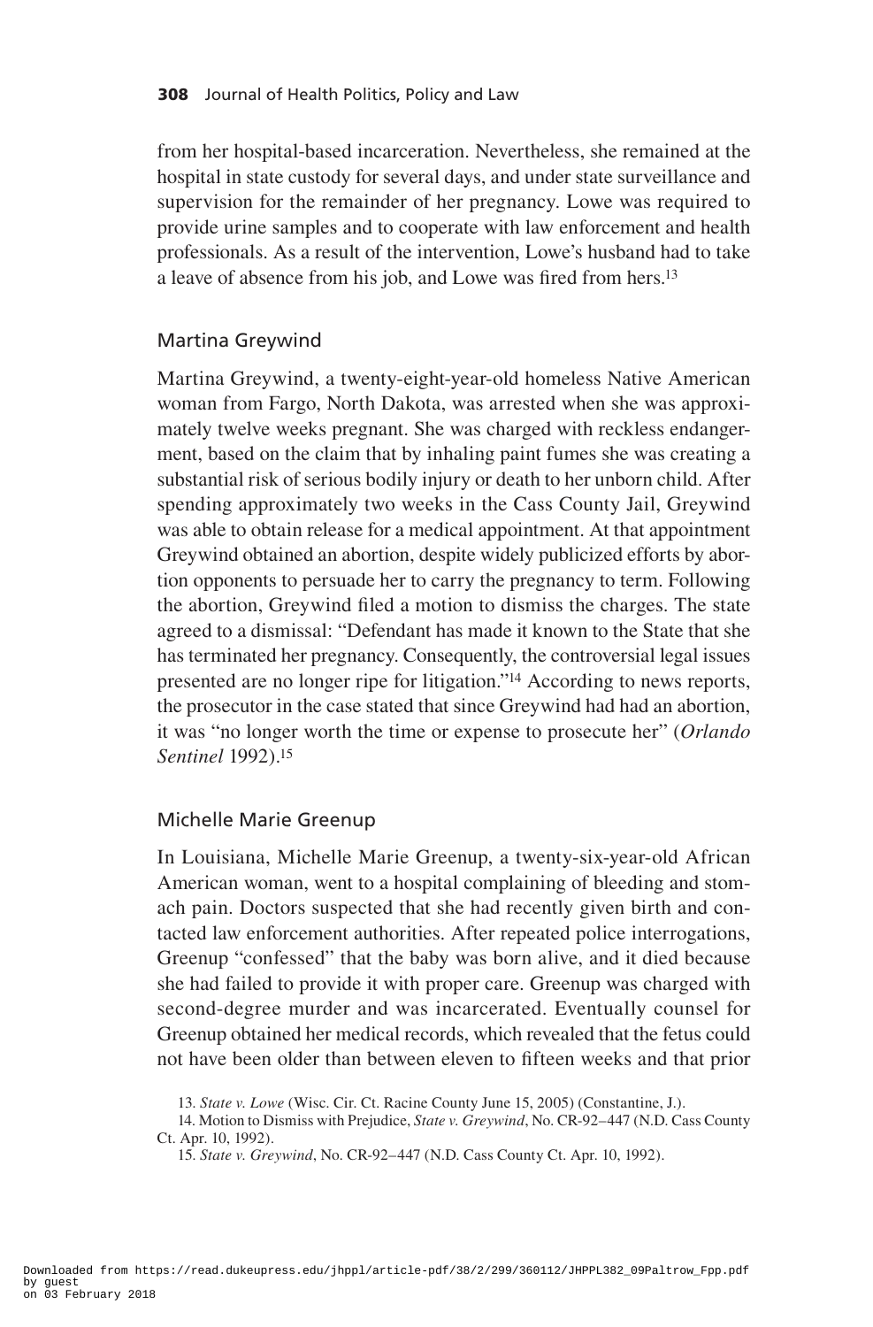from her hospital-based incarceration. Nevertheless, she remained at the hospital in state custody for several days, and under state surveillance and supervision for the remainder of her pregnancy. Lowe was required to provide urine samples and to cooperate with law enforcement and health professionals. As a result of the intervention, Lowe's husband had to take a leave of absence from his job, and Lowe was fired from hers.[13]

### Martina Greywind

Martina Greywind, a twenty-eight-year-old homeless Native American woman from Fargo, North Dakota, was arrested when she was approximately twelve weeks pregnant. She was charged with reckless endangerment, based on the claim that by inhaling paint fumes she was creating a substantial risk of serious bodily injury or death to her unborn child. After spending approximately two weeks in the Cass County Jail, Greywind was able to obtain release for a medical appointment. At that appointment Greywind obtained an abortion, despite widely publicized efforts by abortion opponents to persuade her to carry the pregnancy to term. Following the abortion, Greywind filed a motion to dismiss the charges. The state agreed to a dismissal: "Defendant has made it known to the State that she has terminated her pregnancy. Consequently, the controversial legal issues presented are no longer ripe for litigation."[14] According to news reports, the prosecutor in the case stated that since Greywind had had an abortion, it was "no longer worth the time or expense to prosecute her" (*Orlando Sentinel* 1992).[15]

### Michelle Marie Greenup

In Louisiana, Michelle Marie Greenup, a twenty-six-year-old African American woman, went to a hospital complaining of bleeding and stomach pain. Doctors suspected that she had recently given birth and contacted law enforcement authorities. After repeated police interrogations, Greenup "confessed" that the baby was born alive, and it died because she had failed to provide it with proper care. Greenup was charged with second-degree murder and was incarcerated. Eventually counsel for Greenup obtained her medical records, which revealed that the fetus could not have been older than between eleven to fifteen weeks and that prior

13. *State v. Lowe* (Wisc. Cir. Ct. Racine County June 15, 2005) (Constantine, J.).

14. Motion to Dismiss with Prejudice, *State v. Greywind*, No. CR-92–447 (N.D. Cass County Ct. Apr. 10, 1992).

15. *State v. Greywind*, No. CR-92–447 (N.D. Cass County Ct. Apr. 10, 1992).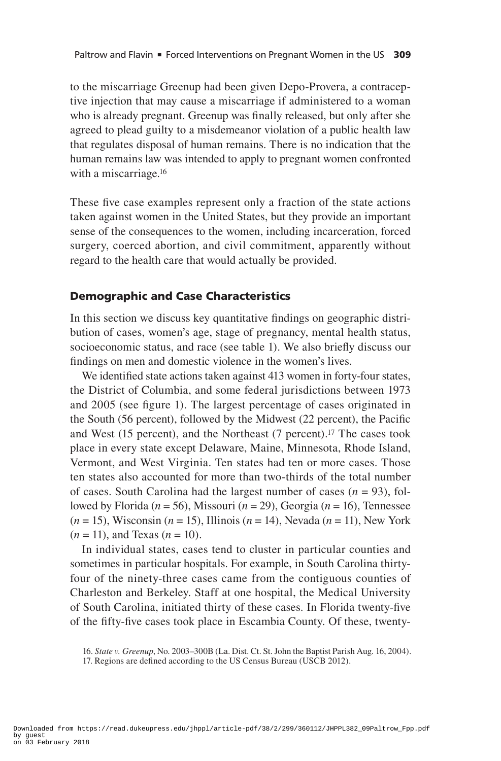to the miscarriage Greenup had been given Depo-Provera, a contraceptive injection that may cause a miscarriage if administered to a woman who is already pregnant. Greenup was finally released, but only after she agreed to plead guilty to a misdemeanor violation of a public health law that regulates disposal of human remains. There is no indication that the human remains law was intended to apply to pregnant women confronted with a miscarriage.[16]

These five case examples represent only a fraction of the state actions taken against women in the United States, but they provide an important sense of the consequences to the women, including incarceration, forced surgery, coerced abortion, and civil commitment, apparently without regard to the health care that would actually be provided.

## Demographic and Case Characteristics

In this section we discuss key quantitative findings on geographic distribution of cases, women's age, stage of pregnancy, mental health status, socioeconomic status, and race (see table 1). We also briefly discuss our findings on men and domestic violence in the women's lives.

We identified state actions taken against 413 women in forty-four states, the District of Columbia, and some federal jurisdictions between 1973 and 2005 (see figure 1). The largest percentage of cases originated in the South (56 percent), followed by the Midwest (22 percent), the Pacific and West (15 percent), and the Northeast (7 percent).[17] The cases took place in every state except Delaware, Maine, Minnesota, Rhode Island, Vermont, and West Virginia. Ten states had ten or more cases. Those ten states also accounted for more than two-thirds of the total number of cases. South Carolina had the largest number of cases ($n = 93$), followed by Florida ($n = 56$), Missouri ($n = 29$), Georgia ($n = 16$), Tennessee ($n = 15$), Wisconsin ($n = 15$), Illinois ($n = 14$), Nevada ($n = 11$), New York ($n = 11$), and Texas ($n = 10$).

In individual states, cases tend to cluster in particular counties and sometimes in particular hospitals. For example, in South Carolina thirty-four of the ninety-three cases came from the contiguous counties of Charleston and Berkeley. Staff at one hospital, the Medical University of South Carolina, initiated thirty of these cases. In Florida twenty-five of the fifty-five cases took place in Escambia County. Of these, twenty-

16. *State v. Greenup*, No. 2003–300B (La. Dist. Ct. St. John the Baptist Parish Aug. 16, 2004).

17. Regions are defined according to the US Census Bureau (USCB 2012).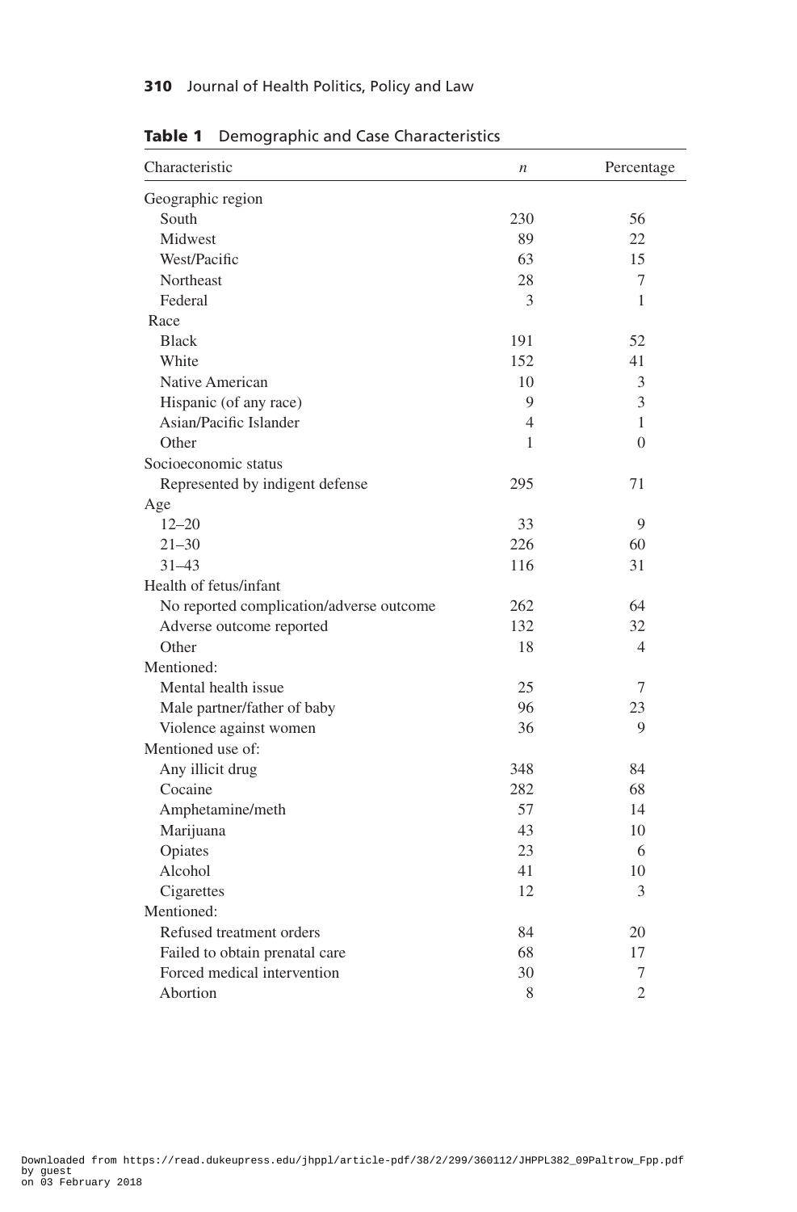**Table 1** Demographic and Case Characteristics

| Characteristic | *n* | Percentage |
|---|---|---|
| Geographic region | | |
| South | 230 | 56 |
| Midwest | 89 | 22 |
| West/Pacific | 63 | 15 |
| Northeast | 28 | 7 |
| Federal | 3 | 1 |
| Race | | |
| Black | 191 | 52 |
| White | 152 | 41 |
| Native American | 10 | 3 |
| Hispanic (of any race) | 9 | 3 |
| Asian/Pacific Islander | 4 | 1 |
| Other | 1 | 0 |
| Socioeconomic status | | |
| Represented by indigent defense | 295 | 71 |
| Age | | |
| 12–20 | 33 | 9 |
| 21–30 | 226 | 60 |
| 31–43 | 116 | 31 |
| Health of fetus/infant | | |
| No reported complication/adverse outcome | 262 | 64 |
| Adverse outcome reported | 132 | 32 |
| Other | 18 | 4 |
| Mentioned: | | |
| Mental health issue | 25 | 7 |
| Male partner/father of baby | 96 | 23 |
| Violence against women | 36 | 9 |
| Mentioned use of: | | |
| Any illicit drug | 348 | 84 |
| Cocaine | 282 | 68 |
| Amphetamine/meth | 57 | 14 |
| Marijuana | 43 | 10 |
| Opiates | 23 | 6 |
| Alcohol | 41 | 10 |
| Cigarettes | 12 | 3 |
| Mentioned: | | |
| Refused treatment orders | 84 | 20 |
| Failed to obtain prenatal care | 68 | 17 |
| Forced medical intervention | 30 | 7 |
| Abortion | 8 | 2 |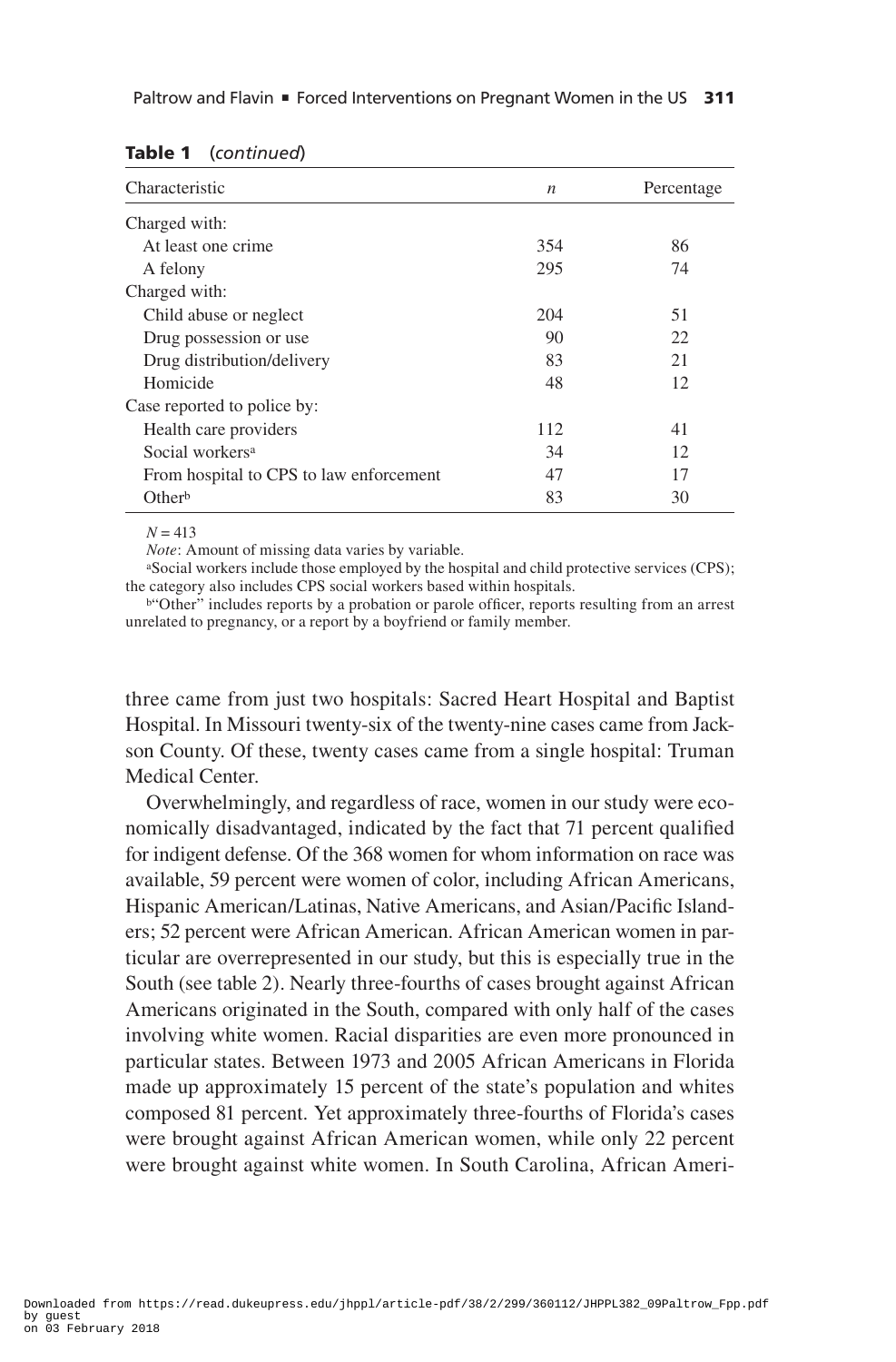**Table 1** (*continued*)

| Characteristic | *n* | Percentage |
|---|---|---|
| Charged with: | | |
| At least one crime | 354 | 86 |
| A felony | 295 | 74 |
| Charged with: | | |
| Child abuse or neglect | 204 | 51 |
| Drug possession or use | 90 | 22 |
| Drug distribution/delivery | 83 | 21 |
| Homicide | 48 | 12 |
| Case reported to police by: | | |
| Health care providers | 112 | 41 |
| Social workers[a] | 34 | 12 |
| From hospital to CPS to law enforcement | 47 | 17 |
| Other[b] | 83 | 30 |

*N* = 413

*Note*: Amount of missing data varies by variable.

[a]Social workers include those employed by the hospital and child protective services (CPS); the category also includes CPS social workers based within hospitals.

[b]"Other" includes reports by a probation or parole officer, reports resulting from an arrest unrelated to pregnancy, or a report by a boyfriend or family member.

three came from just two hospitals: Sacred Heart Hospital and Baptist Hospital. In Missouri twenty-six of the twenty-nine cases came from Jackson County. Of these, twenty cases came from a single hospital: Truman Medical Center.

Overwhelmingly, and regardless of race, women in our study were economically disadvantaged, indicated by the fact that 71 percent qualified for indigent defense. Of the 368 women for whom information on race was available, 59 percent were women of color, including African Americans, Hispanic American/Latinas, Native Americans, and Asian/Pacific Islanders; 52 percent were African American. African American women in particular are overrepresented in our study, but this is especially true in the South (see table 2). Nearly three-fourths of cases brought against African Americans originated in the South, compared with only half of the cases involving white women. Racial disparities are even more pronounced in particular states. Between 1973 and 2005 African Americans in Florida made up approximately 15 percent of the state's population and whites composed 81 percent. Yet approximately three-fourths of Florida's cases were brought against African American women, while only 22 percent were brought against white women. In South Carolina, African Ameri-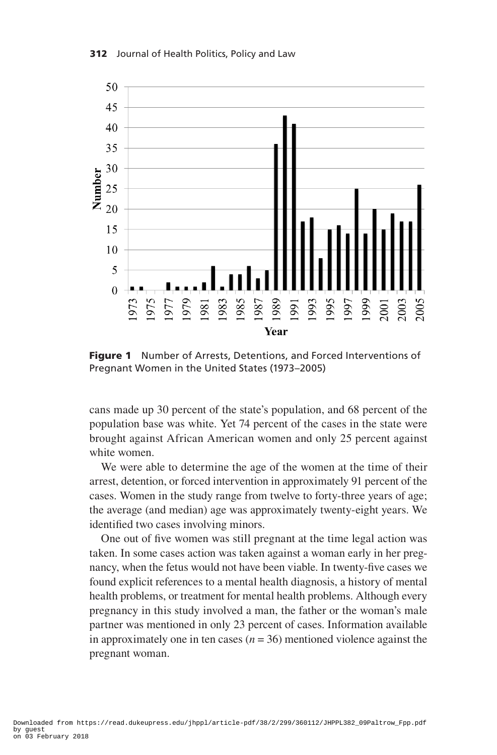**Figure 1** Number of Arrests, Detentions, and Forced Interventions of Pregnant Women in the United States (1973–2005)

cans made up 30 percent of the state's population, and 68 percent of the population base was white. Yet 74 percent of the cases in the state were brought against African American women and only 25 percent against white women.

We were able to determine the age of the women at the time of their arrest, detention, or forced intervention in approximately 91 percent of the cases. Women in the study range from twelve to forty-three years of age; the average (and median) age was approximately twenty-eight years. We identified two cases involving minors.

One out of five women was still pregnant at the time legal action was taken. In some cases action was taken against a woman early in her pregnancy, when the fetus would not have been viable. In twenty-five cases we found explicit references to a mental health diagnosis, a history of mental health problems, or treatment for mental health problems. Although every pregnancy in this study involved a man, the father or the woman's male partner was mentioned in only 23 percent of cases. Information available in approximately one in ten cases ($n = 36$) mentioned violence against the pregnant woman.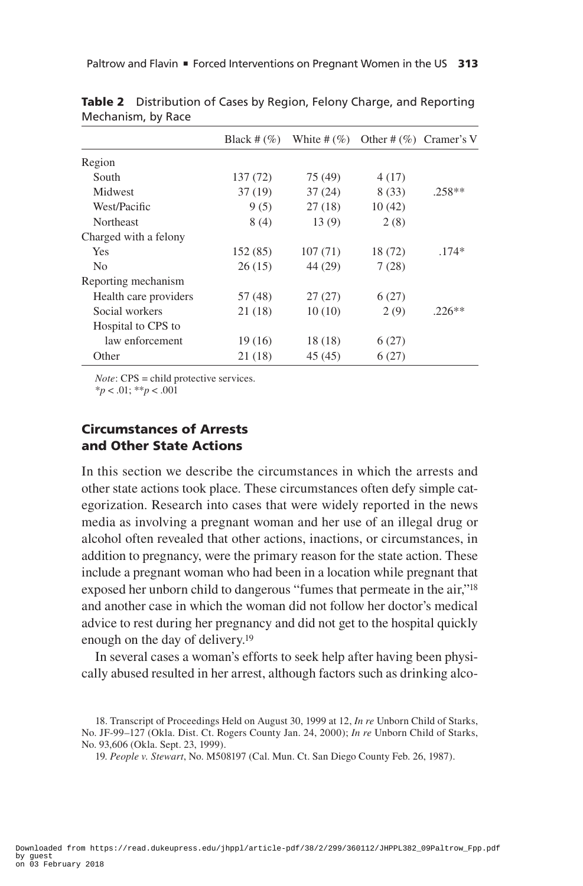**Table 2** Distribution of Cases by Region, Felony Charge, and Reporting Mechanism, by Race

| | Black # (%) | White # (%) | Other # (%) | Cramer's V |
|---|---|---|---|---|
| Region | | | | |
| South | 137 (72) | 75 (49) | 4 (17) | |
| Midwest | 37 (19) | 37 (24) | 8 (33) | .258** |
| West/Pacific | 9 (5) | 27 (18) | 10 (42) | |
| Northeast | 8 (4) | 13 (9) | 2 (8) | |
| Charged with a felony | | | | |
| Yes | 152 (85) | 107 (71) | 18 (72) | .174* |
| No | 26 (15) | 44 (29) | 7 (28) | |
| Reporting mechanism | | | | |
| Health care providers | 57 (48) | 27 (27) | 6 (27) | |
| Social workers | 21 (18) | 10 (10) | 2 (9) | .226** |
| Hospital to CPS to law enforcement | 19 (16) | 18 (18) | 6 (27) | |
| Other | 21 (18) | 45 (45) | 6 (27) | |

*Note*: CPS = child protective services.
$^{*}p < .01$; $^{**}p < .001$

### Circumstances of Arrests and Other State Actions

In this section we describe the circumstances in which the arrests and other state actions took place. These circumstances often defy simple categorization. Research into cases that were widely reported in the news media as involving a pregnant woman and her use of an illegal drug or alcohol often revealed that other actions, inactions, or circumstances, in addition to pregnancy, were the primary reason for the state action. These include a pregnant woman who had been in a location while pregnant that exposed her unborn child to dangerous "fumes that permeate in the air,"[18] and another case in which the woman did not follow her doctor's medical advice to rest during her pregnancy and did not get to the hospital quickly enough on the day of delivery.[19]

In several cases a woman's efforts to seek help after having been physically abused resulted in her arrest, although factors such as drinking alco-

18. Transcript of Proceedings Held on August 30, 1999 at 12, *In re* Unborn Child of Starks, No. JF-99–127 (Okla. Dist. Ct. Rogers County Jan. 24, 2000); *In re* Unborn Child of Starks, No. 93,606 (Okla. Sept. 23, 1999).

19. *People v. Stewart*, No. M508197 (Cal. Mun. Ct. San Diego County Feb. 26, 1987).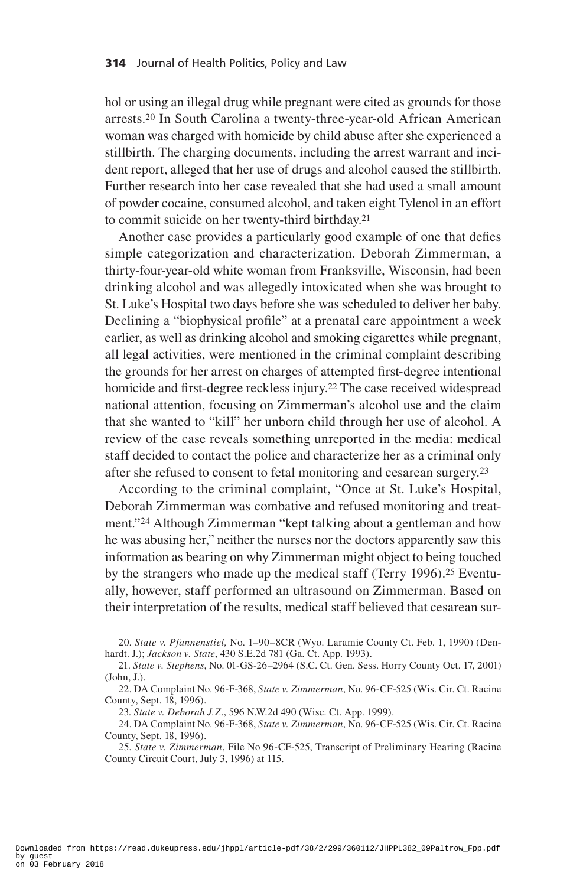hol or using an illegal drug while pregnant were cited as grounds for those arrests.[20] In South Carolina a twenty-three-year-old African American woman was charged with homicide by child abuse after she experienced a stillbirth. The charging documents, including the arrest warrant and incident report, alleged that her use of drugs and alcohol caused the stillbirth. Further research into her case revealed that she had used a small amount of powder cocaine, consumed alcohol, and taken eight Tylenol in an effort to commit suicide on her twenty-third birthday.[21]

Another case provides a particularly good example of one that defies simple categorization and characterization. Deborah Zimmerman, a thirty-four-year-old white woman from Franksville, Wisconsin, had been drinking alcohol and was allegedly intoxicated when she was brought to St. Luke's Hospital two days before she was scheduled to deliver her baby. Declining a "biophysical profile" at a prenatal care appointment a week earlier, as well as drinking alcohol and smoking cigarettes while pregnant, all legal activities, were mentioned in the criminal complaint describing the grounds for her arrest on charges of attempted first-degree intentional homicide and first-degree reckless injury.[22] The case received widespread national attention, focusing on Zimmerman's alcohol use and the claim that she wanted to "kill" her unborn child through her use of alcohol. A review of the case reveals something unreported in the media: medical staff decided to contact the police and characterize her as a criminal only after she refused to consent to fetal monitoring and cesarean surgery.[23]

According to the criminal complaint, "Once at St. Luke's Hospital, Deborah Zimmerman was combative and refused monitoring and treatment."[24] Although Zimmerman "kept talking about a gentleman and how he was abusing her," neither the nurses nor the doctors apparently saw this information as bearing on why Zimmerman might object to being touched by the strangers who made up the medical staff (Terry 1996).[25] Eventually, however, staff performed an ultrasound on Zimmerman. Based on their interpretation of the results, medical staff believed that cesarean sur-

20. *State v. Pfannenstiel,* No. 1–90–8CR (Wyo. Laramie County Ct. Feb. 1, 1990) (Denhardt. J.); *Jackson v. State*, 430 S.E.2d 781 (Ga. Ct. App. 1993).

21. *State v. Stephens*, No. 01-GS-26–2964 (S.C. Ct. Gen. Sess. Horry County Oct. 17, 2001) (John, J.).

22. DA Complaint No. 96-F-368, *State v. Zimmerman*, No. 96-CF-525 (Wis. Cir. Ct. Racine County, Sept. 18, 1996).

23. *State v. Deborah J.Z.*, 596 N.W.2d 490 (Wisc. Ct. App. 1999).

24. DA Complaint No. 96-F-368, *State v. Zimmerman*, No. 96-CF-525 (Wis. Cir. Ct. Racine County, Sept. 18, 1996).

25. *State v. Zimmerman*, File No 96-CF-525, Transcript of Preliminary Hearing (Racine County Circuit Court, July 3, 1996) at 115.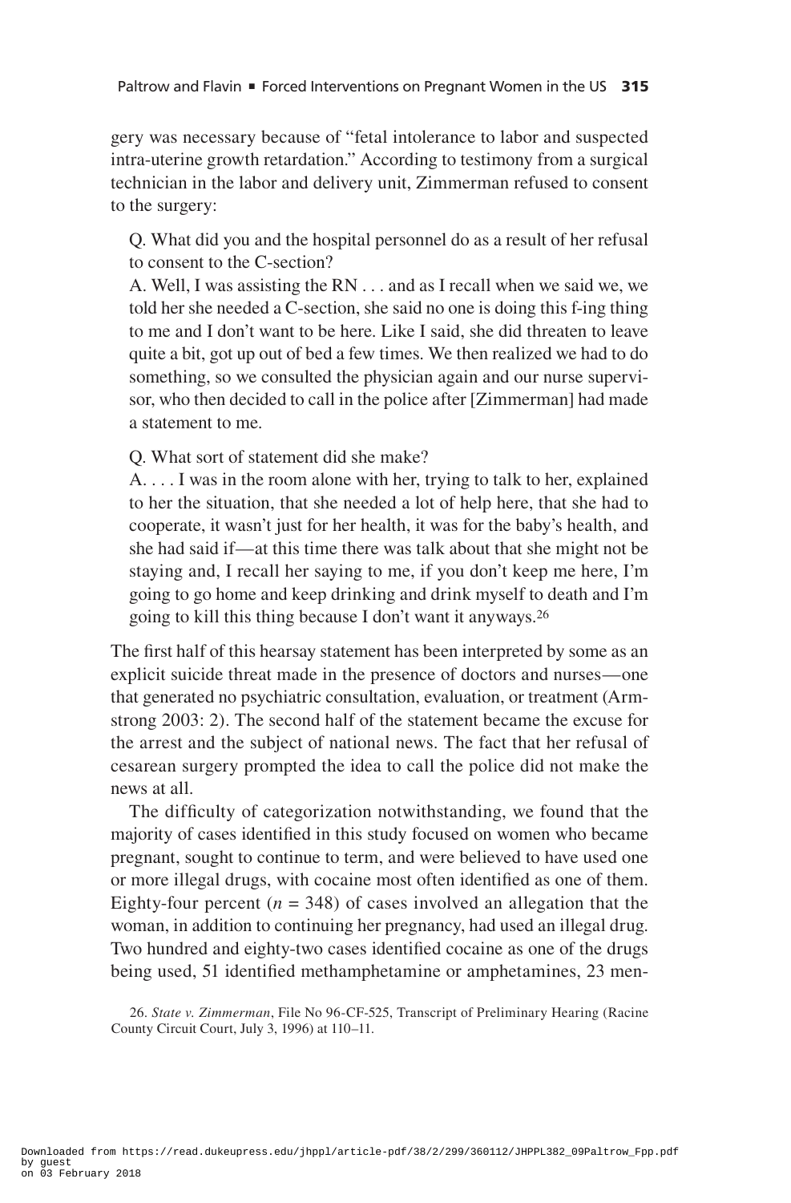gery was necessary because of "fetal intolerance to labor and suspected intra-uterine growth retardation." According to testimony from a surgical technician in the labor and delivery unit, Zimmerman refused to consent to the surgery:

> Q. What did you and the hospital personnel do as a result of her refusal to consent to the C-section?
>
> A. Well, I was assisting the RN . . . and as I recall when we said we, we told her she needed a C-section, she said no one is doing this f-ing thing to me and I don't want to be here. Like I said, she did threaten to leave quite a bit, got up out of bed a few times. We then realized we had to do something, so we consulted the physician again and our nurse supervisor, who then decided to call in the police after [Zimmerman] had made a statement to me.
>
> Q. What sort of statement did she make?
>
> A. . . . I was in the room alone with her, trying to talk to her, explained to her the situation, that she needed a lot of help here, that she had to cooperate, it wasn't just for her health, it was for the baby's health, and she had said if—at this time there was talk about that she might not be staying and, I recall her saying to me, if you don't keep me here, I'm going to go home and keep drinking and drink myself to death and I'm going to kill this thing because I don't want it anyways.[26]

The first half of this hearsay statement has been interpreted by some as an explicit suicide threat made in the presence of doctors and nurses—one that generated no psychiatric consultation, evaluation, or treatment (Armstrong 2003: 2). The second half of the statement became the excuse for the arrest and the subject of national news. The fact that her refusal of cesarean surgery prompted the idea to call the police did not make the news at all.

The difficulty of categorization notwithstanding, we found that the majority of cases identified in this study focused on women who became pregnant, sought to continue to term, and were believed to have used one or more illegal drugs, with cocaine most often identified as one of them. Eighty-four percent ($n$ = 348) of cases involved an allegation that the woman, in addition to continuing her pregnancy, had used an illegal drug. Two hundred and eighty-two cases identified cocaine as one of the drugs being used, 51 identified methamphetamine or amphetamines, 23 men-

26. *State v. Zimmerman*, File No 96-CF-525, Transcript of Preliminary Hearing (Racine County Circuit Court, July 3, 1996) at 110–11.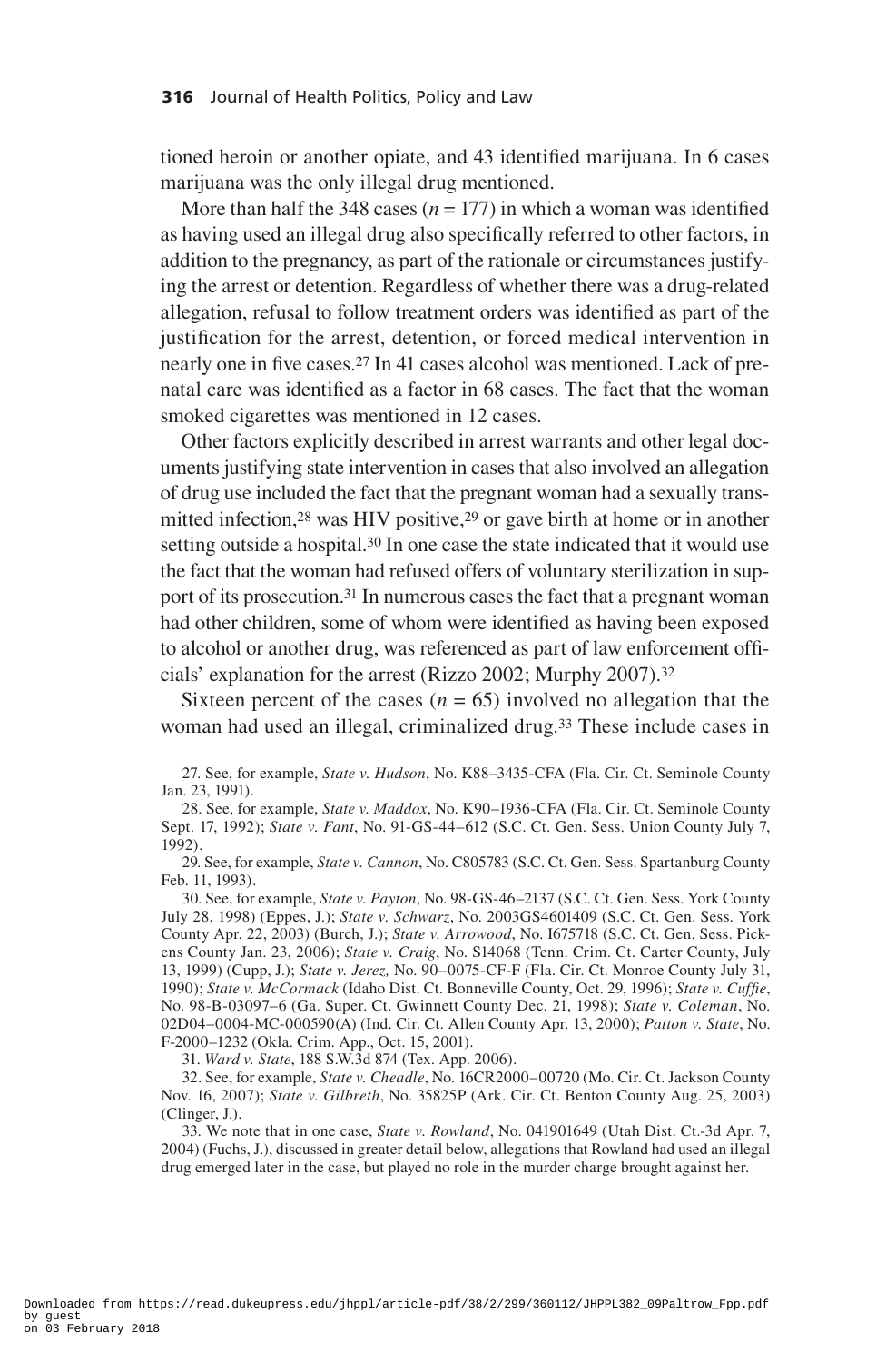tioned heroin or another opiate, and 43 identified marijuana. In 6 cases marijuana was the only illegal drug mentioned.

More than half the 348 cases ($n = 177$) in which a woman was identified as having used an illegal drug also specifically referred to other factors, in addition to the pregnancy, as part of the rationale or circumstances justifying the arrest or detention. Regardless of whether there was a drug-related allegation, refusal to follow treatment orders was identified as part of the justification for the arrest, detention, or forced medical intervention in nearly one in five cases.[27] In 41 cases alcohol was mentioned. Lack of prenatal care was identified as a factor in 68 cases. The fact that the woman smoked cigarettes was mentioned in 12 cases.

Other factors explicitly described in arrest warrants and other legal documents justifying state intervention in cases that also involved an allegation of drug use included the fact that the pregnant woman had a sexually transmitted infection,[28] was HIV positive,[29] or gave birth at home or in another setting outside a hospital.[30] In one case the state indicated that it would use the fact that the woman had refused offers of voluntary sterilization in support of its prosecution.[31] In numerous cases the fact that a pregnant woman had other children, some of whom were identified as having been exposed to alcohol or another drug, was referenced as part of law enforcement officials' explanation for the arrest (Rizzo 2002; Murphy 2007).[32]

Sixteen percent of the cases ($n = 65$) involved no allegation that the woman had used an illegal, criminalized drug.[33] These include cases in

27. See, for example, *State v. Hudson*, No. K88–3435-CFA (Fla. Cir. Ct. Seminole County Jan. 23, 1991).

28. See, for example, *State v. Maddox*, No. K90–1936-CFA (Fla. Cir. Ct. Seminole County Sept. 17, 1992); *State v. Fant*, No. 91-GS-44–612 (S.C. Ct. Gen. Sess. Union County July 7, 1992).

29. See, for example, *State v. Cannon*, No. C805783 (S.C. Ct. Gen. Sess. Spartanburg County Feb. 11, 1993).

30. See, for example, *State v. Payton*, No. 98-GS-46–2137 (S.C. Ct. Gen. Sess. York County July 28, 1998) (Eppes, J.); *State v. Schwarz*, No. 2003GS4601409 (S.C. Ct. Gen. Sess. York County Apr. 22, 2003) (Burch, J.); *State v. Arrowood*, No. I675718 (S.C. Ct. Gen. Sess. Pickens County Jan. 23, 2006); *State v. Craig*, No. S14068 (Tenn. Crim. Ct. Carter County, July 13, 1999) (Cupp, J.); *State v. Jerez,* No. 90–0075-CF-F (Fla. Cir. Ct. Monroe County July 31, 1990); *State v. McCormack* (Idaho Dist. Ct. Bonneville County, Oct. 29, 1996); *State v. Cuffie*, No. 98-B-03097–6 (Ga. Super. Ct. Gwinnett County Dec. 21, 1998); *State v. Coleman*, No. 02D04–0004-MC-000590(A) (Ind. Cir. Ct. Allen County Apr. 13, 2000); *Patton v. State*, No. F-2000–1232 (Okla. Crim. App., Oct. 15, 2001).

31. *Ward v. State*, 188 S.W.3d 874 (Tex. App. 2006).

32. See, for example, *State v. Cheadle*, No. 16CR2000–00720 (Mo. Cir. Ct. Jackson County Nov. 16, 2007); *State v. Gilbreth*, No. 35825P (Ark. Cir. Ct. Benton County Aug. 25, 2003) (Clinger, J.).

33. We note that in one case, *State v. Rowland*, No. 041901649 (Utah Dist. Ct.-3d Apr. 7, 2004) (Fuchs, J.), discussed in greater detail below, allegations that Rowland had used an illegal drug emerged later in the case, but played no role in the murder charge brought against her.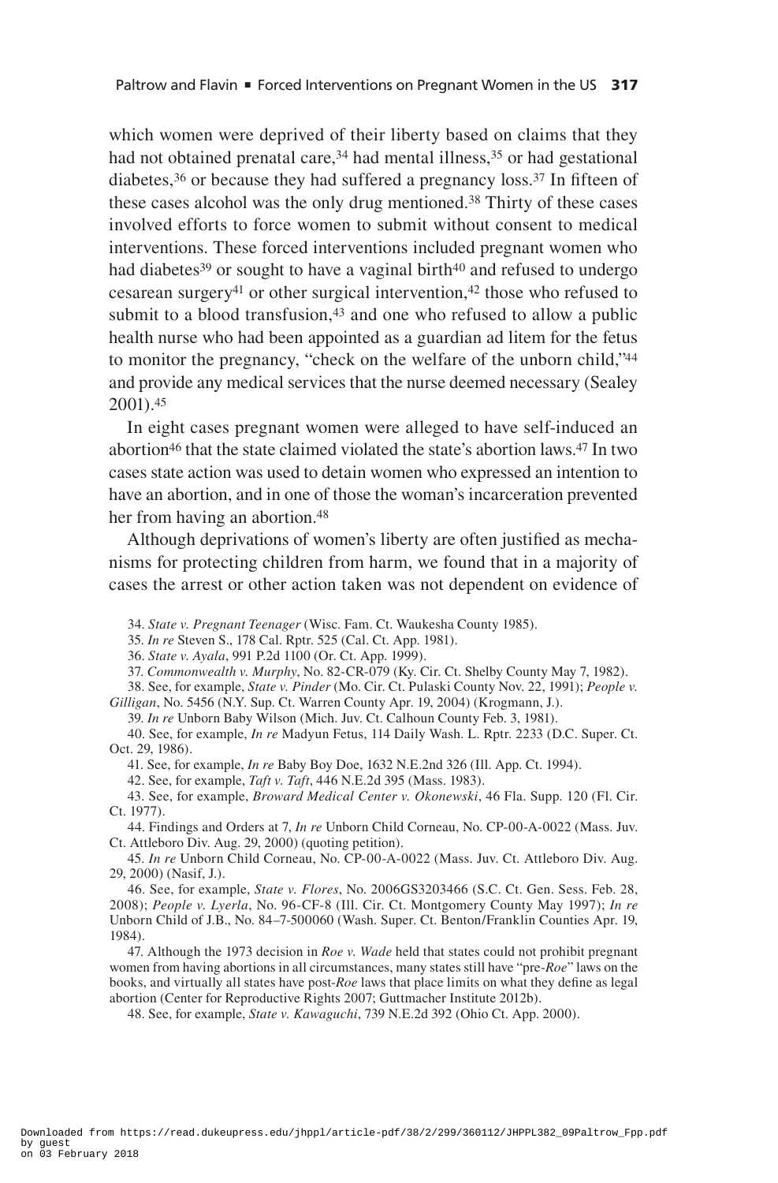which women were deprived of their liberty based on claims that they had not obtained prenatal care,[34] had mental illness,[35] or had gestational diabetes,[36] or because they had suffered a pregnancy loss.[37] In fifteen of these cases alcohol was the only drug mentioned.[38] Thirty of these cases involved efforts to force women to submit without consent to medical interventions. These forced interventions included pregnant women who had diabetes[39] or sought to have a vaginal birth[40] and refused to undergo cesarean surgery[41] or other surgical intervention,[42] those who refused to submit to a blood transfusion,[43] and one who refused to allow a public health nurse who had been appointed as a guardian ad litem for the fetus to monitor the pregnancy, "check on the welfare of the unborn child,"[44] and provide any medical services that the nurse deemed necessary (Sealey 2001).[45]

In eight cases pregnant women were alleged to have self-induced an abortion[46] that the state claimed violated the state's abortion laws.[47] In two cases state action was used to detain women who expressed an intention to have an abortion, and in one of those the woman's incarceration prevented her from having an abortion.[48]

Although deprivations of women's liberty are often justified as mechanisms for protecting children from harm, we found that in a majority of cases the arrest or other action taken was not dependent on evidence of

34. *State v. Pregnant Teenager* (Wisc. Fam. Ct. Waukesha County 1985).

35. *In re* Steven S., 178 Cal. Rptr. 525 (Cal. Ct. App. 1981).

36. *State v. Ayala*, 991 P.2d 1100 (Or. Ct. App. 1999).

37. *Commonwealth v. Murphy*, No. 82-CR-079 (Ky. Cir. Ct. Shelby County May 7, 1982).

38. See, for example, *State v. Pinder* (Mo. Cir. Ct. Pulaski County Nov. 22, 1991); *People v. Gilligan*, No. 5456 (N.Y. Sup. Ct. Warren County Apr. 19, 2004) (Krogmann, J.).

39. *In re* Unborn Baby Wilson (Mich. Juv. Ct. Calhoun County Feb. 3, 1981).

40. See, for example, *In re* Madyun Fetus, 114 Daily Wash. L. Rptr. 2233 (D.C. Super. Ct. Oct. 29, 1986).

41. See, for example, *In re* Baby Boy Doe, 1632 N.E.2nd 326 (Ill. App. Ct. 1994).

42. See, for example, *Taft v. Taft*, 446 N.E.2d 395 (Mass. 1983).

43. See, for example, *Broward Medical Center v. Okonewski*, 46 Fla. Supp. 120 (Fl. Cir. Ct. 1977).

44. Findings and Orders at 7, *In re* Unborn Child Corneau, No. CP-00-A-0022 (Mass. Juv. Ct. Attleboro Div. Aug. 29, 2000) (quoting petition).

45. *In re* Unborn Child Corneau, No. CP-00-A-0022 (Mass. Juv. Ct. Attleboro Div. Aug. 29, 2000) (Nasif, J.).

46. See, for example, *State v. Flores*, No. 2006GS3203466 (S.C. Ct. Gen. Sess. Feb. 28, 2008); *People v. Lyerla*, No. 96-CF-8 (Ill. Cir. Ct. Montgomery County May 1997); *In re* Unborn Child of J.B., No. 84–7-500060 (Wash. Super. Ct. Benton/Franklin Counties Apr. 19, 1984).

47. Although the 1973 decision in *Roe v. Wade* held that states could not prohibit pregnant women from having abortions in all circumstances, many states still have "pre-*Roe*" laws on the books, and virtually all states have post-*Roe* laws that place limits on what they define as legal abortion (Center for Reproductive Rights 2007; Guttmacher Institute 2012b).

48. See, for example, *State v. Kawaguchi*, 739 N.E.2d 392 (Ohio Ct. App. 2000).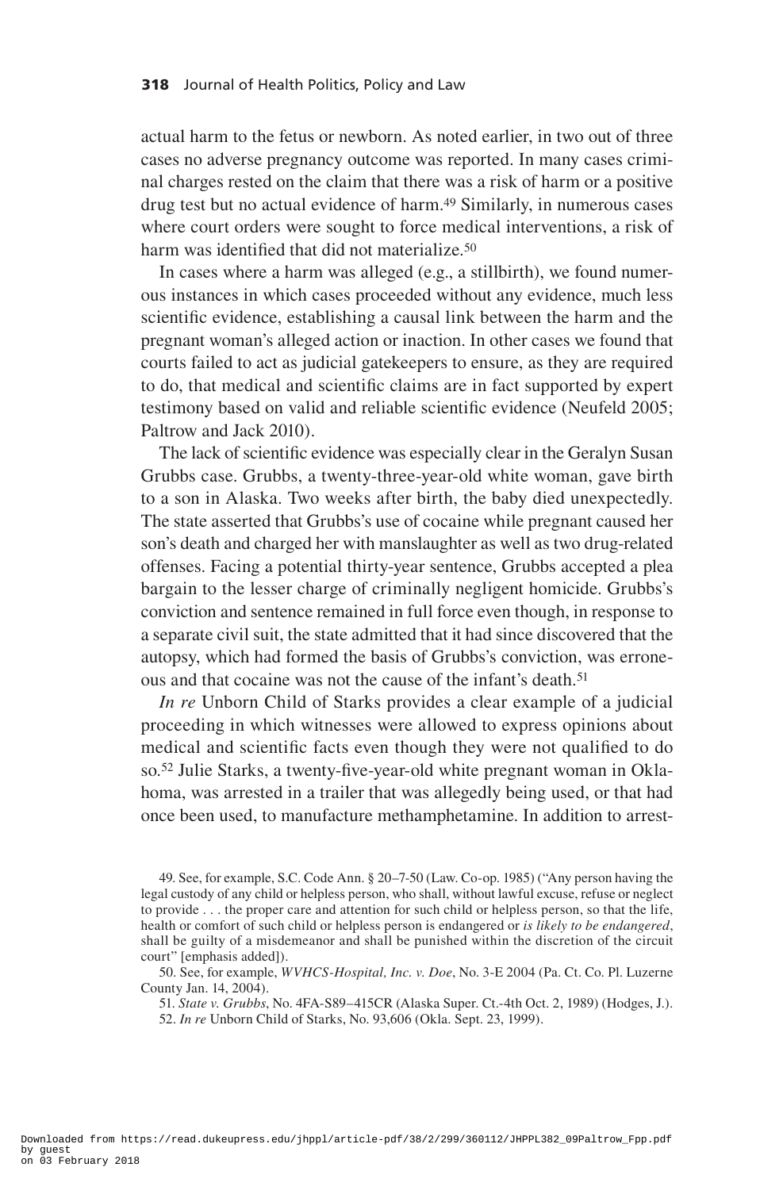actual harm to the fetus or newborn. As noted earlier, in two out of three cases no adverse pregnancy outcome was reported. In many cases criminal charges rested on the claim that there was a risk of harm or a positive drug test but no actual evidence of harm.[49] Similarly, in numerous cases where court orders were sought to force medical interventions, a risk of harm was identified that did not materialize.[50]

In cases where a harm was alleged (e.g., a stillbirth), we found numerous instances in which cases proceeded without any evidence, much less scientific evidence, establishing a causal link between the harm and the pregnant woman's alleged action or inaction. In other cases we found that courts failed to act as judicial gatekeepers to ensure, as they are required to do, that medical and scientific claims are in fact supported by expert testimony based on valid and reliable scientific evidence (Neufeld 2005; Paltrow and Jack 2010).

The lack of scientific evidence was especially clear in the Geralyn Susan Grubbs case. Grubbs, a twenty-three-year-old white woman, gave birth to a son in Alaska. Two weeks after birth, the baby died unexpectedly. The state asserted that Grubbs's use of cocaine while pregnant caused her son's death and charged her with manslaughter as well as two drug-related offenses. Facing a potential thirty-year sentence, Grubbs accepted a plea bargain to the lesser charge of criminally negligent homicide. Grubbs's conviction and sentence remained in full force even though, in response to a separate civil suit, the state admitted that it had since discovered that the autopsy, which had formed the basis of Grubbs's conviction, was erroneous and that cocaine was not the cause of the infant's death.[51]

*In re* Unborn Child of Starks provides a clear example of a judicial proceeding in which witnesses were allowed to express opinions about medical and scientific facts even though they were not qualified to do so.[52] Julie Starks, a twenty-five-year-old white pregnant woman in Oklahoma, was arrested in a trailer that was allegedly being used, or that had once been used, to manufacture methamphetamine. In addition to arrest-

49. See, for example, S.C. Code Ann. § 20–7-50 (Law. Co-op. 1985) ("Any person having the legal custody of any child or helpless person, who shall, without lawful excuse, refuse or neglect to provide . . . the proper care and attention for such child or helpless person, so that the life, health or comfort of such child or helpless person is endangered or *is likely to be endangered*, shall be guilty of a misdemeanor and shall be punished within the discretion of the circuit court" [emphasis added]).

50. See, for example, *WVHCS-Hospital, Inc. v. Doe*, No. 3-E 2004 (Pa. Ct. Co. Pl. Luzerne County Jan. 14, 2004).

51. *State v. Grubbs*, No. 4FA-S89–415CR (Alaska Super. Ct.-4th Oct. 2, 1989) (Hodges, J.).

52. *In re* Unborn Child of Starks, No. 93,606 (Okla. Sept. 23, 1999).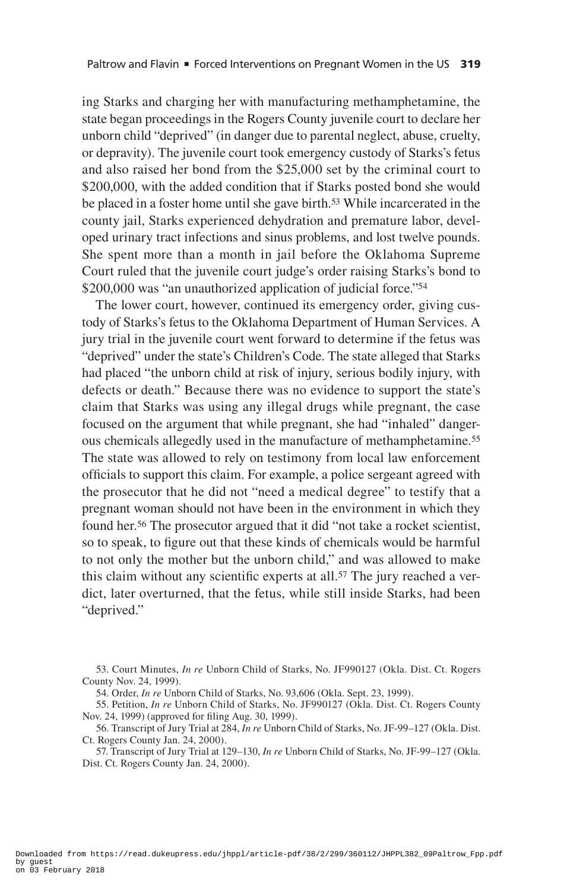ing Starks and charging her with manufacturing methamphetamine, the state began proceedings in the Rogers County juvenile court to declare her unborn child "deprived" (in danger due to parental neglect, abuse, cruelty, or depravity). The juvenile court took emergency custody of Starks's fetus and also raised her bond from the $25,000 set by the criminal court to $200,000, with the added condition that if Starks posted bond she would be placed in a foster home until she gave birth.[53] While incarcerated in the county jail, Starks experienced dehydration and premature labor, developed urinary tract infections and sinus problems, and lost twelve pounds. She spent more than a month in jail before the Oklahoma Supreme Court ruled that the juvenile court judge's order raising Starks's bond to $200,000 was "an unauthorized application of judicial force."[54]

The lower court, however, continued its emergency order, giving custody of Starks's fetus to the Oklahoma Department of Human Services. A jury trial in the juvenile court went forward to determine if the fetus was "deprived" under the state's Children's Code. The state alleged that Starks had placed "the unborn child at risk of injury, serious bodily injury, with defects or death." Because there was no evidence to support the state's claim that Starks was using any illegal drugs while pregnant, the case focused on the argument that while pregnant, she had "inhaled" dangerous chemicals allegedly used in the manufacture of methamphetamine.[55] The state was allowed to rely on testimony from local law enforcement officials to support this claim. For example, a police sergeant agreed with the prosecutor that he did not "need a medical degree" to testify that a pregnant woman should not have been in the environment in which they found her.[56] The prosecutor argued that it did "not take a rocket scientist, so to speak, to figure out that these kinds of chemicals would be harmful to not only the mother but the unborn child," and was allowed to make this claim without any scientific experts at all.[57] The jury reached a verdict, later overturned, that the fetus, while still inside Starks, had been "deprived."

53. Court Minutes, *In re* Unborn Child of Starks, No. JF990127 (Okla. Dist. Ct. Rogers County Nov. 24, 1999).

54. Order, *In re* Unborn Child of Starks, No. 93,606 (Okla. Sept. 23, 1999).

55. Petition, *In re* Unborn Child of Starks, No. JF990127 (Okla. Dist. Ct. Rogers County Nov. 24, 1999) (approved for filing Aug. 30, 1999).

56. Transcript of Jury Trial at 284, *In re* Unborn Child of Starks, No. JF-99–127 (Okla. Dist. Ct. Rogers County Jan. 24, 2000).

57. Transcript of Jury Trial at 129–130, *In re* Unborn Child of Starks, No. JF-99–127 (Okla. Dist. Ct. Rogers County Jan. 24, 2000).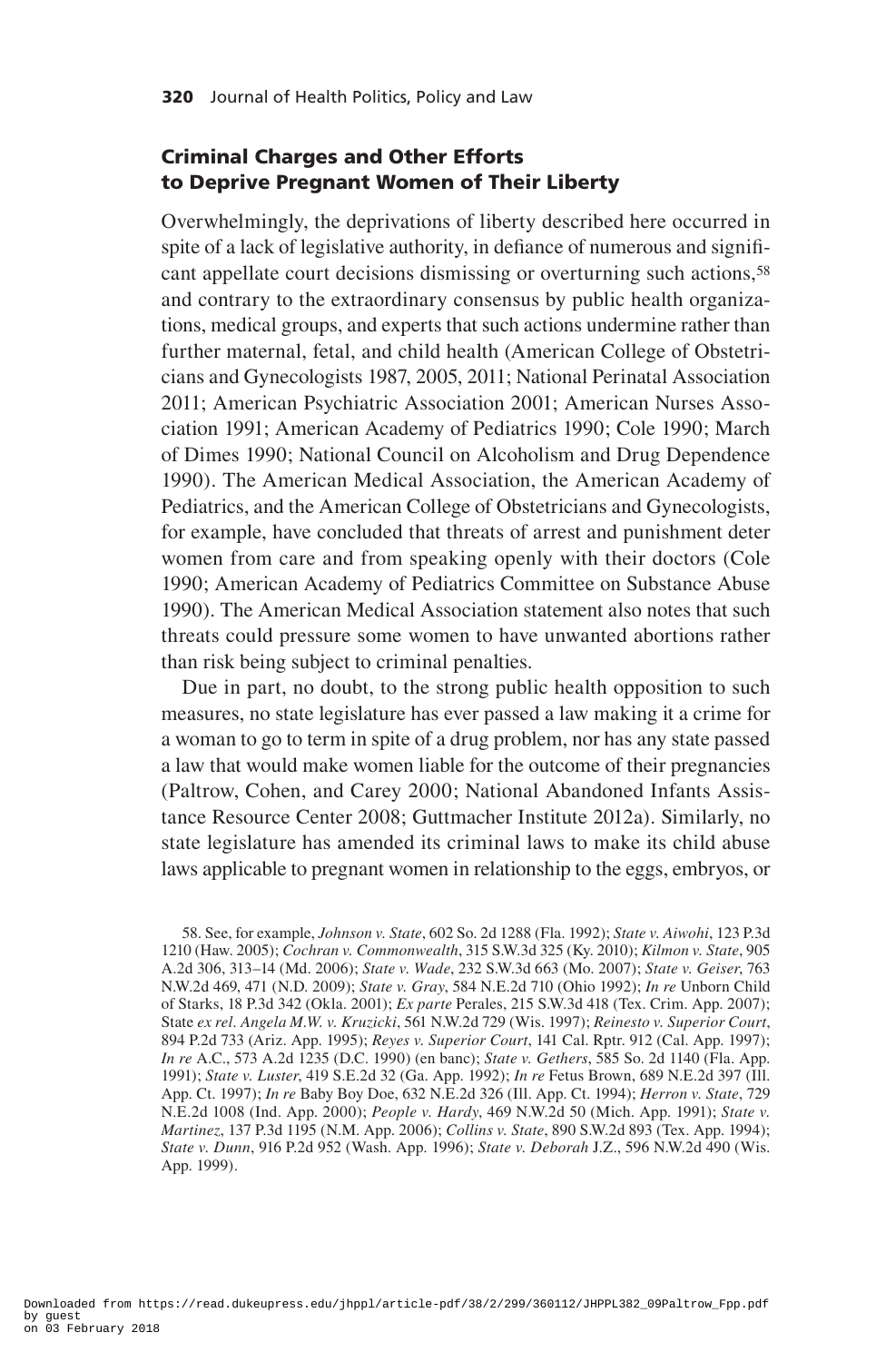## Criminal Charges and Other Efforts to Deprive Pregnant Women of Their Liberty

Overwhelmingly, the deprivations of liberty described here occurred in spite of a lack of legislative authority, in defiance of numerous and significant appellate court decisions dismissing or overturning such actions,[58] and contrary to the extraordinary consensus by public health organizations, medical groups, and experts that such actions undermine rather than further maternal, fetal, and child health (American College of Obstetricians and Gynecologists 1987, 2005, 2011; National Perinatal Association 2011; American Psychiatric Association 2001; American Nurses Association 1991; American Academy of Pediatrics 1990; Cole 1990; March of Dimes 1990; National Council on Alcoholism and Drug Dependence 1990). The American Medical Association, the American Academy of Pediatrics, and the American College of Obstetricians and Gynecologists, for example, have concluded that threats of arrest and punishment deter women from care and from speaking openly with their doctors (Cole 1990; American Academy of Pediatrics Committee on Substance Abuse 1990). The American Medical Association statement also notes that such threats could pressure some women to have unwanted abortions rather than risk being subject to criminal penalties.

Due in part, no doubt, to the strong public health opposition to such measures, no state legislature has ever passed a law making it a crime for a woman to go to term in spite of a drug problem, nor has any state passed a law that would make women liable for the outcome of their pregnancies (Paltrow, Cohen, and Carey 2000; National Abandoned Infants Assistance Resource Center 2008; Guttmacher Institute 2012a). Similarly, no state legislature has amended its criminal laws to make its child abuse laws applicable to pregnant women in relationship to the eggs, embryos, or

58. See, for example, *Johnson v. State*, 602 So. 2d 1288 (Fla. 1992); *State v. Aiwohi*, 123 P.3d 1210 (Haw. 2005); *Cochran v. Commonwealth*, 315 S.W.3d 325 (Ky. 2010); *Kilmon v. State*, 905 A.2d 306, 313–14 (Md. 2006); *State v. Wade*, 232 S.W.3d 663 (Mo. 2007); *State v. Geiser*, 763 N.W.2d 469, 471 (N.D. 2009); *State v. Gray*, 584 N.E.2d 710 (Ohio 1992); *In re* Unborn Child of Starks, 18 P.3d 342 (Okla. 2001); *Ex parte* Perales, 215 S.W.3d 418 (Tex. Crim. App. 2007); State *ex rel*. *Angela M.W. v. Kruzicki*, 561 N.W.2d 729 (Wis. 1997); *Reinesto v. Superior Court*, 894 P.2d 733 (Ariz. App. 1995); *Reyes v. Superior Court*, 141 Cal. Rptr. 912 (Cal. App. 1997); *In re* A.C., 573 A.2d 1235 (D.C. 1990) (en banc); *State v. Gethers*, 585 So. 2d 1140 (Fla. App. 1991); *State v. Luster*, 419 S.E.2d 32 (Ga. App. 1992); *In re* Fetus Brown, 689 N.E.2d 397 (Ill. App. Ct. 1997); *In re* Baby Boy Doe, 632 N.E.2d 326 (Ill. App. Ct. 1994); *Herron v. State*, 729 N.E.2d 1008 (Ind. App. 2000); *People v. Hardy*, 469 N.W.2d 50 (Mich. App. 1991); *State v. Martinez*, 137 P.3d 1195 (N.M. App. 2006); *Collins v. State*, 890 S.W.2d 893 (Tex. App. 1994); *State v. Dunn*, 916 P.2d 952 (Wash. App. 1996); *State v. Deborah* J.Z., 596 N.W.2d 490 (Wis. App. 1999).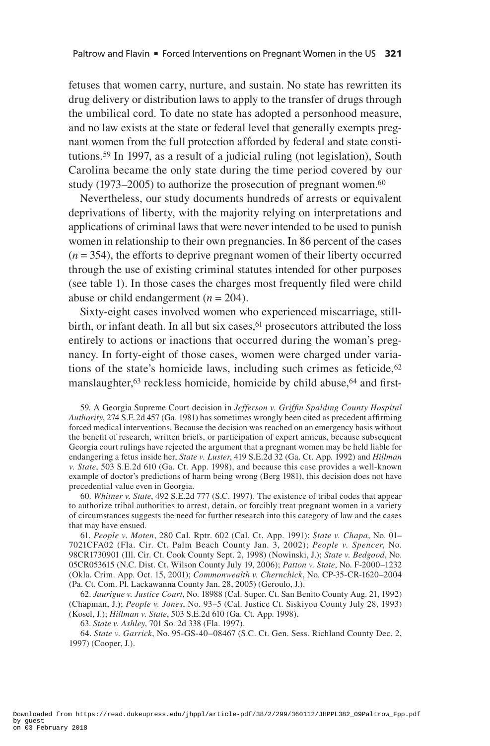fetuses that women carry, nurture, and sustain. No state has rewritten its drug delivery or distribution laws to apply to the transfer of drugs through the umbilical cord. To date no state has adopted a personhood measure, and no law exists at the state or federal level that generally exempts pregnant women from the full protection afforded by federal and state constitutions.[59] In 1997, as a result of a judicial ruling (not legislation), South Carolina became the only state during the time period covered by our study (1973–2005) to authorize the prosecution of pregnant women.[60]

Nevertheless, our study documents hundreds of arrests or equivalent deprivations of liberty, with the majority relying on interpretations and applications of criminal laws that were never intended to be used to punish women in relationship to their own pregnancies. In 86 percent of the cases ($n = 354$), the efforts to deprive pregnant women of their liberty occurred through the use of existing criminal statutes intended for other purposes (see table 1). In those cases the charges most frequently filed were child abuse or child endangerment ($n = 204$).

Sixty-eight cases involved women who experienced miscarriage, stillbirth, or infant death. In all but six cases,[61] prosecutors attributed the loss entirely to actions or inactions that occurred during the woman's pregnancy. In forty-eight of those cases, women were charged under variations of the state's homicide laws, including such crimes as feticide,[62] manslaughter,[63] reckless homicide, homicide by child abuse,[64] and first-

59. A Georgia Supreme Court decision in *Jefferson v. Griffin Spalding County Hospital Authority*, 274 S.E.2d 457 (Ga. 1981) has sometimes wrongly been cited as precedent affirming forced medical interventions. Because the decision was reached on an emergency basis without the benefit of research, written briefs, or participation of expert amicus, because subsequent Georgia court rulings have rejected the argument that a pregnant women may be held liable for endangering a fetus inside her, *State v. Luster*, 419 S.E.2d 32 (Ga. Ct. App. 1992) and *Hillman v. State*, 503 S.E.2d 610 (Ga. Ct. App. 1998), and because this case provides a well-known example of doctor's predictions of harm being wrong (Berg 1981), this decision does not have precedential value even in Georgia.

60. *Whitner v. State*, 492 S.E.2d 777 (S.C. 1997). The existence of tribal codes that appear to authorize tribal authorities to arrest, detain, or forcibly treat pregnant women in a variety of circumstances suggests the need for further research into this category of law and the cases that may have ensued.

61. *People v. Moten*, 280 Cal. Rptr. 602 (Cal. Ct. App. 1991); *State v. Chapa*, No. 01–7021CFA02 (Fla. Cir. Ct. Palm Beach County Jan. 3, 2002); *People v. Spencer*, No. 98CR1730901 (Ill. Cir. Ct. Cook County Sept. 2, 1998) (Nowinski, J.); *State v. Bedgood*, No. 05CR053615 (N.C. Dist. Ct. Wilson County July 19, 2006); *Patton v. State*, No. F-2000–1232 (Okla. Crim. App. Oct. 15, 2001); *Commonwealth v. Chernchick*, No. CP-35-CR-1620–2004 (Pa. Ct. Com. Pl. Lackawanna County Jan. 28, 2005) (Geroulo, J.).

62. *Jaurigue v. Justice Court*, No. 18988 (Cal. Super. Ct. San Benito County Aug. 21, 1992) (Chapman, J.); *People v. Jones*, No. 93–5 (Cal. Justice Ct. Siskiyou County July 28, 1993) (Kosel, J.); *Hillman v. State*, 503 S.E.2d 610 (Ga. Ct. App. 1998).

63. *State v. Ashley*, 701 So. 2d 338 (Fla. 1997).

64. *State v. Garrick*, No. 95-GS-40–08467 (S.C. Ct. Gen. Sess. Richland County Dec. 2, 1997) (Cooper, J.).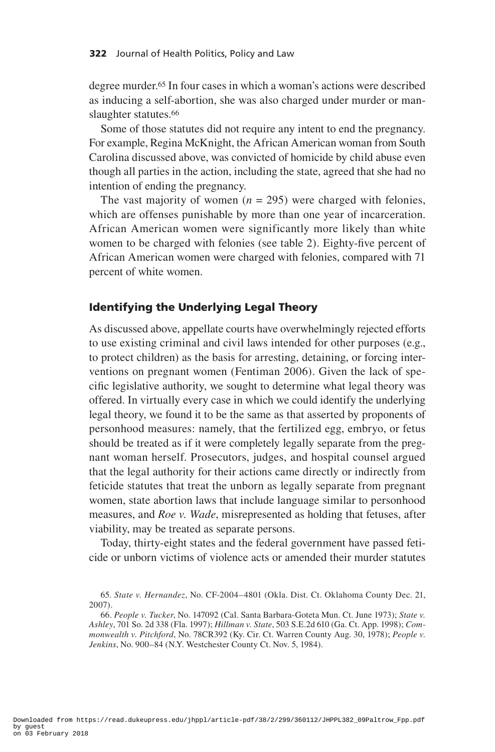degree murder.[65] In four cases in which a woman's actions were described as inducing a self-abortion, she was also charged under murder or manslaughter statutes.[66]

Some of those statutes did not require any intent to end the pregnancy. For example, Regina McKnight, the African American woman from South Carolina discussed above, was convicted of homicide by child abuse even though all parties in the action, including the state, agreed that she had no intention of ending the pregnancy.

The vast majority of women ($n$ = 295) were charged with felonies, which are offenses punishable by more than one year of incarceration. African American women were significantly more likely than white women to be charged with felonies (see table 2). Eighty-five percent of African American women were charged with felonies, compared with 71 percent of white women.

## Identifying the Underlying Legal Theory

As discussed above, appellate courts have overwhelmingly rejected efforts to use existing criminal and civil laws intended for other purposes (e.g., to protect children) as the basis for arresting, detaining, or forcing interventions on pregnant women (Fentiman 2006). Given the lack of specific legislative authority, we sought to determine what legal theory was offered. In virtually every case in which we could identify the underlying legal theory, we found it to be the same as that asserted by proponents of personhood measures: namely, that the fertilized egg, embryo, or fetus should be treated as if it were completely legally separate from the pregnant woman herself. Prosecutors, judges, and hospital counsel argued that the legal authority for their actions came directly or indirectly from feticide statutes that treat the unborn as legally separate from pregnant women, state abortion laws that include language similar to personhood measures, and *Roe v. Wade*, misrepresented as holding that fetuses, after viability, may be treated as separate persons.

Today, thirty-eight states and the federal government have passed feticide or unborn victims of violence acts or amended their murder statutes

65. *State v. Hernandez*, No. CF-2004–4801 (Okla. Dist. Ct. Oklahoma County Dec. 21, 2007).

66. *People v. Tucker*, No. 147092 (Cal. Santa Barbara-Goteta Mun. Ct. June 1973); *State v. Ashley*, 701 So. 2d 338 (Fla. 1997); *Hillman v. State*, 503 S.E.2d 610 (Ga. Ct. App. 1998); *Commonwealth v. Pitchford*, No. 78CR392 (Ky. Cir. Ct. Warren County Aug. 30, 1978); *People v. Jenkins*, No. 900–84 (N.Y. Westchester County Ct. Nov. 5, 1984).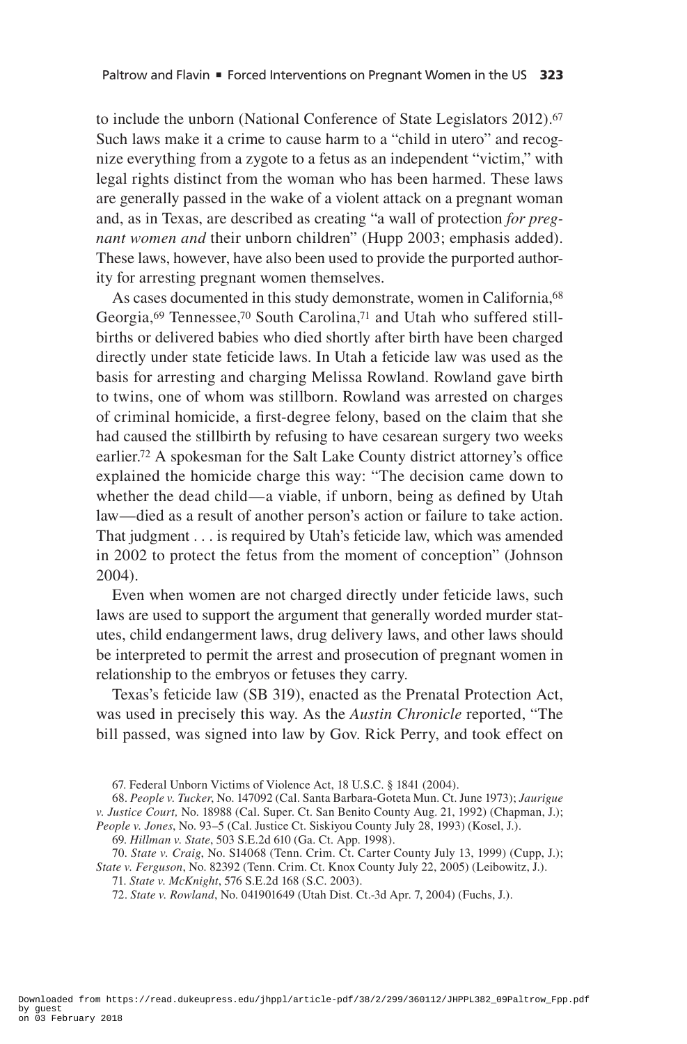to include the unborn (National Conference of State Legislators 2012).[67] Such laws make it a crime to cause harm to a "child in utero" and recognize everything from a zygote to a fetus as an independent "victim," with legal rights distinct from the woman who has been harmed. These laws are generally passed in the wake of a violent attack on a pregnant woman and, as in Texas, are described as creating "a wall of protection *for pregnant women and* their unborn children" (Hupp 2003; emphasis added). These laws, however, have also been used to provide the purported authority for arresting pregnant women themselves.

As cases documented in this study demonstrate, women in California,[68] Georgia,[69] Tennessee,[70] South Carolina,[71] and Utah who suffered stillbirths or delivered babies who died shortly after birth have been charged directly under state feticide laws. In Utah a feticide law was used as the basis for arresting and charging Melissa Rowland. Rowland gave birth to twins, one of whom was stillborn. Rowland was arrested on charges of criminal homicide, a first-degree felony, based on the claim that she had caused the stillbirth by refusing to have cesarean surgery two weeks earlier.[72] A spokesman for the Salt Lake County district attorney's office explained the homicide charge this way: "The decision came down to whether the dead child—a viable, if unborn, being as defined by Utah law—died as a result of another person's action or failure to take action. That judgment . . . is required by Utah's feticide law, which was amended in 2002 to protect the fetus from the moment of conception" (Johnson 2004).

Even when women are not charged directly under feticide laws, such laws are used to support the argument that generally worded murder statutes, child endangerment laws, drug delivery laws, and other laws should be interpreted to permit the arrest and prosecution of pregnant women in relationship to the embryos or fetuses they carry.

Texas's feticide law (SB 319), enacted as the Prenatal Protection Act, was used in precisely this way. As the *Austin Chronicle* reported, "The bill passed, was signed into law by Gov. Rick Perry, and took effect on

67. Federal Unborn Victims of Violence Act, 18 U.S.C. § 1841 (2004).

68. *People v. Tucker*, No. 147092 (Cal. Santa Barbara-Goteta Mun. Ct. June 1973); *Jaurigue v. Justice Court,* No. 18988 (Cal. Super. Ct. San Benito County Aug. 21, 1992) (Chapman, J.); *People v. Jones*, No. 93–5 (Cal. Justice Ct. Siskiyou County July 28, 1993) (Kosel, J.).

69. *Hillman v. State*, 503 S.E.2d 610 (Ga. Ct. App. 1998).

70. *State v. Craig*, No. S14068 (Tenn. Crim. Ct. Carter County July 13, 1999) (Cupp, J.); *State v. Ferguson*, No. 82392 (Tenn. Crim. Ct. Knox County July 22, 2005) (Leibowitz, J.).

71. *State v. McKnight*, 576 S.E.2d 168 (S.C. 2003).

72. *State v. Rowland*, No. 041901649 (Utah Dist. Ct.-3d Apr. 7, 2004) (Fuchs, J.).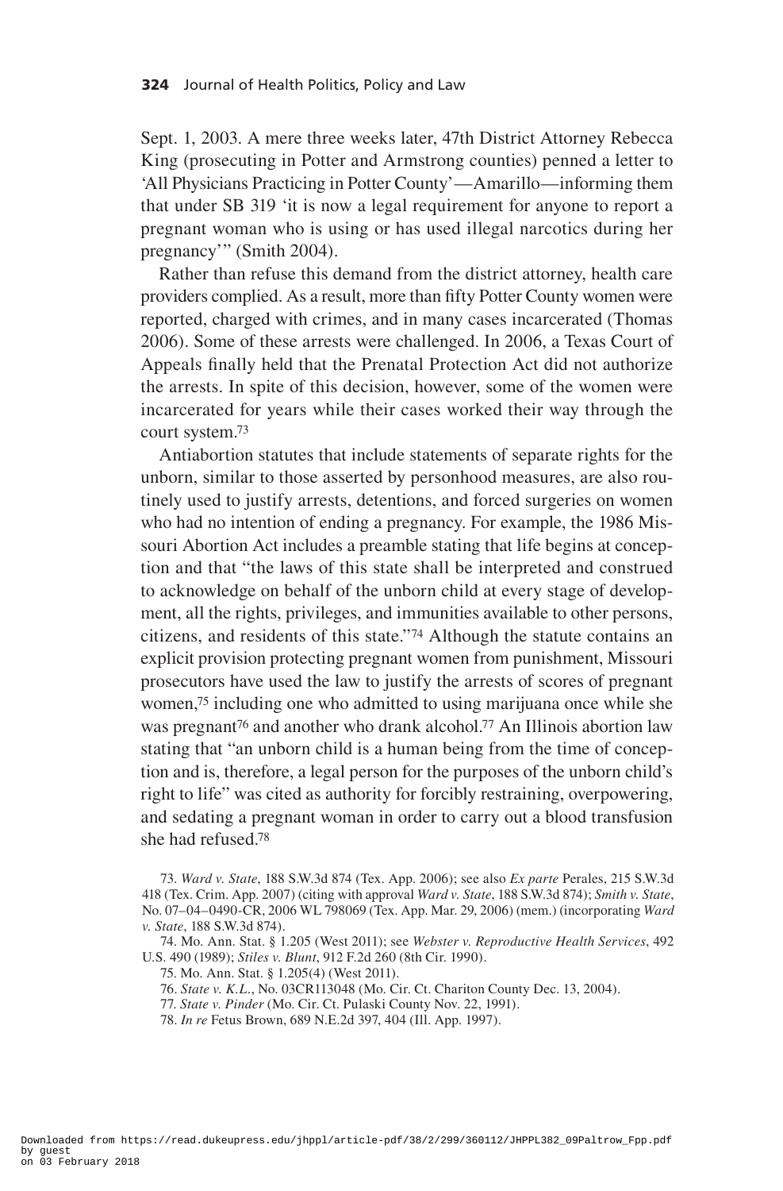Sept. 1, 2003. A mere three weeks later, 47th District Attorney Rebecca King (prosecuting in Potter and Armstrong counties) penned a letter to 'All Physicians Practicing in Potter County'—Amarillo—informing them that under SB 319 'it is now a legal requirement for anyone to report a pregnant woman who is using or has used illegal narcotics during her pregnancy'" (Smith 2004).

Rather than refuse this demand from the district attorney, health care providers complied. As a result, more than fifty Potter County women were reported, charged with crimes, and in many cases incarcerated (Thomas 2006). Some of these arrests were challenged. In 2006, a Texas Court of Appeals finally held that the Prenatal Protection Act did not authorize the arrests. In spite of this decision, however, some of the women were incarcerated for years while their cases worked their way through the court system.[73]

Antiabortion statutes that include statements of separate rights for the unborn, similar to those asserted by personhood measures, are also routinely used to justify arrests, detentions, and forced surgeries on women who had no intention of ending a pregnancy. For example, the 1986 Missouri Abortion Act includes a preamble stating that life begins at conception and that "the laws of this state shall be interpreted and construed to acknowledge on behalf of the unborn child at every stage of development, all the rights, privileges, and immunities available to other persons, citizens, and residents of this state."[74] Although the statute contains an explicit provision protecting pregnant women from punishment, Missouri prosecutors have used the law to justify the arrests of scores of pregnant women,[75] including one who admitted to using marijuana once while she was pregnant[76] and another who drank alcohol.[77] An Illinois abortion law stating that "an unborn child is a human being from the time of conception and is, therefore, a legal person for the purposes of the unborn child's right to life" was cited as authority for forcibly restraining, overpowering, and sedating a pregnant woman in order to carry out a blood transfusion she had refused.[78]

73. *Ward v. State*, 188 S.W.3d 874 (Tex. App. 2006); see also *Ex parte* Perales, 215 S.W.3d 418 (Tex. Crim. App. 2007) (citing with approval *Ward v. State*, 188 S.W.3d 874); *Smith v. State*, No. 07–04–0490-CR, 2006 WL 798069 (Tex. App. Mar. 29, 2006) (mem.) (incorporating *Ward v. State*, 188 S.W.3d 874).

74. Mo. Ann. Stat. § 1.205 (West 2011); see *Webster v. Reproductive Health Services*, 492 U.S. 490 (1989); *Stiles v. Blunt*, 912 F.2d 260 (8th Cir. 1990).

75. Mo. Ann. Stat. § 1.205(4) (West 2011).

76. *State v. K.L.*, No. 03CR113048 (Mo. Cir. Ct. Chariton County Dec. 13, 2004).

77. *State v. Pinder* (Mo. Cir. Ct. Pulaski County Nov. 22, 1991).

78. *In re* Fetus Brown, 689 N.E.2d 397, 404 (Ill. App. 1997).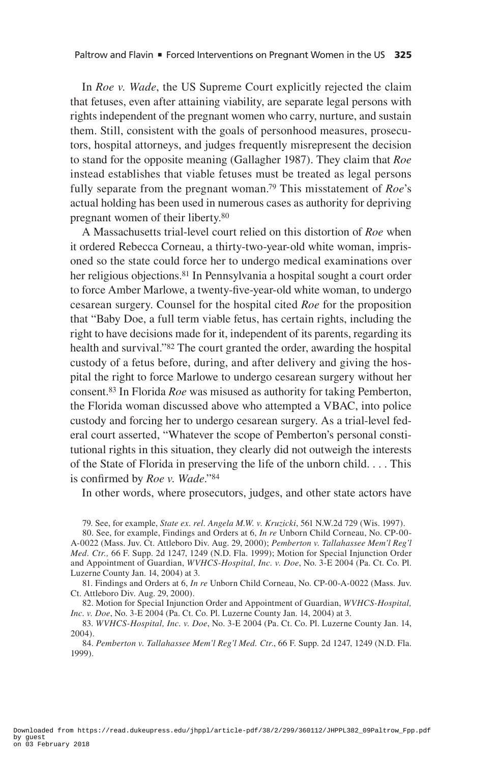In *Roe v. Wade*, the US Supreme Court explicitly rejected the claim that fetuses, even after attaining viability, are separate legal persons with rights independent of the pregnant women who carry, nurture, and sustain them. Still, consistent with the goals of personhood measures, prosecutors, hospital attorneys, and judges frequently misrepresent the decision to stand for the opposite meaning (Gallagher 1987). They claim that *Roe* instead establishes that viable fetuses must be treated as legal persons fully separate from the pregnant woman.[79] This misstatement of *Roe*'s actual holding has been used in numerous cases as authority for depriving pregnant women of their liberty.[80]

A Massachusetts trial-level court relied on this distortion of *Roe* when it ordered Rebecca Corneau, a thirty-two-year-old white woman, imprisoned so the state could force her to undergo medical examinations over her religious objections.[81] In Pennsylvania a hospital sought a court order to force Amber Marlowe, a twenty-five-year-old white woman, to undergo cesarean surgery. Counsel for the hospital cited *Roe* for the proposition that "Baby Doe, a full term viable fetus, has certain rights, including the right to have decisions made for it, independent of its parents, regarding its health and survival."[82] The court granted the order, awarding the hospital custody of a fetus before, during, and after delivery and giving the hospital the right to force Marlowe to undergo cesarean surgery without her consent.[83] In Florida *Roe* was misused as authority for taking Pemberton, the Florida woman discussed above who attempted a VBAC, into police custody and forcing her to undergo cesarean surgery. As a trial-level federal court asserted, "Whatever the scope of Pemberton's personal constitutional rights in this situation, they clearly did not outweigh the interests of the State of Florida in preserving the life of the unborn child. . . . This is confirmed by *Roe v. Wade*."[84]

In other words, where prosecutors, judges, and other state actors have

79. See, for example, *State ex. rel. Angela M.W. v. Kruzicki*, 561 N.W.2d 729 (Wis. 1997).

80. See, for example, Findings and Orders at 6, *In re* Unborn Child Corneau, No. CP-00-A-0022 (Mass. Juv. Ct. Attleboro Div. Aug. 29, 2000); *Pemberton v. Tallahassee Mem'l Reg'l Med. Ctr.,* 66 F. Supp. 2d 1247, 1249 (N.D. Fla. 1999); Motion for Special Injunction Order and Appointment of Guardian, *WVHCS-Hospital, Inc. v. Doe*, No. 3-E 2004 (Pa. Ct. Co. Pl. Luzerne County Jan. 14, 2004) at 3.

81. Findings and Orders at 6, *In re* Unborn Child Corneau, No. CP-00-A-0022 (Mass. Juv. Ct. Attleboro Div. Aug. 29, 2000).

82. Motion for Special Injunction Order and Appointment of Guardian, *WVHCS-Hospital, Inc. v. Doe*, No. 3-E 2004 (Pa. Ct. Co. Pl. Luzerne County Jan. 14, 2004) at 3.

83. *WVHCS-Hospital, Inc. v. Doe*, No. 3-E 2004 (Pa. Ct. Co. Pl. Luzerne County Jan. 14, 2004).

84. *Pemberton v. Tallahassee Mem'l Reg'l Med. Ctr.*, 66 F. Supp. 2d 1247, 1249 (N.D. Fla. 1999).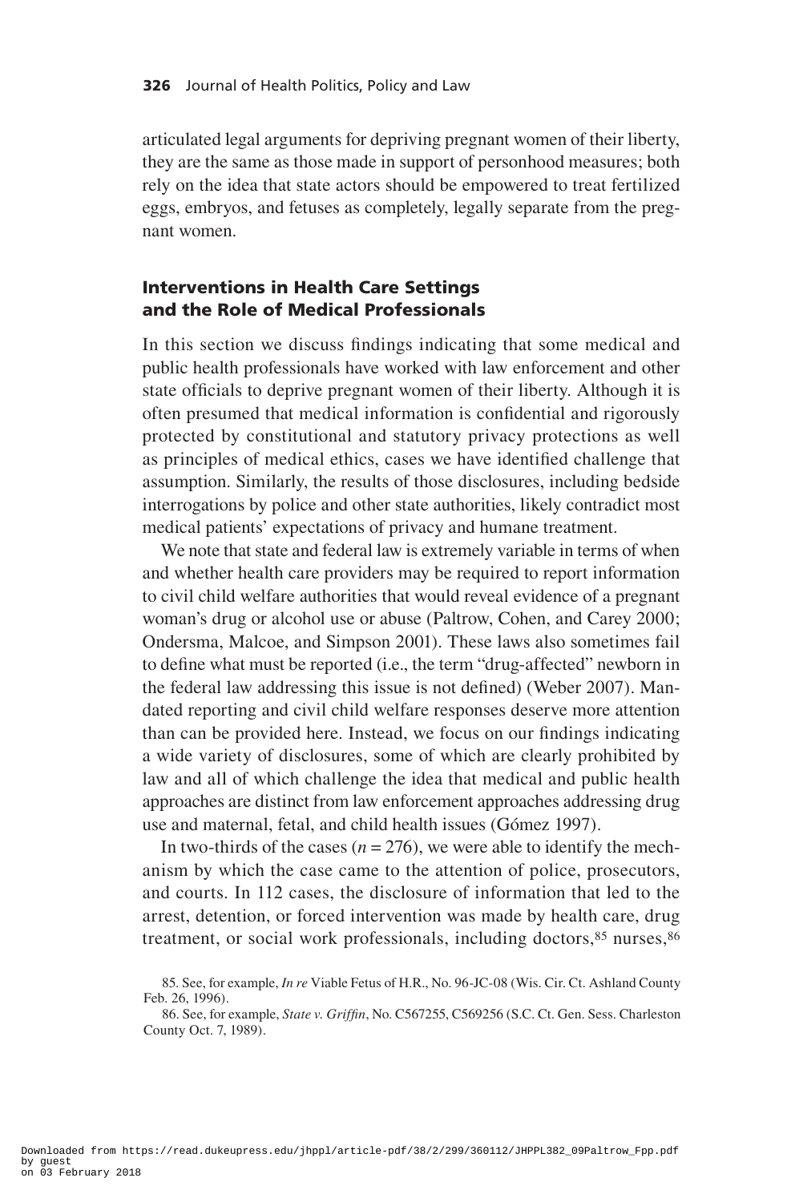articulated legal arguments for depriving pregnant women of their liberty, they are the same as those made in support of personhood measures; both rely on the idea that state actors should be empowered to treat fertilized eggs, embryos, and fetuses as completely, legally separate from the pregnant women.

## Interventions in Health Care Settings and the Role of Medical Professionals

In this section we discuss findings indicating that some medical and public health professionals have worked with law enforcement and other state officials to deprive pregnant women of their liberty. Although it is often presumed that medical information is confidential and rigorously protected by constitutional and statutory privacy protections as well as principles of medical ethics, cases we have identified challenge that assumption. Similarly, the results of those disclosures, including bedside interrogations by police and other state authorities, likely contradict most medical patients' expectations of privacy and humane treatment.

We note that state and federal law is extremely variable in terms of when and whether health care providers may be required to report information to civil child welfare authorities that would reveal evidence of a pregnant woman's drug or alcohol use or abuse (Paltrow, Cohen, and Carey 2000; Ondersma, Malcoe, and Simpson 2001). These laws also sometimes fail to define what must be reported (i.e., the term "drug-affected" newborn in the federal law addressing this issue is not defined) (Weber 2007). Mandated reporting and civil child welfare responses deserve more attention than can be provided here. Instead, we focus on our findings indicating a wide variety of disclosures, some of which are clearly prohibited by law and all of which challenge the idea that medical and public health approaches are distinct from law enforcement approaches addressing drug use and maternal, fetal, and child health issues (Gómez 1997).

In two-thirds of the cases ($n = 276$), we were able to identify the mechanism by which the case came to the attention of police, prosecutors, and courts. In 112 cases, the disclosure of information that led to the arrest, detention, or forced intervention was made by health care, drug treatment, or social work professionals, including doctors,[85] nurses,[86]

85. See, for example, *In re* Viable Fetus of H.R., No. 96-JC-08 (Wis. Cir. Ct. Ashland County Feb. 26, 1996).

86. See, for example, *State v. Griffin*, No. C567255, C569256 (S.C. Ct. Gen. Sess. Charleston County Oct. 7, 1989).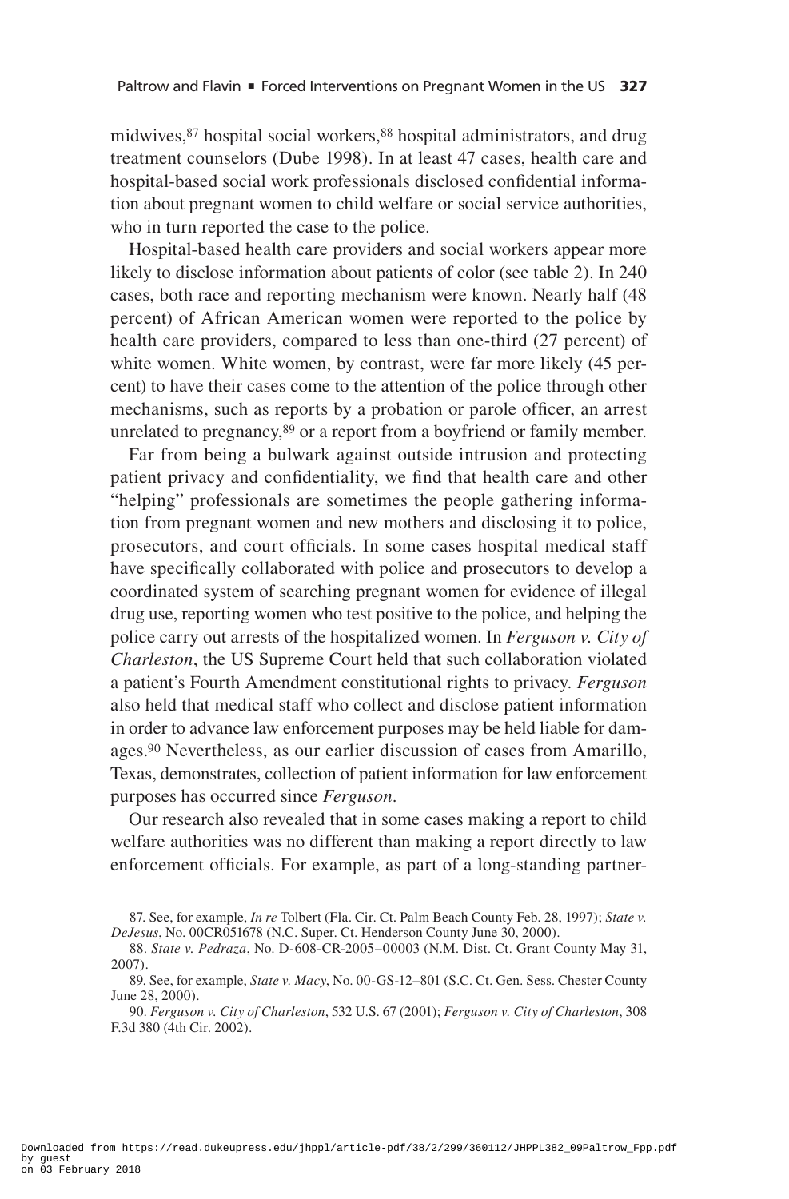midwives,[87] hospital social workers,[88] hospital administrators, and drug treatment counselors (Dube 1998). In at least 47 cases, health care and hospital-based social work professionals disclosed confidential information about pregnant women to child welfare or social service authorities, who in turn reported the case to the police.

Hospital-based health care providers and social workers appear more likely to disclose information about patients of color (see table 2). In 240 cases, both race and reporting mechanism were known. Nearly half (48 percent) of African American women were reported to the police by health care providers, compared to less than one-third (27 percent) of white women. White women, by contrast, were far more likely (45 percent) to have their cases come to the attention of the police through other mechanisms, such as reports by a probation or parole officer, an arrest unrelated to pregnancy,[89] or a report from a boyfriend or family member.

Far from being a bulwark against outside intrusion and protecting patient privacy and confidentiality, we find that health care and other "helping" professionals are sometimes the people gathering information from pregnant women and new mothers and disclosing it to police, prosecutors, and court officials. In some cases hospital medical staff have specifically collaborated with police and prosecutors to develop a coordinated system of searching pregnant women for evidence of illegal drug use, reporting women who test positive to the police, and helping the police carry out arrests of the hospitalized women. In *Ferguson v. City of Charleston*, the US Supreme Court held that such collaboration violated a patient's Fourth Amendment constitutional rights to privacy. *Ferguson* also held that medical staff who collect and disclose patient information in order to advance law enforcement purposes may be held liable for damages.[90] Nevertheless, as our earlier discussion of cases from Amarillo, Texas, demonstrates, collection of patient information for law enforcement purposes has occurred since *Ferguson*.

Our research also revealed that in some cases making a report to child welfare authorities was no different than making a report directly to law enforcement officials. For example, as part of a long-standing partner-

87. See, for example, *In re* Tolbert (Fla. Cir. Ct. Palm Beach County Feb. 28, 1997); *State v. DeJesus*, No. 00CR051678 (N.C. Super. Ct. Henderson County June 30, 2000).

88. *State v. Pedraza*, No. D-608-CR-2005–00003 (N.M. Dist. Ct. Grant County May 31, 2007).

89. See, for example, *State v. Macy*, No. 00-GS-12–801 (S.C. Ct. Gen. Sess. Chester County June 28, 2000).

90. *Ferguson v. City of Charleston*, 532 U.S. 67 (2001); *Ferguson v. City of Charleston*, 308 F.3d 380 (4th Cir. 2002).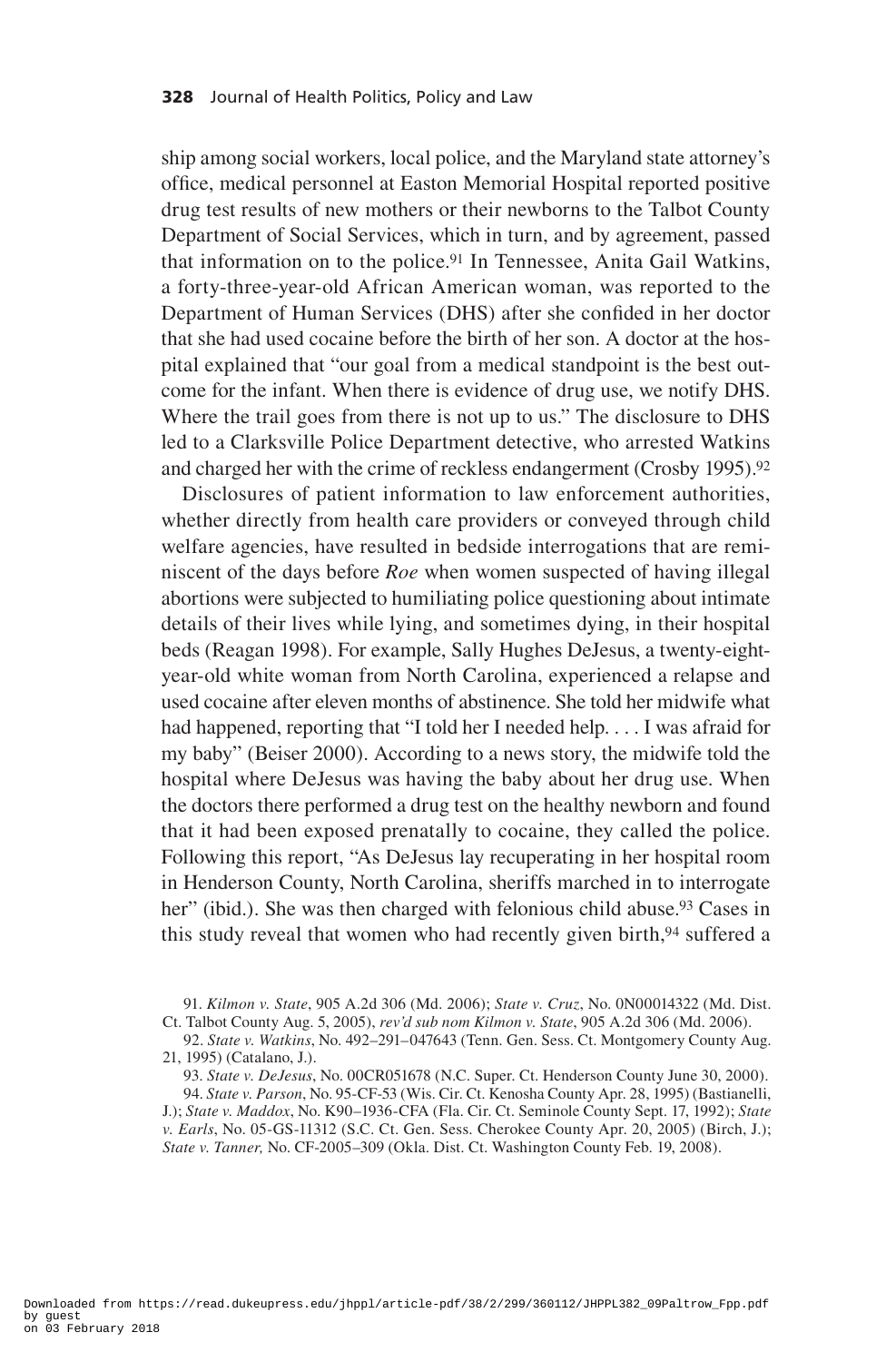ship among social workers, local police, and the Maryland state attorney's office, medical personnel at Easton Memorial Hospital reported positive drug test results of new mothers or their newborns to the Talbot County Department of Social Services, which in turn, and by agreement, passed that information on to the police.[91] In Tennessee, Anita Gail Watkins, a forty-three-year-old African American woman, was reported to the Department of Human Services (DHS) after she confided in her doctor that she had used cocaine before the birth of her son. A doctor at the hospital explained that "our goal from a medical standpoint is the best outcome for the infant. When there is evidence of drug use, we notify DHS. Where the trail goes from there is not up to us." The disclosure to DHS led to a Clarksville Police Department detective, who arrested Watkins and charged her with the crime of reckless endangerment (Crosby 1995).[92]

Disclosures of patient information to law enforcement authorities, whether directly from health care providers or conveyed through child welfare agencies, have resulted in bedside interrogations that are reminiscent of the days before *Roe* when women suspected of having illegal abortions were subjected to humiliating police questioning about intimate details of their lives while lying, and sometimes dying, in their hospital beds (Reagan 1998). For example, Sally Hughes DeJesus, a twenty-eight-year-old white woman from North Carolina, experienced a relapse and used cocaine after eleven months of abstinence. She told her midwife what had happened, reporting that "I told her I needed help. . . . I was afraid for my baby" (Beiser 2000). According to a news story, the midwife told the hospital where DeJesus was having the baby about her drug use. When the doctors there performed a drug test on the healthy newborn and found that it had been exposed prenatally to cocaine, they called the police. Following this report, "As DeJesus lay recuperating in her hospital room in Henderson County, North Carolina, sheriffs marched in to interrogate her" (ibid.). She was then charged with felonious child abuse.[93] Cases in this study reveal that women who had recently given birth,[94] suffered a

91. *Kilmon v. State*, 905 A.2d 306 (Md. 2006); *State v. Cruz*, No. 0N00014322 (Md. Dist. Ct. Talbot County Aug. 5, 2005), *rev'd sub nom Kilmon v. State*, 905 A.2d 306 (Md. 2006).

92. *State v. Watkins*, No. 492–291–047643 (Tenn. Gen. Sess. Ct. Montgomery County Aug. 21, 1995) (Catalano, J.).

93. *State v. DeJesus*, No. 00CR051678 (N.C. Super. Ct. Henderson County June 30, 2000).

94. *State v. Parson*, No. 95-CF-53 (Wis. Cir. Ct. Kenosha County Apr. 28, 1995) (Bastianelli, J.); *State v. Maddox*, No. K90–1936-CFA (Fla. Cir. Ct. Seminole County Sept. 17, 1992); *State v. Earls*, No. 05-GS-11312 (S.C. Ct. Gen. Sess. Cherokee County Apr. 20, 2005) (Birch, J.); *State v. Tanner,* No. CF-2005–309 (Okla. Dist. Ct. Washington County Feb. 19, 2008).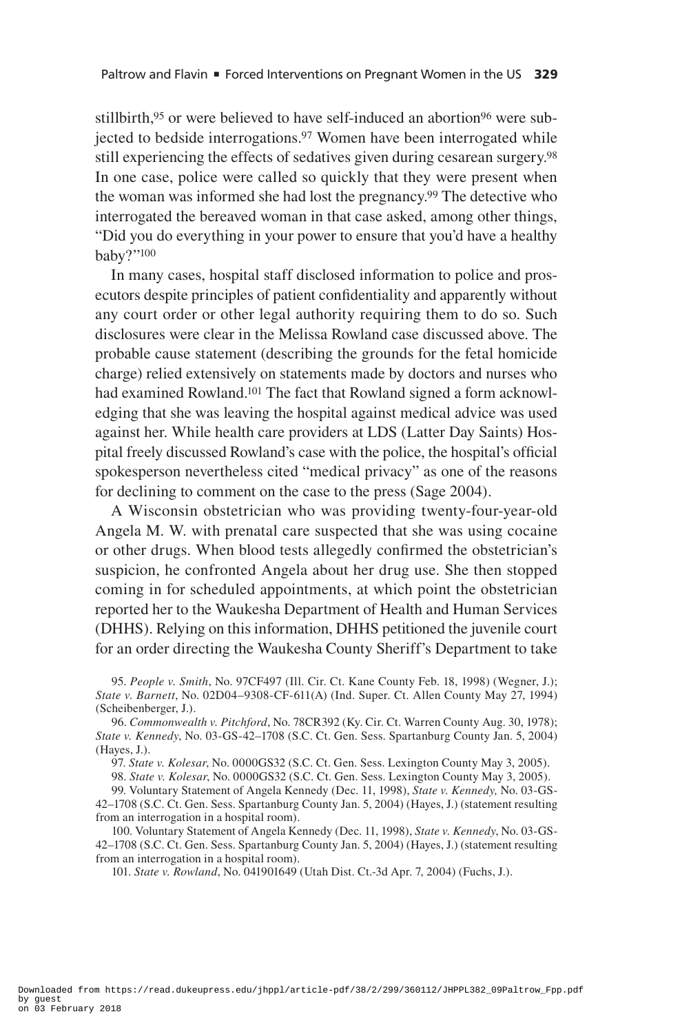stillbirth,[95] or were believed to have self-induced an abortion[96] were subjected to bedside interrogations.[97] Women have been interrogated while still experiencing the effects of sedatives given during cesarean surgery.[98] In one case, police were called so quickly that they were present when the woman was informed she had lost the pregnancy.[99] The detective who interrogated the bereaved woman in that case asked, among other things, "Did you do everything in your power to ensure that you'd have a healthy baby?"[100]

In many cases, hospital staff disclosed information to police and prosecutors despite principles of patient confidentiality and apparently without any court order or other legal authority requiring them to do so. Such disclosures were clear in the Melissa Rowland case discussed above. The probable cause statement (describing the grounds for the fetal homicide charge) relied extensively on statements made by doctors and nurses who had examined Rowland.[101] The fact that Rowland signed a form acknowledging that she was leaving the hospital against medical advice was used against her. While health care providers at LDS (Latter Day Saints) Hospital freely discussed Rowland's case with the police, the hospital's official spokesperson nevertheless cited "medical privacy" as one of the reasons for declining to comment on the case to the press (Sage 2004).

A Wisconsin obstetrician who was providing twenty-four-year-old Angela M. W. with prenatal care suspected that she was using cocaine or other drugs. When blood tests allegedly confirmed the obstetrician's suspicion, he confronted Angela about her drug use. She then stopped coming in for scheduled appointments, at which point the obstetrician reported her to the Waukesha Department of Health and Human Services (DHHS). Relying on this information, DHHS petitioned the juvenile court for an order directing the Waukesha County Sheriff's Department to take

95. *People v. Smith*, No. 97CF497 (Ill. Cir. Ct. Kane County Feb. 18, 1998) (Wegner, J.); *State v. Barnett*, No. 02D04–9308-CF-611(A) (Ind. Super. Ct. Allen County May 27, 1994) (Scheibenberger, J.).

96. *Commonwealth v. Pitchford*, No. 78CR392 (Ky. Cir. Ct. Warren County Aug. 30, 1978); *State v. Kennedy*, No. 03-GS-42–1708 (S.C. Ct. Gen. Sess. Spartanburg County Jan. 5, 2004) (Hayes, J.).

97. *State v. Kolesar*, No. 0000GS32 (S.C. Ct. Gen. Sess. Lexington County May 3, 2005).

98. *State v. Kolesar*, No. 0000GS32 (S.C. Ct. Gen. Sess. Lexington County May 3, 2005).

99. Voluntary Statement of Angela Kennedy (Dec. 11, 1998), *State v. Kennedy,* No. 03-GS-42–1708 (S.C. Ct. Gen. Sess. Spartanburg County Jan. 5, 2004) (Hayes, J.) (statement resulting from an interrogation in a hospital room).

100. Voluntary Statement of Angela Kennedy (Dec. 11, 1998), *State v. Kennedy*, No. 03-GS-42–1708 (S.C. Ct. Gen. Sess. Spartanburg County Jan. 5, 2004) (Hayes, J.) (statement resulting from an interrogation in a hospital room).

101. *State v. Rowland*, No. 041901649 (Utah Dist. Ct.-3d Apr. 7, 2004) (Fuchs, J.).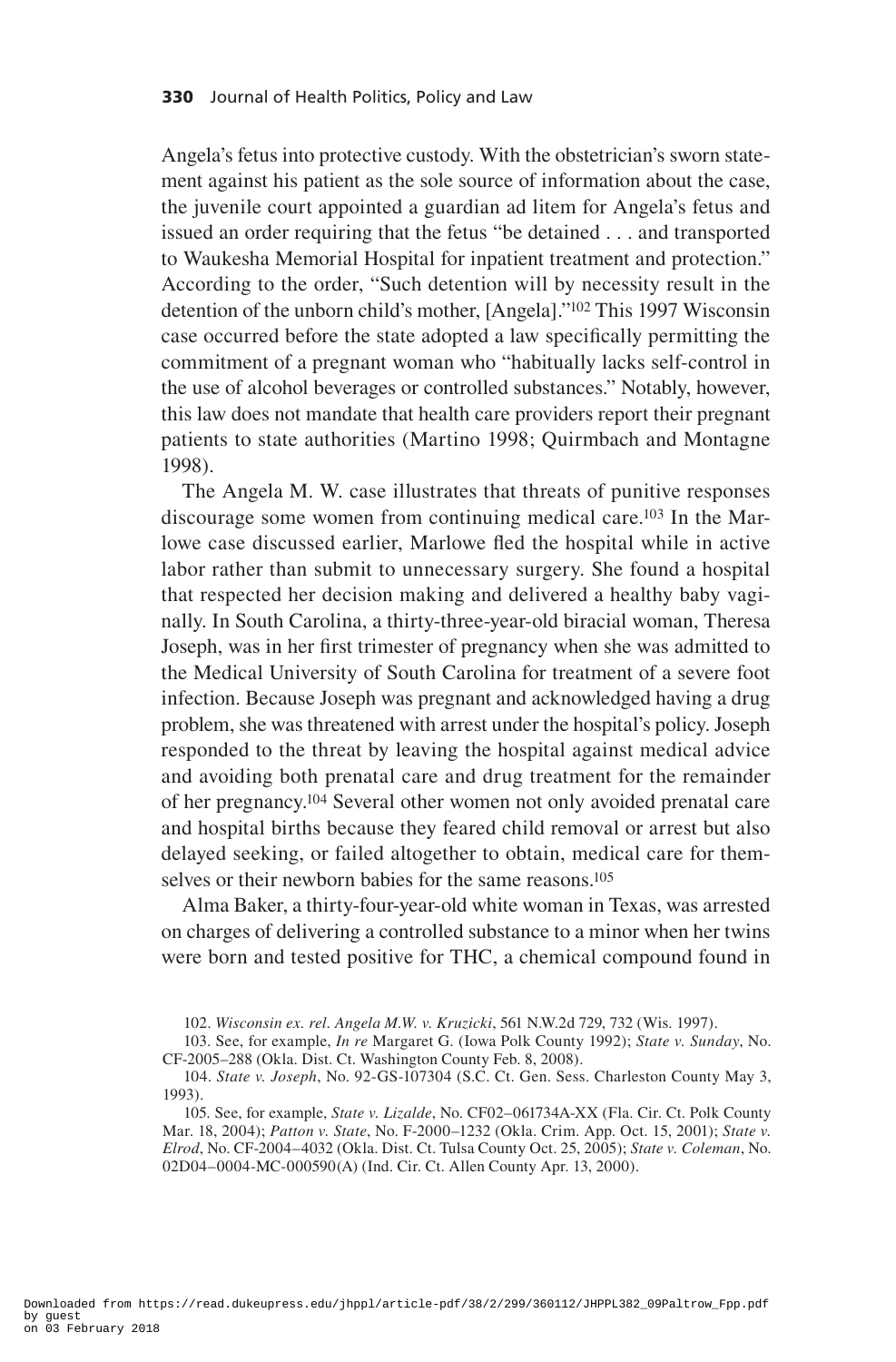Angela's fetus into protective custody. With the obstetrician's sworn statement against his patient as the sole source of information about the case, the juvenile court appointed a guardian ad litem for Angela's fetus and issued an order requiring that the fetus "be detained . . . and transported to Waukesha Memorial Hospital for inpatient treatment and protection." According to the order, "Such detention will by necessity result in the detention of the unborn child's mother, [Angela]."[102] This 1997 Wisconsin case occurred before the state adopted a law specifically permitting the commitment of a pregnant woman who "habitually lacks self-control in the use of alcohol beverages or controlled substances." Notably, however, this law does not mandate that health care providers report their pregnant patients to state authorities (Martino 1998; Quirmbach and Montagne 1998).

The Angela M. W. case illustrates that threats of punitive responses discourage some women from continuing medical care.[103] In the Marlowe case discussed earlier, Marlowe fled the hospital while in active labor rather than submit to unnecessary surgery. She found a hospital that respected her decision making and delivered a healthy baby vaginally. In South Carolina, a thirty-three-year-old biracial woman, Theresa Joseph, was in her first trimester of pregnancy when she was admitted to the Medical University of South Carolina for treatment of a severe foot infection. Because Joseph was pregnant and acknowledged having a drug problem, she was threatened with arrest under the hospital's policy. Joseph responded to the threat by leaving the hospital against medical advice and avoiding both prenatal care and drug treatment for the remainder of her pregnancy.[104] Several other women not only avoided prenatal care and hospital births because they feared child removal or arrest but also delayed seeking, or failed altogether to obtain, medical care for themselves or their newborn babies for the same reasons.[105]

Alma Baker, a thirty-four-year-old white woman in Texas, was arrested on charges of delivering a controlled substance to a minor when her twins were born and tested positive for THC, a chemical compound found in

102. *Wisconsin ex. rel. Angela M.W. v. Kruzicki*, 561 N.W.2d 729, 732 (Wis. 1997).

103. See, for example, *In re* Margaret G. (Iowa Polk County 1992); *State v. Sunday*, No. CF-2005–288 (Okla. Dist. Ct. Washington County Feb. 8, 2008).

104. *State v. Joseph*, No. 92-GS-107304 (S.C. Ct. Gen. Sess. Charleston County May 3, 1993).

105. See, for example, *State v. Lizalde*, No. CF02–061734A-XX (Fla. Cir. Ct. Polk County Mar. 18, 2004); *Patton v. State*, No. F-2000–1232 (Okla. Crim. App. Oct. 15, 2001); *State v. Elrod*, No. CF-2004–4032 (Okla. Dist. Ct. Tulsa County Oct. 25, 2005); *State v. Coleman*, No. 02D04–0004-MC-000590(A) (Ind. Cir. Ct. Allen County Apr. 13, 2000).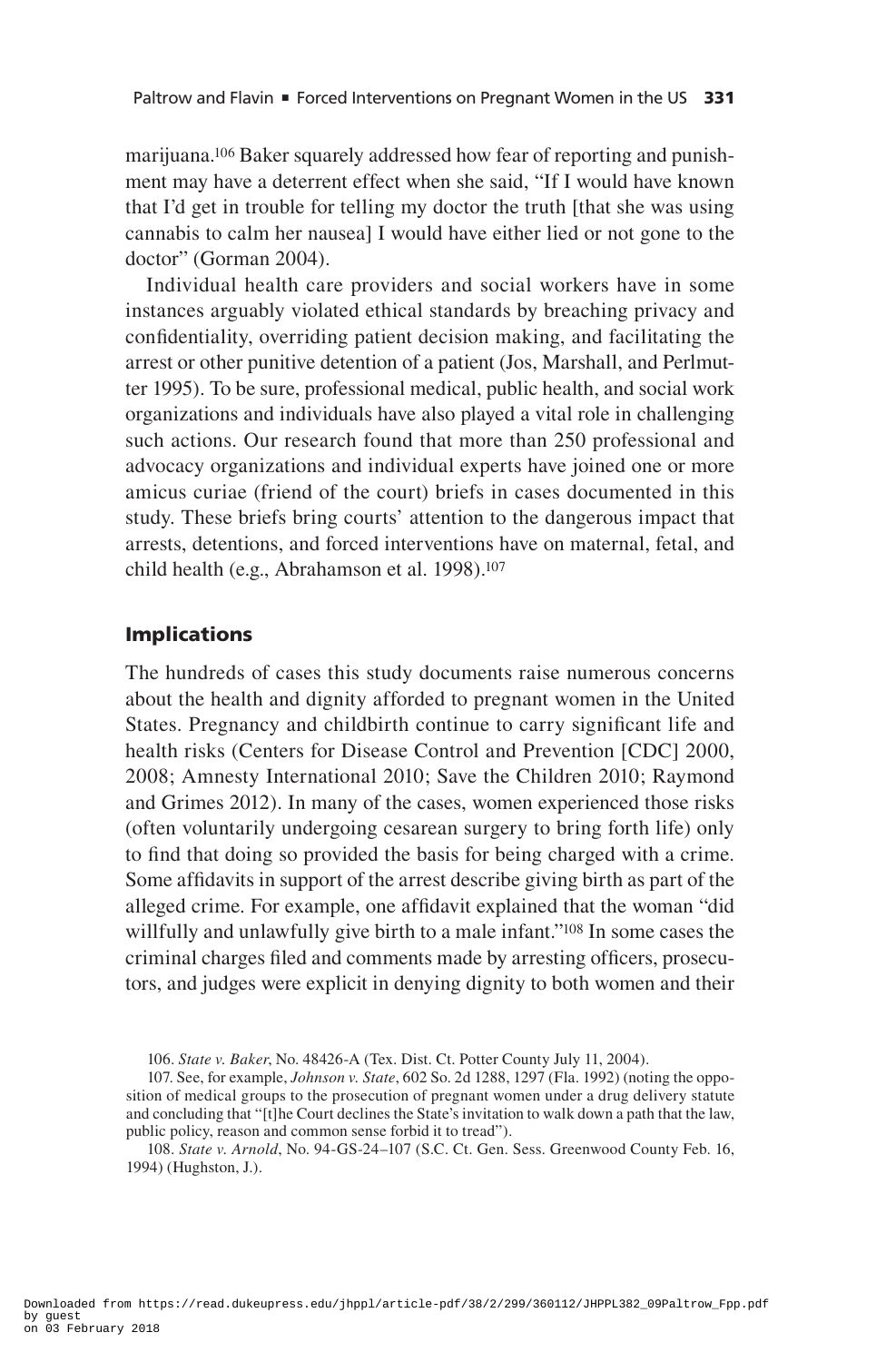marijuana.[106] Baker squarely addressed how fear of reporting and punishment may have a deterrent effect when she said, "If I would have known that I'd get in trouble for telling my doctor the truth [that she was using cannabis to calm her nausea] I would have either lied or not gone to the doctor" (Gorman 2004).

Individual health care providers and social workers have in some instances arguably violated ethical standards by breaching privacy and confidentiality, overriding patient decision making, and facilitating the arrest or other punitive detention of a patient (Jos, Marshall, and Perlmutter 1995). To be sure, professional medical, public health, and social work organizations and individuals have also played a vital role in challenging such actions. Our research found that more than 250 professional and advocacy organizations and individual experts have joined one or more amicus curiae (friend of the court) briefs in cases documented in this study. These briefs bring courts' attention to the dangerous impact that arrests, detentions, and forced interventions have on maternal, fetal, and child health (e.g., Abrahamson et al. 1998).[107]

## Implications

The hundreds of cases this study documents raise numerous concerns about the health and dignity afforded to pregnant women in the United States. Pregnancy and childbirth continue to carry significant life and health risks (Centers for Disease Control and Prevention [CDC] 2000, 2008; Amnesty International 2010; Save the Children 2010; Raymond and Grimes 2012). In many of the cases, women experienced those risks (often voluntarily undergoing cesarean surgery to bring forth life) only to find that doing so provided the basis for being charged with a crime. Some affidavits in support of the arrest describe giving birth as part of the alleged crime. For example, one affidavit explained that the woman "did willfully and unlawfully give birth to a male infant."[108] In some cases the criminal charges filed and comments made by arresting officers, prosecutors, and judges were explicit in denying dignity to both women and their

106. *State v. Baker*, No. 48426-A (Tex. Dist. Ct. Potter County July 11, 2004).

107. See, for example, *Johnson v. State*, 602 So. 2d 1288, 1297 (Fla. 1992) (noting the opposition of medical groups to the prosecution of pregnant women under a drug delivery statute and concluding that "[t]he Court declines the State's invitation to walk down a path that the law, public policy, reason and common sense forbid it to tread").

108. *State v. Arnold*, No. 94-GS-24–107 (S.C. Ct. Gen. Sess. Greenwood County Feb. 16, 1994) (Hughston, J.).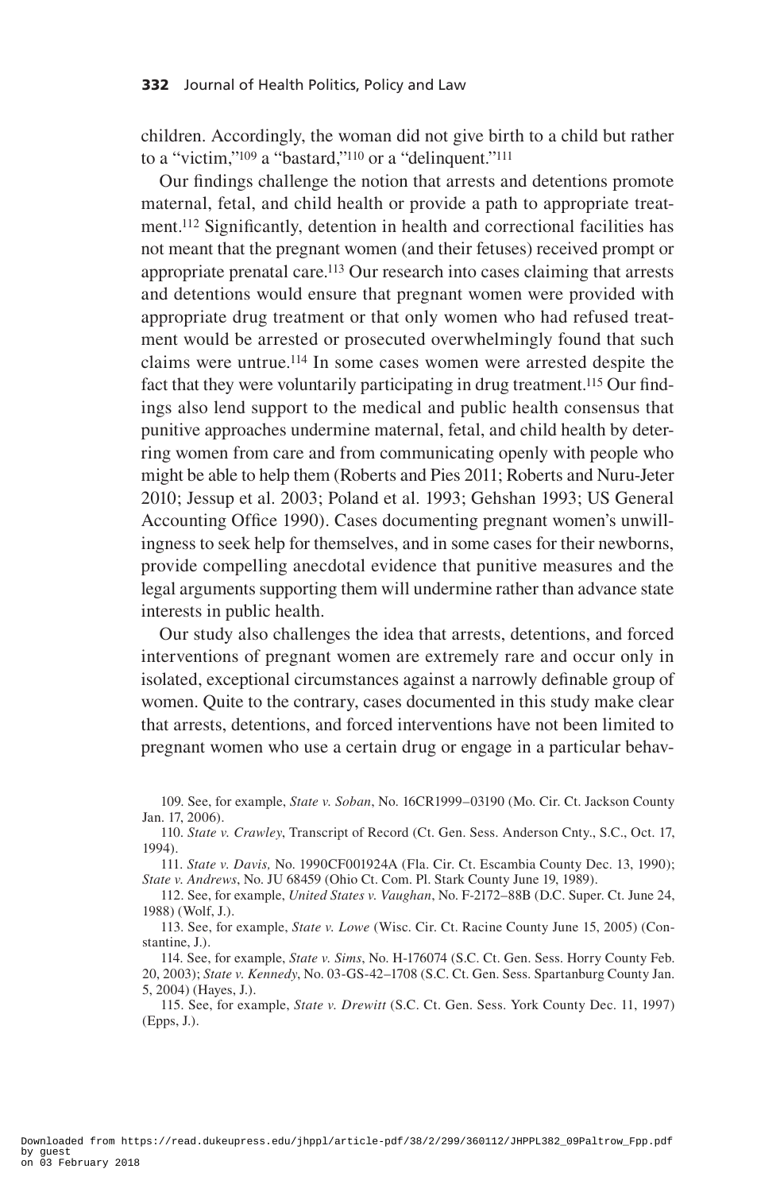children. Accordingly, the woman did not give birth to a child but rather to a "victim,"[109] a "bastard,"[110] or a "delinquent."[111]

Our findings challenge the notion that arrests and detentions promote maternal, fetal, and child health or provide a path to appropriate treatment.[112] Significantly, detention in health and correctional facilities has not meant that the pregnant women (and their fetuses) received prompt or appropriate prenatal care.[113] Our research into cases claiming that arrests and detentions would ensure that pregnant women were provided with appropriate drug treatment or that only women who had refused treatment would be arrested or prosecuted overwhelmingly found that such claims were untrue.[114] In some cases women were arrested despite the fact that they were voluntarily participating in drug treatment.[115] Our findings also lend support to the medical and public health consensus that punitive approaches undermine maternal, fetal, and child health by deterring women from care and from communicating openly with people who might be able to help them (Roberts and Pies 2011; Roberts and Nuru-Jeter 2010; Jessup et al. 2003; Poland et al. 1993; Gehshan 1993; US General Accounting Office 1990). Cases documenting pregnant women's unwillingness to seek help for themselves, and in some cases for their newborns, provide compelling anecdotal evidence that punitive measures and the legal arguments supporting them will undermine rather than advance state interests in public health.

Our study also challenges the idea that arrests, detentions, and forced interventions of pregnant women are extremely rare and occur only in isolated, exceptional circumstances against a narrowly definable group of women. Quite to the contrary, cases documented in this study make clear that arrests, detentions, and forced interventions have not been limited to pregnant women who use a certain drug or engage in a particular behav-

109. See, for example, *State v. Soban*, No. 16CR1999–03190 (Mo. Cir. Ct. Jackson County Jan. 17, 2006).

110. *State v. Crawley*, Transcript of Record (Ct. Gen. Sess. Anderson Cnty., S.C., Oct. 17, 1994).

111. *State v. Davis,* No. 1990CF001924A (Fla. Cir. Ct. Escambia County Dec. 13, 1990); *State v. Andrews*, No. JU 68459 (Ohio Ct. Com. Pl. Stark County June 19, 1989).

112. See, for example, *United States v. Vaughan*, No. F-2172–88B (D.C. Super. Ct. June 24, 1988) (Wolf, J.).

113. See, for example, *State v. Lowe* (Wisc. Cir. Ct. Racine County June 15, 2005) (Constantine, J.).

114. See, for example, *State v. Sims*, No. H-176074 (S.C. Ct. Gen. Sess. Horry County Feb. 20, 2003); *State v. Kennedy*, No. 03-GS-42–1708 (S.C. Ct. Gen. Sess. Spartanburg County Jan. 5, 2004) (Hayes, J.).

115. See, for example, *State v. Drewitt* (S.C. Ct. Gen. Sess. York County Dec. 11, 1997) (Epps, J.).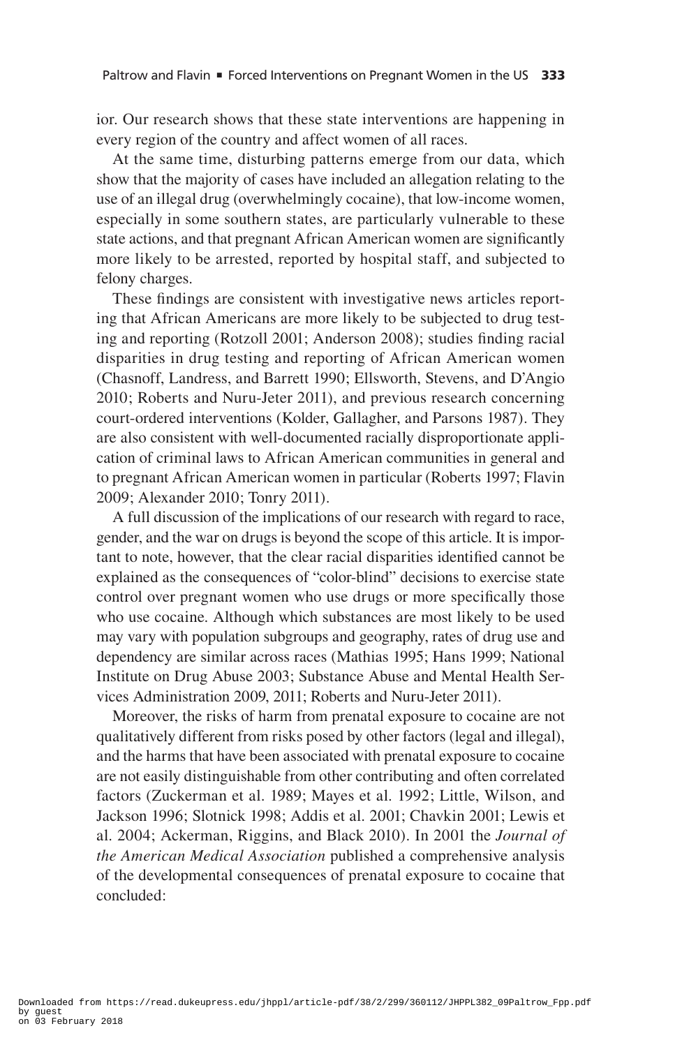ior. Our research shows that these state interventions are happening in every region of the country and affect women of all races.

At the same time, disturbing patterns emerge from our data, which show that the majority of cases have included an allegation relating to the use of an illegal drug (overwhelmingly cocaine), that low-income women, especially in some southern states, are particularly vulnerable to these state actions, and that pregnant African American women are significantly more likely to be arrested, reported by hospital staff, and subjected to felony charges.

These findings are consistent with investigative news articles reporting that African Americans are more likely to be subjected to drug testing and reporting (Rotzoll 2001; Anderson 2008); studies finding racial disparities in drug testing and reporting of African American women (Chasnoff, Landress, and Barrett 1990; Ellsworth, Stevens, and D'Angio 2010; Roberts and Nuru-Jeter 2011), and previous research concerning court-ordered interventions (Kolder, Gallagher, and Parsons 1987). They are also consistent with well-documented racially disproportionate application of criminal laws to African American communities in general and to pregnant African American women in particular (Roberts 1997; Flavin 2009; Alexander 2010; Tonry 2011).

A full discussion of the implications of our research with regard to race, gender, and the war on drugs is beyond the scope of this article. It is important to note, however, that the clear racial disparities identified cannot be explained as the consequences of "color-blind" decisions to exercise state control over pregnant women who use drugs or more specifically those who use cocaine. Although which substances are most likely to be used may vary with population subgroups and geography, rates of drug use and dependency are similar across races (Mathias 1995; Hans 1999; National Institute on Drug Abuse 2003; Substance Abuse and Mental Health Services Administration 2009, 2011; Roberts and Nuru-Jeter 2011).

Moreover, the risks of harm from prenatal exposure to cocaine are not qualitatively different from risks posed by other factors (legal and illegal), and the harms that have been associated with prenatal exposure to cocaine are not easily distinguishable from other contributing and often correlated factors (Zuckerman et al. 1989; Mayes et al. 1992; Little, Wilson, and Jackson 1996; Slotnick 1998; Addis et al. 2001; Chavkin 2001; Lewis et al. 2004; Ackerman, Riggins, and Black 2010). In 2001 the *Journal of the American Medical Association* published a comprehensive analysis of the developmental consequences of prenatal exposure to cocaine that concluded: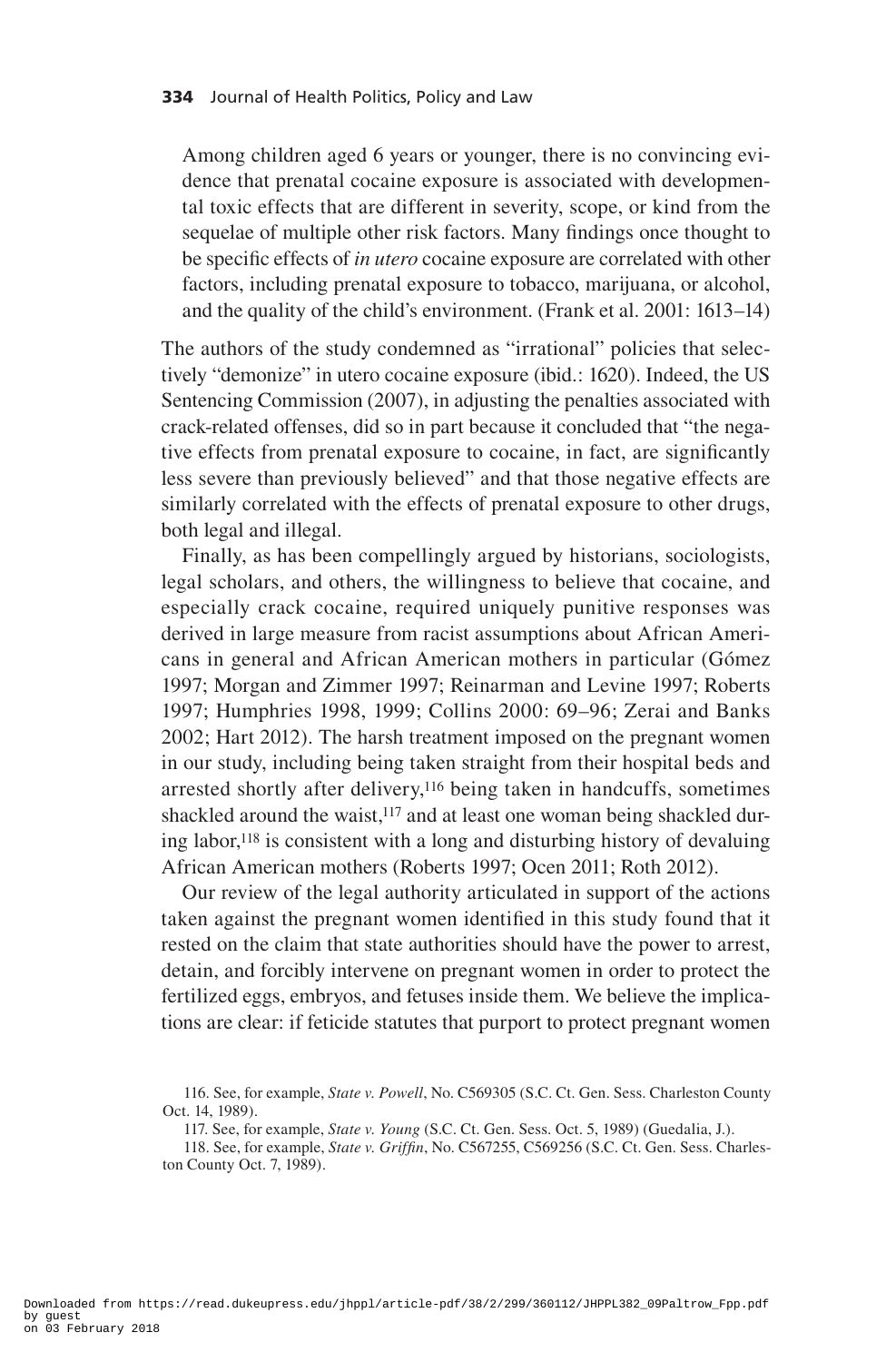> Among children aged 6 years or younger, there is no convincing evidence that prenatal cocaine exposure is associated with developmental toxic effects that are different in severity, scope, or kind from the sequelae of multiple other risk factors. Many findings once thought to be specific effects of *in utero* cocaine exposure are correlated with other factors, including prenatal exposure to tobacco, marijuana, or alcohol, and the quality of the child's environment. (Frank et al. 2001: 1613–14)

The authors of the study condemned as "irrational" policies that selectively "demonize" in utero cocaine exposure (ibid.: 1620). Indeed, the US Sentencing Commission (2007), in adjusting the penalties associated with crack-related offenses, did so in part because it concluded that "the negative effects from prenatal exposure to cocaine, in fact, are significantly less severe than previously believed" and that those negative effects are similarly correlated with the effects of prenatal exposure to other drugs, both legal and illegal.

Finally, as has been compellingly argued by historians, sociologists, legal scholars, and others, the willingness to believe that cocaine, and especially crack cocaine, required uniquely punitive responses was derived in large measure from racist assumptions about African Americans in general and African American mothers in particular (Gómez 1997; Morgan and Zimmer 1997; Reinarman and Levine 1997; Roberts 1997; Humphries 1998, 1999; Collins 2000: 69–96; Zerai and Banks 2002; Hart 2012). The harsh treatment imposed on the pregnant women in our study, including being taken straight from their hospital beds and arrested shortly after delivery,[116] being taken in handcuffs, sometimes shackled around the waist,[117] and at least one woman being shackled during labor,[118] is consistent with a long and disturbing history of devaluing African American mothers (Roberts 1997; Ocen 2011; Roth 2012).

Our review of the legal authority articulated in support of the actions taken against the pregnant women identified in this study found that it rested on the claim that state authorities should have the power to arrest, detain, and forcibly intervene on pregnant women in order to protect the fertilized eggs, embryos, and fetuses inside them. We believe the implications are clear: if feticide statutes that purport to protect pregnant women

116. See, for example, *State v. Powell*, No. C569305 (S.C. Ct. Gen. Sess. Charleston County Oct. 14, 1989).

117. See, for example, *State v. Young* (S.C. Ct. Gen. Sess. Oct. 5, 1989) (Guedalia, J.).

118. See, for example, *State v. Griffin*, No. C567255, C569256 (S.C. Ct. Gen. Sess. Charleston County Oct. 7, 1989).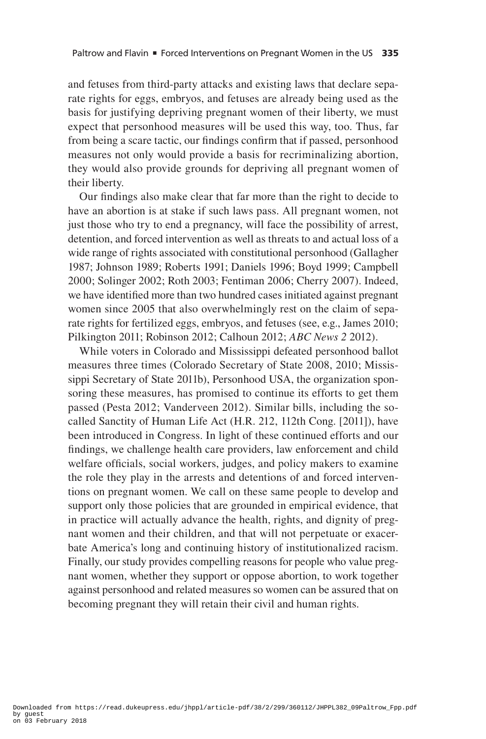and fetuses from third-party attacks and existing laws that declare separate rights for eggs, embryos, and fetuses are already being used as the basis for justifying depriving pregnant women of their liberty, we must expect that personhood measures will be used this way, too. Thus, far from being a scare tactic, our findings confirm that if passed, personhood measures not only would provide a basis for recriminalizing abortion, they would also provide grounds for depriving all pregnant women of their liberty.

Our findings also make clear that far more than the right to decide to have an abortion is at stake if such laws pass. All pregnant women, not just those who try to end a pregnancy, will face the possibility of arrest, detention, and forced intervention as well as threats to and actual loss of a wide range of rights associated with constitutional personhood (Gallagher 1987; Johnson 1989; Roberts 1991; Daniels 1996; Boyd 1999; Campbell 2000; Solinger 2002; Roth 2003; Fentiman 2006; Cherry 2007). Indeed, we have identified more than two hundred cases initiated against pregnant women since 2005 that also overwhelmingly rest on the claim of separate rights for fertilized eggs, embryos, and fetuses (see, e.g., James 2010; Pilkington 2011; Robinson 2012; Calhoun 2012; *ABC News 2* 2012).

While voters in Colorado and Mississippi defeated personhood ballot measures three times (Colorado Secretary of State 2008, 2010; Mississippi Secretary of State 2011b), Personhood USA, the organization sponsoring these measures, has promised to continue its efforts to get them passed (Pesta 2012; Vanderveen 2012). Similar bills, including the so-called Sanctity of Human Life Act (H.R. 212, 112th Cong. [2011]), have been introduced in Congress. In light of these continued efforts and our findings, we challenge health care providers, law enforcement and child welfare officials, social workers, judges, and policy makers to examine the role they play in the arrests and detentions of and forced interventions on pregnant women. We call on these same people to develop and support only those policies that are grounded in empirical evidence, that in practice will actually advance the health, rights, and dignity of pregnant women and their children, and that will not perpetuate or exacerbate America's long and continuing history of institutionalized racism. Finally, our study provides compelling reasons for people who value pregnant women, whether they support or oppose abortion, to work together against personhood and related measures so women can be assured that on becoming pregnant they will retain their civil and human rights.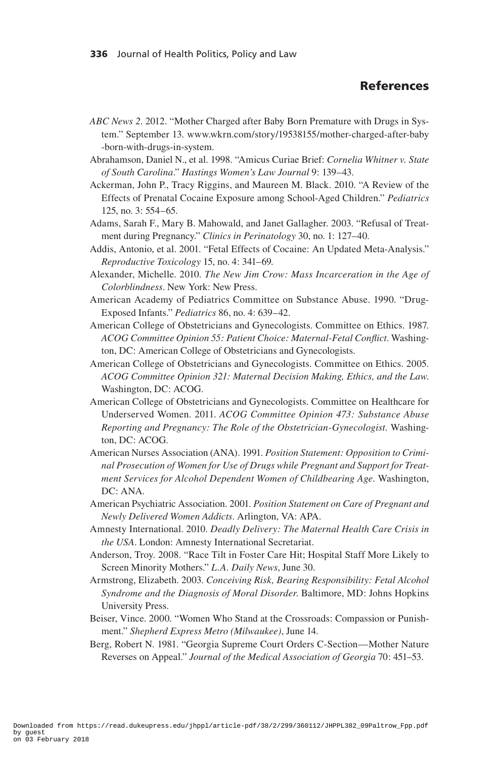## References

*ABC News 2*. 2012. "Mother Charged after Baby Born Premature with Drugs in System." September 13. www.wkrn.com/story/19538155/mother-charged-after-baby-born-with-drugs-in-system.

Abrahamson, Daniel N., et al. 1998. "Amicus Curiae Brief: *Cornelia Whitner v. State of South Carolina*." *Hastings Women's Law Journal* 9: 139–43.

Ackerman, John P., Tracy Riggins, and Maureen M. Black. 2010. "A Review of the Effects of Prenatal Cocaine Exposure among School-Aged Children." *Pediatrics* 125, no. 3: 554–65.

Adams, Sarah F., Mary B. Mahowald, and Janet Gallagher. 2003. "Refusal of Treatment during Pregnancy." *Clinics in Perinatology* 30, no. 1: 127–40.

Addis, Antonio, et al. 2001. "Fetal Effects of Cocaine: An Updated Meta-Analysis." *Reproductive Toxicology* 15, no. 4: 341–69.

Alexander, Michelle. 2010. *The New Jim Crow: Mass Incarceration in the Age of Colorblindness*. New York: New Press.

American Academy of Pediatrics Committee on Substance Abuse. 1990. "Drug-Exposed Infants." *Pediatrics* 86, no. 4: 639–42.

American College of Obstetricians and Gynecologists. Committee on Ethics. 1987. *ACOG Committee Opinion 55: Patient Choice: Maternal-Fetal Conflict*. Washington, DC: American College of Obstetricians and Gynecologists.

American College of Obstetricians and Gynecologists. Committee on Ethics. 2005. *ACOG Committee Opinion 321: Maternal Decision Making, Ethics, and the Law*. Washington, DC: ACOG.

American College of Obstetricians and Gynecologists. Committee on Healthcare for Underserved Women. 2011. *ACOG Committee Opinion 473: Substance Abuse Reporting and Pregnancy: The Role of the Obstetrician-Gynecologist*. Washington, DC: ACOG.

American Nurses Association (ANA). 1991. *Position Statement: Opposition to Criminal Prosecution of Women for Use of Drugs while Pregnant and Support for Treatment Services for Alcohol Dependent Women of Childbearing Age*. Washington, DC: ANA.

American Psychiatric Association. 2001. *Position Statement on Care of Pregnant and Newly Delivered Women Addicts*. Arlington, VA: APA.

Amnesty International. 2010. *Deadly Delivery: The Maternal Health Care Crisis in the USA*. London: Amnesty International Secretariat.

Anderson, Troy. 2008. "Race Tilt in Foster Care Hit; Hospital Staff More Likely to Screen Minority Mothers." *L.A. Daily News*, June 30.

Armstrong, Elizabeth. 2003. *Conceiving Risk, Bearing Responsibility: Fetal Alcohol Syndrome and the Diagnosis of Moral Disorder*. Baltimore, MD: Johns Hopkins University Press.

Beiser, Vince. 2000. "Women Who Stand at the Crossroads: Compassion or Punishment." *Shepherd Express Metro (Milwaukee)*, June 14.

Berg, Robert N. 1981. "Georgia Supreme Court Orders C-Section—Mother Nature Reverses on Appeal." *Journal of the Medical Association of Georgia* 70: 451–53.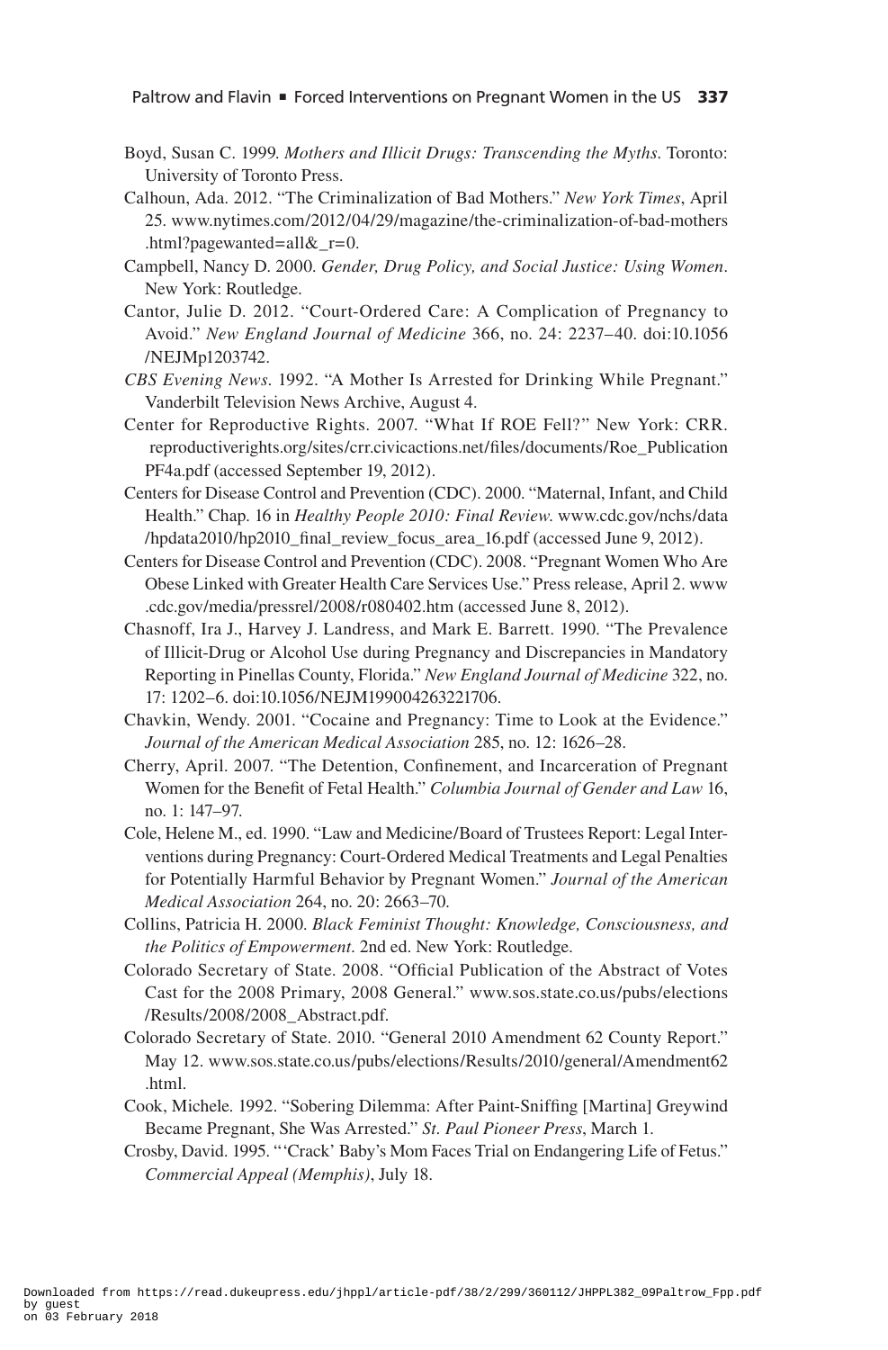Boyd, Susan C. 1999. *Mothers and Illicit Drugs: Transcending the Myths*. Toronto: University of Toronto Press.

Calhoun, Ada. 2012. "The Criminalization of Bad Mothers." *New York Times*, April 25. www.nytimes.com/2012/04/29/magazine/the-criminalization-of-bad-mothers.html?pagewanted=all&_r=0.

Campbell, Nancy D. 2000. *Gender, Drug Policy, and Social Justice: Using Women*. New York: Routledge.

Cantor, Julie D. 2012. "Court-Ordered Care: A Complication of Pregnancy to Avoid." *New England Journal of Medicine* 366, no. 24: 2237–40. doi:10.1056/NEJMp1203742.

*CBS Evening News*. 1992. "A Mother Is Arrested for Drinking While Pregnant." Vanderbilt Television News Archive, August 4.

Center for Reproductive Rights. 2007. "What If ROE Fell?" New York: CRR. reproductiverights.org/sites/crr.civicactions.net/files/documents/Roe_PublicationPF4a.pdf (accessed September 19, 2012).

Centers for Disease Control and Prevention (CDC). 2000. "Maternal, Infant, and Child Health." Chap. 16 in *Healthy People 2010: Final Review*. www.cdc.gov/nchs/data/hpdata2010/hp2010_final_review_focus_area_16.pdf (accessed June 9, 2012).

Centers for Disease Control and Prevention (CDC). 2008. "Pregnant Women Who Are Obese Linked with Greater Health Care Services Use." Press release, April 2. www.cdc.gov/media/pressrel/2008/r080402.htm (accessed June 8, 2012).

Chasnoff, Ira J., Harvey J. Landress, and Mark E. Barrett. 1990. "The Prevalence of Illicit-Drug or Alcohol Use during Pregnancy and Discrepancies in Mandatory Reporting in Pinellas County, Florida." *New England Journal of Medicine* 322, no. 17: 1202–6. doi:10.1056/NEJM199004263221706.

Chavkin, Wendy. 2001. "Cocaine and Pregnancy: Time to Look at the Evidence." *Journal of the American Medical Association* 285, no. 12: 1626–28.

Cherry, April. 2007. "The Detention, Confinement, and Incarceration of Pregnant Women for the Benefit of Fetal Health." *Columbia Journal of Gender and Law* 16, no. 1: 147–97.

Cole, Helene M., ed. 1990. "Law and Medicine/Board of Trustees Report: Legal Interventions during Pregnancy: Court-Ordered Medical Treatments and Legal Penalties for Potentially Harmful Behavior by Pregnant Women." *Journal of the American Medical Association* 264, no. 20: 2663–70.

Collins, Patricia H. 2000. *Black Feminist Thought: Knowledge, Consciousness, and the Politics of Empowerment*. 2nd ed. New York: Routledge.

Colorado Secretary of State. 2008. "Official Publication of the Abstract of Votes Cast for the 2008 Primary, 2008 General." www.sos.state.co.us/pubs/elections/Results/2008/2008_Abstract.pdf.

Colorado Secretary of State. 2010. "General 2010 Amendment 62 County Report." May 12. www.sos.state.co.us/pubs/elections/Results/2010/general/Amendment62.html.

Cook, Michele. 1992. "Sobering Dilemma: After Paint-Sniffing [Martina] Greywind Became Pregnant, She Was Arrested." *St. Paul Pioneer Press*, March 1.

Crosby, David. 1995. "'Crack' Baby's Mom Faces Trial on Endangering Life of Fetus." *Commercial Appeal (Memphis)*, July 18.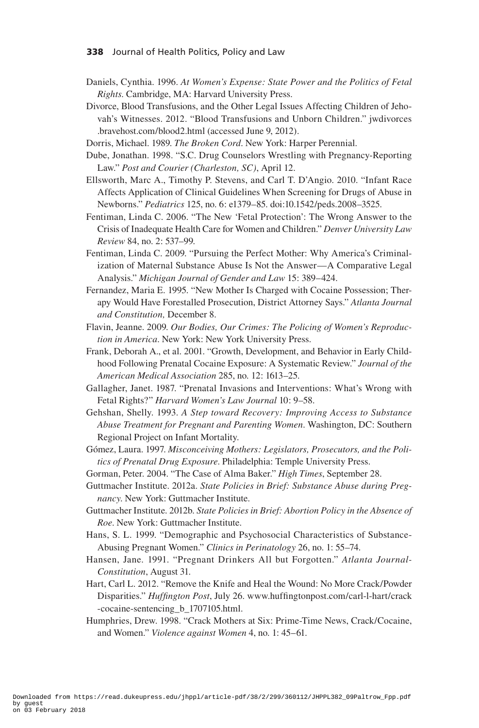Daniels, Cynthia. 1996. *At Women's Expense: State Power and the Politics of Fetal Rights*. Cambridge, MA: Harvard University Press.

Divorce, Blood Transfusions, and the Other Legal Issues Affecting Children of Jehovah's Witnesses. 2012. "Blood Transfusions and Unborn Children." jwdivorces.bravehost.com/blood2.html (accessed June 9, 2012).

Dorris, Michael. 1989. *The Broken Cord*. New York: Harper Perennial.

Dube, Jonathan. 1998. "S.C. Drug Counselors Wrestling with Pregnancy-Reporting Law." *Post and Courier (Charleston, SC)*, April 12.

Ellsworth, Marc A., Timothy P. Stevens, and Carl T. D'Angio. 2010. "Infant Race Affects Application of Clinical Guidelines When Screening for Drugs of Abuse in Newborns." *Pediatrics* 125, no. 6: e1379–85. doi:10.1542/peds.2008–3525.

Fentiman, Linda C. 2006. "The New 'Fetal Protection': The Wrong Answer to the Crisis of Inadequate Health Care for Women and Children." *Denver University Law Review* 84, no. 2: 537–99.

Fentiman, Linda C. 2009. "Pursuing the Perfect Mother: Why America's Criminalization of Maternal Substance Abuse Is Not the Answer—A Comparative Legal Analysis." *Michigan Journal of Gender and Law* 15: 389–424.

Fernandez, Maria E. 1995. "New Mother Is Charged with Cocaine Possession; Therapy Would Have Forestalled Prosecution, District Attorney Says." *Atlanta Journal and Constitution,* December 8.

Flavin, Jeanne. 2009. *Our Bodies, Our Crimes: The Policing of Women's Reproduction in America*. New York: New York University Press.

Frank, Deborah A., et al. 2001. "Growth, Development, and Behavior in Early Childhood Following Prenatal Cocaine Exposure: A Systematic Review." *Journal of the American Medical Association* 285, no. 12: 1613–25.

Gallagher, Janet. 1987. "Prenatal Invasions and Interventions: What's Wrong with Fetal Rights?" *Harvard Women's Law Journal* 10: 9–58.

Gehshan, Shelly. 1993. *A Step toward Recovery: Improving Access to Substance Abuse Treatment for Pregnant and Parenting Women*. Washington, DC: Southern Regional Project on Infant Mortality.

Gómez, Laura. 1997. *Misconceiving Mothers: Legislators, Prosecutors, and the Politics of Prenatal Drug Exposure*. Philadelphia: Temple University Press.

Gorman, Peter. 2004. "The Case of Alma Baker." *High Times*, September 28.

Guttmacher Institute. 2012a. *State Policies in Brief: Substance Abuse during Pregnancy*. New York: Guttmacher Institute.

Guttmacher Institute. 2012b. *State Policies in Brief: Abortion Policy in the Absence of Roe*. New York: Guttmacher Institute.

Hans, S. L. 1999. "Demographic and Psychosocial Characteristics of Substance-Abusing Pregnant Women." *Clinics in Perinatology* 26, no. 1: 55–74.

Hansen, Jane. 1991. "Pregnant Drinkers All but Forgotten." *Atlanta Journal-Constitution*, August 31.

Hart, Carl L. 2012. "Remove the Knife and Heal the Wound: No More Crack/Powder Disparities." *Huffington Post*, July 26. www.huffingtonpost.com/carl-l-hart/crack-cocaine-sentencing_b_1707105.html.

Humphries, Drew. 1998. "Crack Mothers at Six: Prime-Time News, Crack/Cocaine, and Women." *Violence against Women* 4, no. 1: 45–61.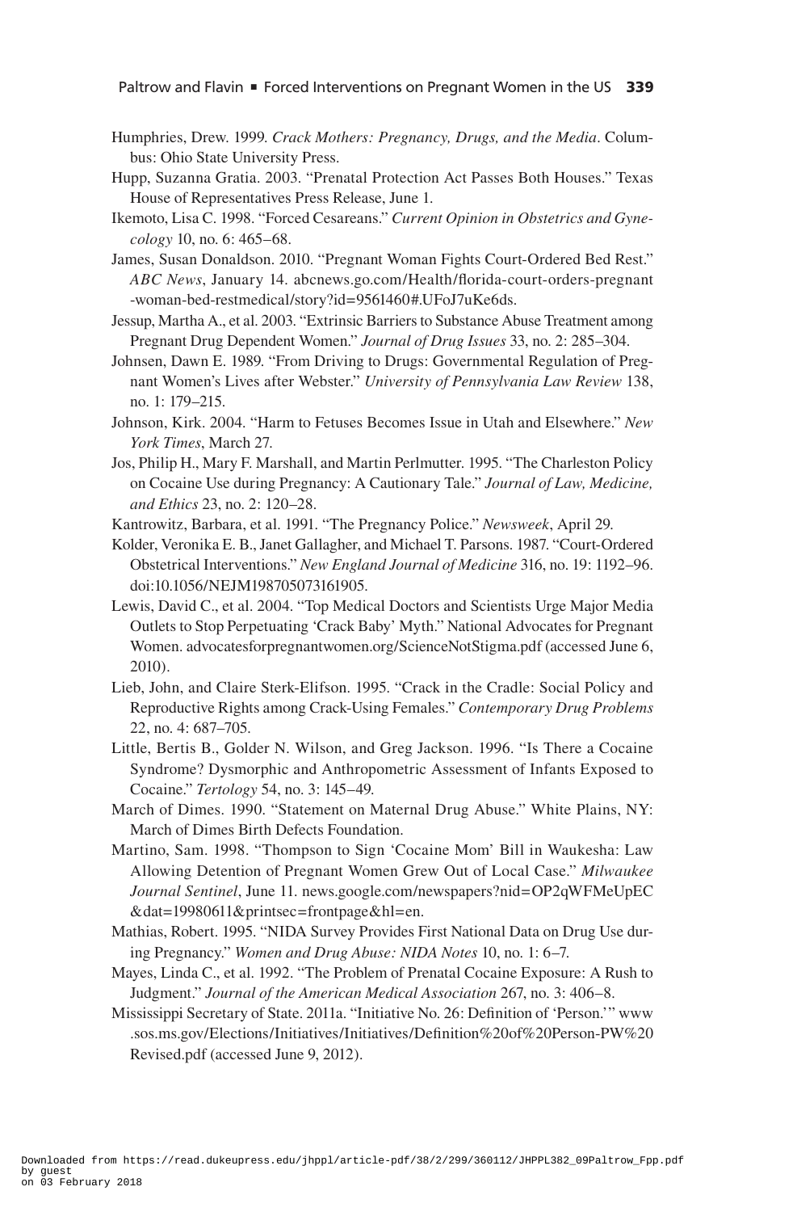Humphries, Drew. 1999. *Crack Mothers: Pregnancy, Drugs, and the Media*. Columbus: Ohio State University Press.

Hupp, Suzanna Gratia. 2003. "Prenatal Protection Act Passes Both Houses." Texas House of Representatives Press Release, June 1.

Ikemoto, Lisa C. 1998. "Forced Cesareans." *Current Opinion in Obstetrics and Gynecology* 10, no. 6: 465–68.

James, Susan Donaldson. 2010. "Pregnant Woman Fights Court-Ordered Bed Rest." *ABC News*, January 14. abcnews.go.com/Health/florida-court-orders-pregnant-woman-bed-restmedical/story?id=9561460#.UFoJ7uKe6ds.

Jessup, Martha A., et al. 2003. "Extrinsic Barriers to Substance Abuse Treatment among Pregnant Drug Dependent Women." *Journal of Drug Issues* 33, no. 2: 285–304.

Johnsen, Dawn E. 1989. "From Driving to Drugs: Governmental Regulation of Pregnant Women's Lives after Webster." *University of Pennsylvania Law Review* 138, no. 1: 179–215.

Johnson, Kirk. 2004. "Harm to Fetuses Becomes Issue in Utah and Elsewhere." *New York Times*, March 27.

Jos, Philip H., Mary F. Marshall, and Martin Perlmutter. 1995. "The Charleston Policy on Cocaine Use during Pregnancy: A Cautionary Tale." *Journal of Law, Medicine, and Ethics* 23, no. 2: 120–28.

Kantrowitz, Barbara, et al. 1991. "The Pregnancy Police." *Newsweek*, April 29.

Kolder, Veronika E. B., Janet Gallagher, and Michael T. Parsons. 1987. "Court-Ordered Obstetrical Interventions." *New England Journal of Medicine* 316, no. 19: 1192–96. doi:10.1056/NEJM198705073161905.

Lewis, David C., et al. 2004. "Top Medical Doctors and Scientists Urge Major Media Outlets to Stop Perpetuating 'Crack Baby' Myth." National Advocates for Pregnant Women. advocatesforpregnantwomen.org/ScienceNotStigma.pdf (accessed June 6, 2010).

Lieb, John, and Claire Sterk-Elifson. 1995. "Crack in the Cradle: Social Policy and Reproductive Rights among Crack-Using Females." *Contemporary Drug Problems* 22, no. 4: 687–705.

Little, Bertis B., Golder N. Wilson, and Greg Jackson. 1996. "Is There a Cocaine Syndrome? Dysmorphic and Anthropometric Assessment of Infants Exposed to Cocaine." *Tertology* 54, no. 3: 145–49.

March of Dimes. 1990. "Statement on Maternal Drug Abuse." White Plains, NY: March of Dimes Birth Defects Foundation.

Martino, Sam. 1998. "Thompson to Sign 'Cocaine Mom' Bill in Waukesha: Law Allowing Detention of Pregnant Women Grew Out of Local Case." *Milwaukee Journal Sentinel*, June 11. news.google.com/newspapers?nid=OP2qWFMeUpEC&dat=19980611&printsec=frontpage&hl=en.

Mathias, Robert. 1995. "NIDA Survey Provides First National Data on Drug Use during Pregnancy." *Women and Drug Abuse: NIDA Notes* 10, no. 1: 6–7.

Mayes, Linda C., et al. 1992. "The Problem of Prenatal Cocaine Exposure: A Rush to Judgment." *Journal of the American Medical Association* 267, no. 3: 406–8.

Mississippi Secretary of State. 2011a. "Initiative No. 26: Definition of 'Person.'" www.sos.ms.gov/Elections/Initiatives/Initiatives/Definition%20of%20Person-PW%20Revised.pdf (accessed June 9, 2012).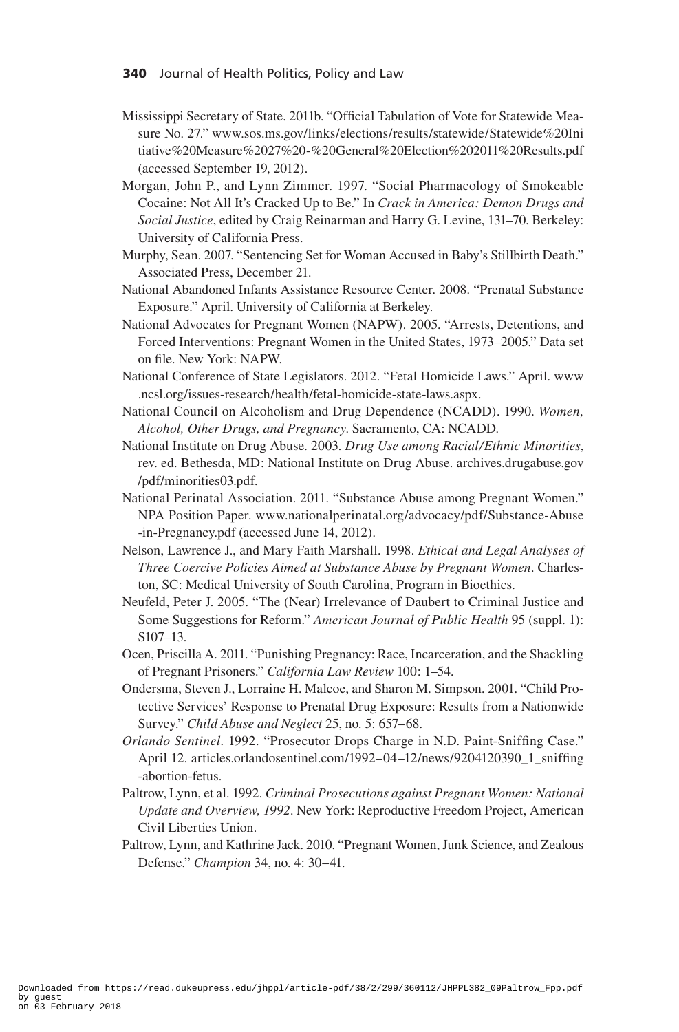Mississippi Secretary of State. 2011b. "Official Tabulation of Vote for Statewide Measure No. 27." www.sos.ms.gov/links/elections/results/statewide/Statewide%20Initiative%20Measure%2027%20-%20General%20Election%202011%20Results.pdf (accessed September 19, 2012).

Morgan, John P., and Lynn Zimmer. 1997. "Social Pharmacology of Smokeable Cocaine: Not All It's Cracked Up to Be." In *Crack in America: Demon Drugs and Social Justice*, edited by Craig Reinarman and Harry G. Levine, 131–70. Berkeley: University of California Press.

Murphy, Sean. 2007. "Sentencing Set for Woman Accused in Baby's Stillbirth Death." Associated Press, December 21.

National Abandoned Infants Assistance Resource Center. 2008. "Prenatal Substance Exposure." April. University of California at Berkeley.

National Advocates for Pregnant Women (NAPW). 2005. "Arrests, Detentions, and Forced Interventions: Pregnant Women in the United States, 1973–2005." Data set on file. New York: NAPW.

National Conference of State Legislators. 2012. "Fetal Homicide Laws." April. www.ncsl.org/issues-research/health/fetal-homicide-state-laws.aspx.

National Council on Alcoholism and Drug Dependence (NCADD). 1990. *Women, Alcohol, Other Drugs, and Pregnancy*. Sacramento, CA: NCADD.

National Institute on Drug Abuse. 2003. *Drug Use among Racial/Ethnic Minorities*, rev. ed. Bethesda, MD: National Institute on Drug Abuse. archives.drugabuse.gov/pdf/minorities03.pdf.

National Perinatal Association. 2011. "Substance Abuse among Pregnant Women." NPA Position Paper. www.nationalperinatal.org/advocacy/pdf/Substance-Abuse-in-Pregnancy.pdf (accessed June 14, 2012).

Nelson, Lawrence J., and Mary Faith Marshall. 1998. *Ethical and Legal Analyses of Three Coercive Policies Aimed at Substance Abuse by Pregnant Women*. Charleston, SC: Medical University of South Carolina, Program in Bioethics.

Neufeld, Peter J. 2005. "The (Near) Irrelevance of Daubert to Criminal Justice and Some Suggestions for Reform." *American Journal of Public Health* 95 (suppl. 1): S107–13.

Ocen, Priscilla A. 2011. "Punishing Pregnancy: Race, Incarceration, and the Shackling of Pregnant Prisoners." *California Law Review* 100: 1–54.

Ondersma, Steven J., Lorraine H. Malcoe, and Sharon M. Simpson. 2001. "Child Protective Services' Response to Prenatal Drug Exposure: Results from a Nationwide Survey." *Child Abuse and Neglect* 25, no. 5: 657–68.

*Orlando Sentinel*. 1992. "Prosecutor Drops Charge in N.D. Paint-Sniffing Case." April 12. articles.orlandosentinel.com/1992–04–12/news/9204120390_1_sniffing-abortion-fetus.

Paltrow, Lynn, et al. 1992. *Criminal Prosecutions against Pregnant Women: National Update and Overview, 1992*. New York: Reproductive Freedom Project, American Civil Liberties Union.

Paltrow, Lynn, and Kathrine Jack. 2010. "Pregnant Women, Junk Science, and Zealous Defense." *Champion* 34, no. 4: 30–41.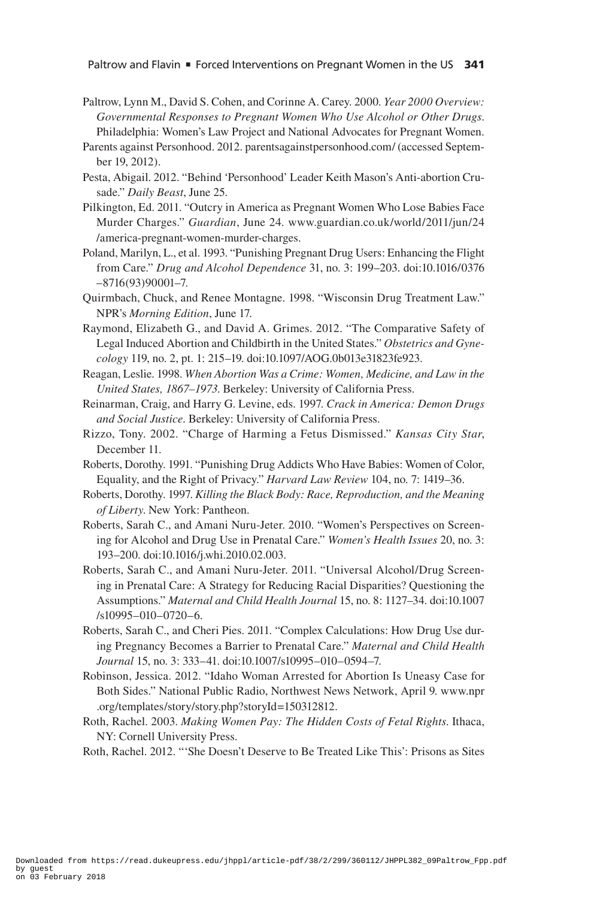Paltrow, Lynn M., David S. Cohen, and Corinne A. Carey. 2000. *Year 2000 Overview: Governmental Responses to Pregnant Women Who Use Alcohol or Other Drugs*. Philadelphia: Women's Law Project and National Advocates for Pregnant Women.

Parents against Personhood. 2012. parentsagainstpersonhood.com/ (accessed September 19, 2012).

Pesta, Abigail. 2012. "Behind 'Personhood' Leader Keith Mason's Anti-abortion Crusade." *Daily Beast*, June 25.

Pilkington, Ed. 2011. "Outcry in America as Pregnant Women Who Lose Babies Face Murder Charges." *Guardian*, June 24. www.guardian.co.uk/world/2011/jun/24/america-pregnant-women-murder-charges.

Poland, Marilyn, L., et al. 1993. "Punishing Pregnant Drug Users: Enhancing the Flight from Care." *Drug and Alcohol Dependence* 31, no. 3: 199–203. doi:10.1016/0376–8716(93)90001–7.

Quirmbach, Chuck, and Renee Montagne. 1998. "Wisconsin Drug Treatment Law." NPR's *Morning Edition*, June 17.

Raymond, Elizabeth G., and David A. Grimes. 2012. "The Comparative Safety of Legal Induced Abortion and Childbirth in the United States." *Obstetrics and Gynecology* 119, no. 2, pt. 1: 215–19. doi:10.1097/AOG.0b013e31823fe923.

Reagan, Leslie. 1998. *When Abortion Was a Crime: Women, Medicine, and Law in the United States, 1867–1973*. Berkeley: University of California Press.

Reinarman, Craig, and Harry G. Levine, eds. 1997. *Crack in America: Demon Drugs and Social Justice*. Berkeley: University of California Press.

Rizzo, Tony. 2002. "Charge of Harming a Fetus Dismissed." *Kansas City Star*, December 11.

Roberts, Dorothy. 1991. "Punishing Drug Addicts Who Have Babies: Women of Color, Equality, and the Right of Privacy." *Harvard Law Review* 104, no. 7: 1419–36.

Roberts, Dorothy. 1997. *Killing the Black Body: Race, Reproduction, and the Meaning of Liberty*. New York: Pantheon.

Roberts, Sarah C., and Amani Nuru-Jeter. 2010. "Women's Perspectives on Screening for Alcohol and Drug Use in Prenatal Care." *Women's Health Issues* 20, no. 3: 193–200. doi:10.1016/j.whi.2010.02.003.

Roberts, Sarah C., and Amani Nuru-Jeter. 2011. "Universal Alcohol/Drug Screening in Prenatal Care: A Strategy for Reducing Racial Disparities? Questioning the Assumptions." *Maternal and Child Health Journal* 15, no. 8: 1127–34. doi:10.1007/s10995–010–0720–6.

Roberts, Sarah C., and Cheri Pies. 2011. "Complex Calculations: How Drug Use during Pregnancy Becomes a Barrier to Prenatal Care." *Maternal and Child Health Journal* 15, no. 3: 333–41. doi:10.1007/s10995–010–0594–7.

Robinson, Jessica. 2012. "Idaho Woman Arrested for Abortion Is Uneasy Case for Both Sides." National Public Radio, Northwest News Network, April 9. www.npr.org/templates/story/story.php?storyId=150312812.

Roth, Rachel. 2003. *Making Women Pay: The Hidden Costs of Fetal Rights*. Ithaca, NY: Cornell University Press.

Roth, Rachel. 2012. "'She Doesn't Deserve to Be Treated Like This': Prisons as Sites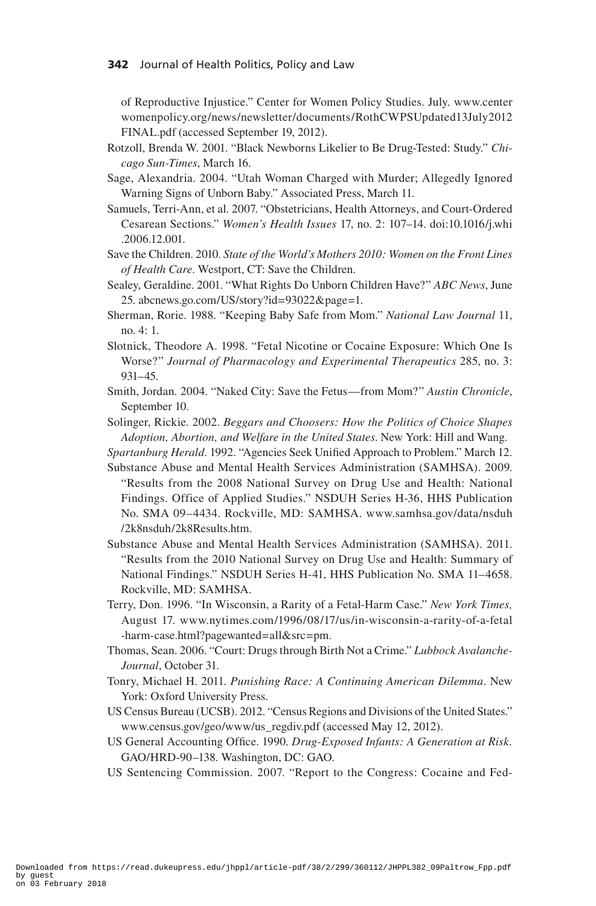of Reproductive Injustice." Center for Women Policy Studies. July. www.centerwomenpolicy.org/news/newsletter/documents/RothCWPSUpdated13July2012FINAL.pdf (accessed September 19, 2012).

Rotzoll, Brenda W. 2001. "Black Newborns Likelier to Be Drug-Tested: Study." *Chicago Sun-Times*, March 16.

Sage, Alexandria. 2004. "Utah Woman Charged with Murder; Allegedly Ignored Warning Signs of Unborn Baby." Associated Press, March 11.

Samuels, Terri-Ann, et al. 2007. "Obstetricians, Health Attorneys, and Court-Ordered Cesarean Sections." *Women's Health Issues* 17, no. 2: 107–14. doi:10.1016/j.whi.2006.12.001.

Save the Children. 2010. *State of the World's Mothers 2010: Women on the Front Lines of Health Care*. Westport, CT: Save the Children.

Sealey, Geraldine. 2001. "What Rights Do Unborn Children Have?" *ABC News*, June 25. abcnews.go.com/US/story?id=93022&page=1.

Sherman, Rorie. 1988. "Keeping Baby Safe from Mom." *National Law Journal* 11, no. 4: 1.

Slotnick, Theodore A. 1998. "Fetal Nicotine or Cocaine Exposure: Which One Is Worse?" *Journal of Pharmacology and Experimental Therapeutics* 285, no. 3: 931–45.

Smith, Jordan. 2004. "Naked City: Save the Fetus—from Mom?" *Austin Chronicle*, September 10.

Solinger, Rickie. 2002. *Beggars and Choosers: How the Politics of Choice Shapes Adoption, Abortion, and Welfare in the United States*. New York: Hill and Wang.

*Spartanburg Herald*. 1992. "Agencies Seek Unified Approach to Problem." March 12.

Substance Abuse and Mental Health Services Administration (SAMHSA). 2009. "Results from the 2008 National Survey on Drug Use and Health: National Findings. Office of Applied Studies." NSDUH Series H-36, HHS Publication No. SMA 09–4434. Rockville, MD: SAMHSA. www.samhsa.gov/data/nsduh/2k8nsduh/2k8Results.htm.

Substance Abuse and Mental Health Services Administration (SAMHSA). 2011. "Results from the 2010 National Survey on Drug Use and Health: Summary of National Findings." NSDUH Series H-41, HHS Publication No. SMA 11–4658. Rockville, MD: SAMHSA.

Terry, Don. 1996. "In Wisconsin, a Rarity of a Fetal-Harm Case." *New York Times,* August 17. www.nytimes.com/1996/08/17/us/in-wisconsin-a-rarity-of-a-fetal-harm-case.html?pagewanted=all&src=pm.

Thomas, Sean. 2006. "Court: Drugs through Birth Not a Crime." *Lubbock Avalanche-Journal*, October 31.

Tonry, Michael H. 2011. *Punishing Race: A Continuing American Dilemma*. New York: Oxford University Press.

US Census Bureau (UCSB). 2012. "Census Regions and Divisions of the United States." www.census.gov/geo/www/us_regdiv.pdf (accessed May 12, 2012).

US General Accounting Office. 1990. *Drug-Exposed Infants: A Generation at Risk*. GAO/HRD-90–138. Washington, DC: GAO.

US Sentencing Commission. 2007. "Report to the Congress: Cocaine and Fed-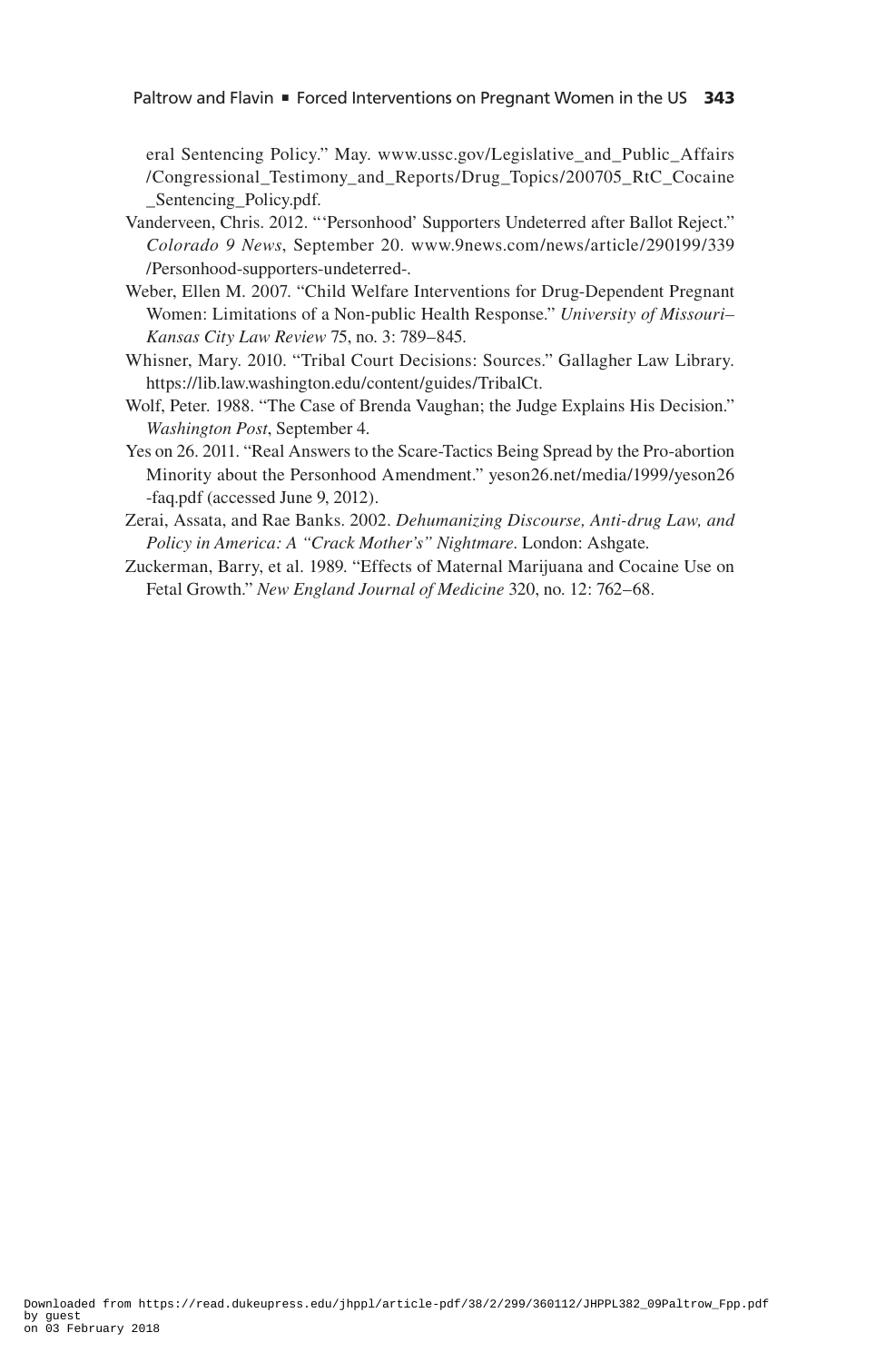eral Sentencing Policy." May. www.ussc.gov/Legislative_and_Public_Affairs/Congressional_Testimony_and_Reports/Drug_Topics/200705_RtC_Cocaine_Sentencing_Policy.pdf.

Vanderveen, Chris. 2012. "'Personhood' Supporters Undeterred after Ballot Reject." *Colorado 9 News*, September 20. www.9news.com/news/article/290199/339/Personhood-supporters-undeterred-.

Weber, Ellen M. 2007. "Child Welfare Interventions for Drug-Dependent Pregnant Women: Limitations of a Non-public Health Response." *University of Missouri–Kansas City Law Review* 75, no. 3: 789–845.

Whisner, Mary. 2010. "Tribal Court Decisions: Sources." Gallagher Law Library. https://lib.law.washington.edu/content/guides/TribalCt.

Wolf, Peter. 1988. "The Case of Brenda Vaughan; the Judge Explains His Decision." *Washington Post*, September 4.

Yes on 26. 2011. "Real Answers to the Scare-Tactics Being Spread by the Pro-abortion Minority about the Personhood Amendment." yeson26.net/media/1999/yeson26-faq.pdf (accessed June 9, 2012).

Zerai, Assata, and Rae Banks. 2002. *Dehumanizing Discourse, Anti-drug Law, and Policy in America: A "Crack Mother's" Nightmare*. London: Ashgate.

Zuckerman, Barry, et al. 1989. "Effects of Maternal Marijuana and Cocaine Use on Fetal Growth." *New England Journal of Medicine* 320, no. 12: 762–68.